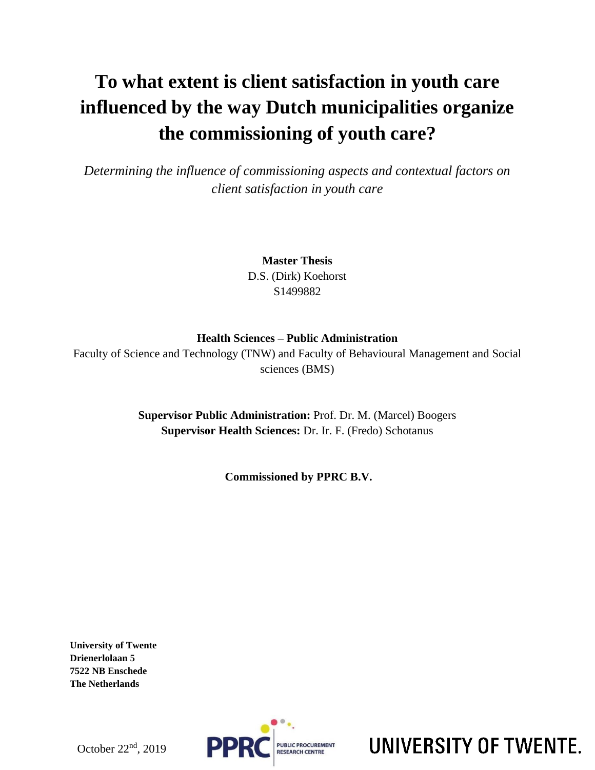# To what extent is client satisfaction in youth care influenced by the way Dutch municipalities organize the commissioning of youth care?

*Determining the influence of commissioning aspects and contextual factors on client satisfaction in youth care*

**Master Thesis**
D.S. (Dirk) Koehorst
S1499882

**Health Sciences – Public Administration**
Faculty of Science and Technology (TNW) and Faculty of Behavioural Management and Social sciences (BMS)

**Supervisor Public Administration:** Prof. Dr. M. (Marcel) Boogers
**Supervisor Health Sciences:** Dr. Ir. F. (Fredo) Schotanus

**Commissioned by PPRC B.V.**

**University of Twente**
**Drienerlolaan 5**
**7522 NB Enschede**
**The Netherlands**

October 22nd, 2019

PPRC PUBLIC PROCUREMENT RESEARCH CENTRE

UNIVERSITY OF TWENTE.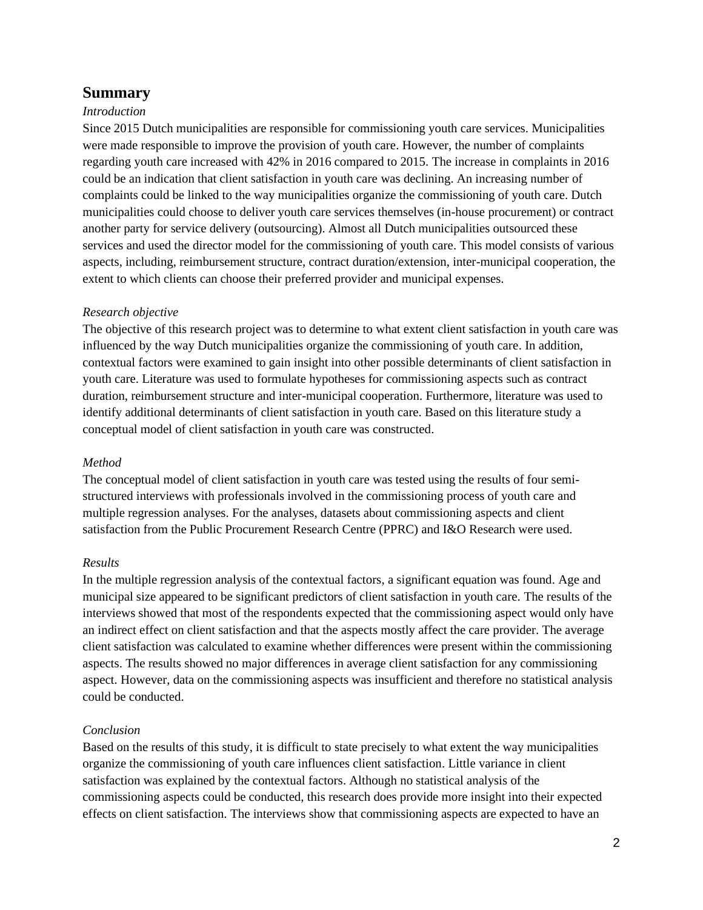## Summary

*Introduction*

Since 2015 Dutch municipalities are responsible for commissioning youth care services. Municipalities were made responsible to improve the provision of youth care. However, the number of complaints regarding youth care increased with 42% in 2016 compared to 2015. The increase in complaints in 2016 could be an indication that client satisfaction in youth care was declining. An increasing number of complaints could be linked to the way municipalities organize the commissioning of youth care. Dutch municipalities could choose to deliver youth care services themselves (in-house procurement) or contract another party for service delivery (outsourcing). Almost all Dutch municipalities outsourced these services and used the director model for the commissioning of youth care. This model consists of various aspects, including, reimbursement structure, contract duration/extension, inter-municipal cooperation, the extent to which clients can choose their preferred provider and municipal expenses.

*Research objective*

The objective of this research project was to determine to what extent client satisfaction in youth care was influenced by the way Dutch municipalities organize the commissioning of youth care. In addition, contextual factors were examined to gain insight into other possible determinants of client satisfaction in youth care. Literature was used to formulate hypotheses for commissioning aspects such as contract duration, reimbursement structure and inter-municipal cooperation. Furthermore, literature was used to identify additional determinants of client satisfaction in youth care. Based on this literature study a conceptual model of client satisfaction in youth care was constructed.

*Method*

The conceptual model of client satisfaction in youth care was tested using the results of four semi-structured interviews with professionals involved in the commissioning process of youth care and multiple regression analyses. For the analyses, datasets about commissioning aspects and client satisfaction from the Public Procurement Research Centre (PPRC) and I&O Research were used.

*Results*

In the multiple regression analysis of the contextual factors, a significant equation was found. Age and municipal size appeared to be significant predictors of client satisfaction in youth care. The results of the interviews showed that most of the respondents expected that the commissioning aspect would only have an indirect effect on client satisfaction and that the aspects mostly affect the care provider. The average client satisfaction was calculated to examine whether differences were present within the commissioning aspects. The results showed no major differences in average client satisfaction for any commissioning aspect. However, data on the commissioning aspects was insufficient and therefore no statistical analysis could be conducted.

*Conclusion*

Based on the results of this study, it is difficult to state precisely to what extent the way municipalities organize the commissioning of youth care influences client satisfaction. Little variance in client satisfaction was explained by the contextual factors. Although no statistical analysis of the commissioning aspects could be conducted, this research does provide more insight into their expected effects on client satisfaction. The interviews show that commissioning aspects are expected to have an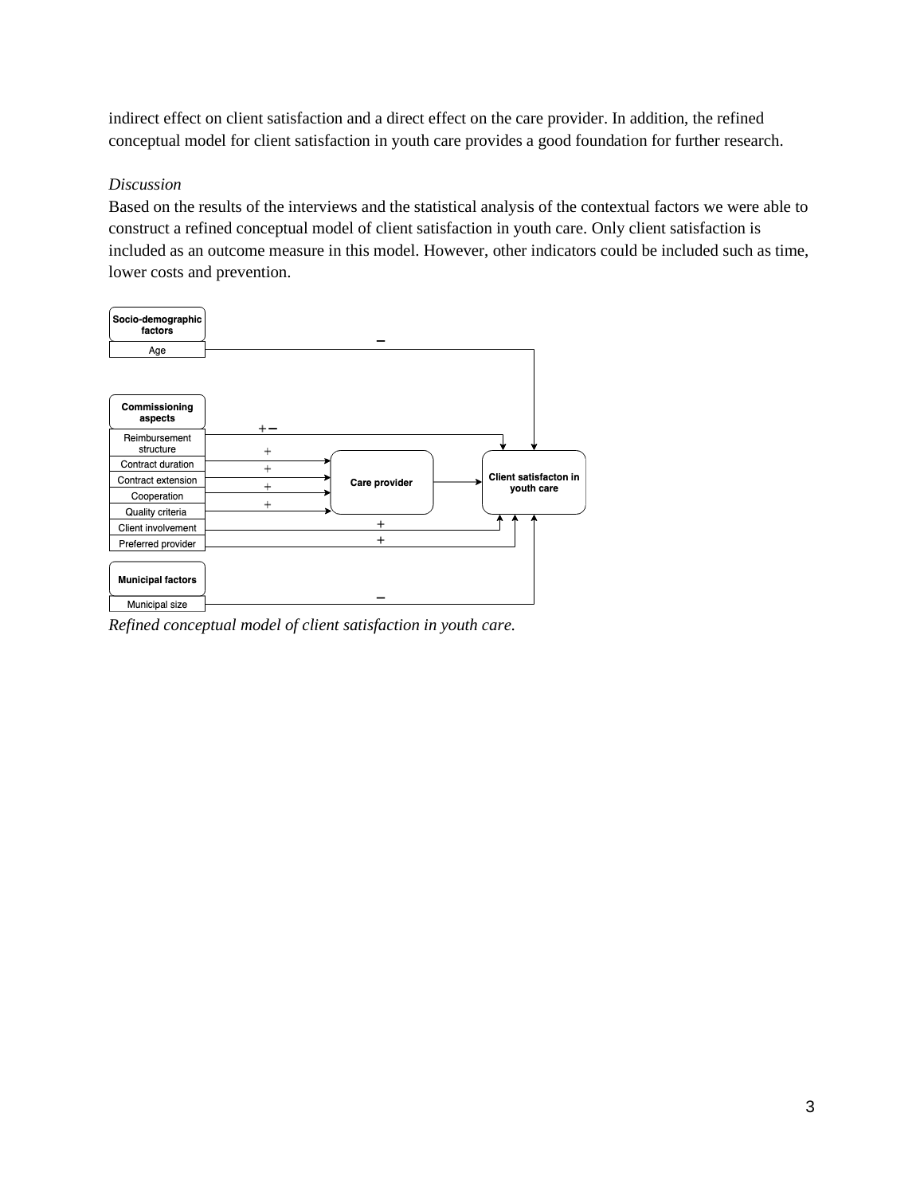indirect effect on client satisfaction and a direct effect on the care provider. In addition, the refined conceptual model for client satisfaction in youth care provides a good foundation for further research.

*Discussion*

Based on the results of the interviews and the statistical analysis of the contextual factors we were able to construct a refined conceptual model of client satisfaction in youth care. Only client satisfaction is included as an outcome measure in this model. However, other indicators could be included such as time, lower costs and prevention.

*Refined conceptual model of client satisfaction in youth care.*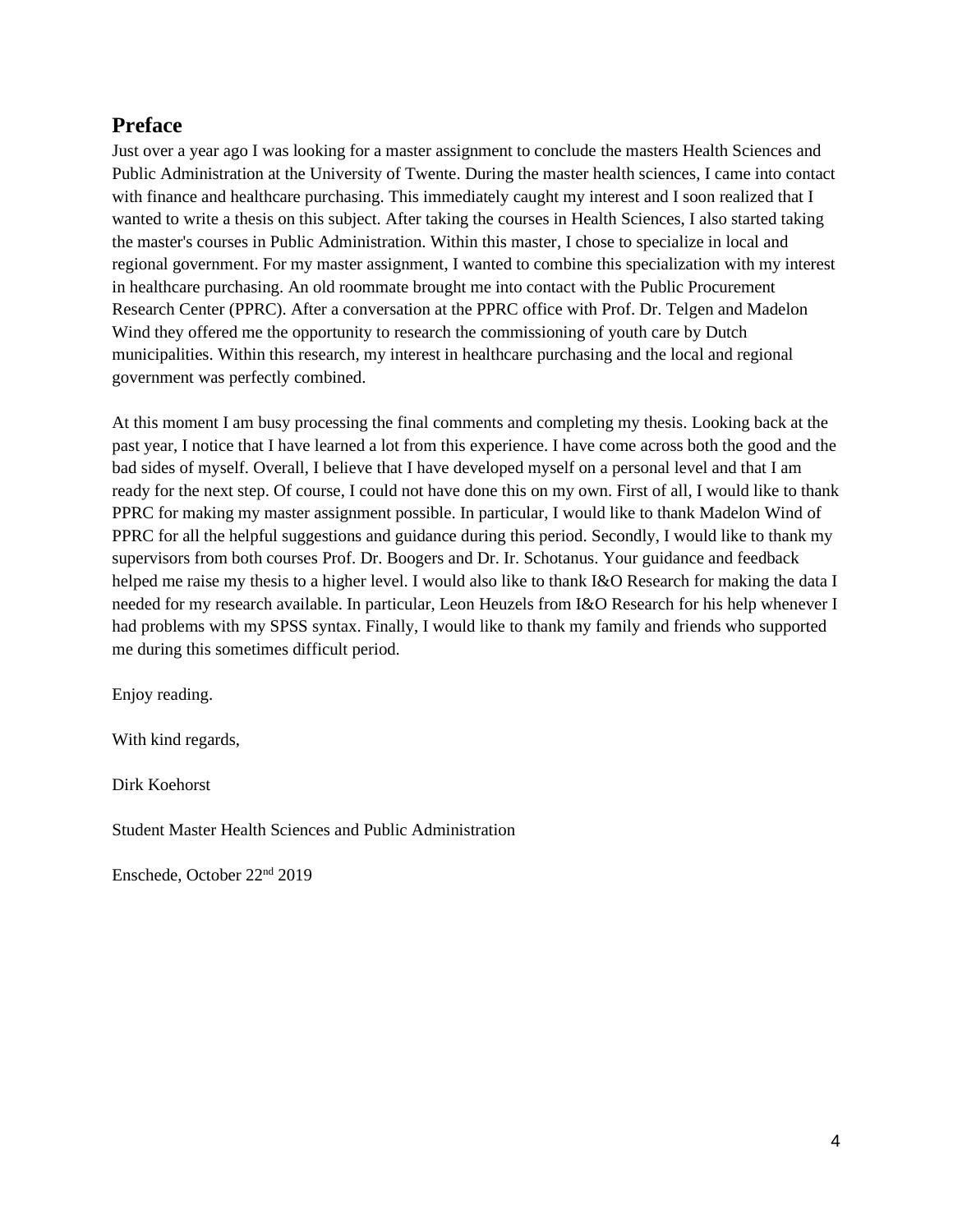## Preface

Just over a year ago I was looking for a master assignment to conclude the masters Health Sciences and Public Administration at the University of Twente. During the master health sciences, I came into contact with finance and healthcare purchasing. This immediately caught my interest and I soon realized that I wanted to write a thesis on this subject. After taking the courses in Health Sciences, I also started taking the master's courses in Public Administration. Within this master, I chose to specialize in local and regional government. For my master assignment, I wanted to combine this specialization with my interest in healthcare purchasing. An old roommate brought me into contact with the Public Procurement Research Center (PPRC). After a conversation at the PPRC office with Prof. Dr. Telgen and Madelon Wind they offered me the opportunity to research the commissioning of youth care by Dutch municipalities. Within this research, my interest in healthcare purchasing and the local and regional government was perfectly combined.

At this moment I am busy processing the final comments and completing my thesis. Looking back at the past year, I notice that I have learned a lot from this experience. I have come across both the good and the bad sides of myself. Overall, I believe that I have developed myself on a personal level and that I am ready for the next step. Of course, I could not have done this on my own. First of all, I would like to thank PPRC for making my master assignment possible. In particular, I would like to thank Madelon Wind of PPRC for all the helpful suggestions and guidance during this period. Secondly, I would like to thank my supervisors from both courses Prof. Dr. Boogers and Dr. Ir. Schotanus. Your guidance and feedback helped me raise my thesis to a higher level. I would also like to thank I&O Research for making the data I needed for my research available. In particular, Leon Heuzels from I&O Research for his help whenever I had problems with my SPSS syntax. Finally, I would like to thank my family and friends who supported me during this sometimes difficult period.

Enjoy reading.

With kind regards,

Dirk Koehorst

Student Master Health Sciences and Public Administration

Enschede, October 22nd 2019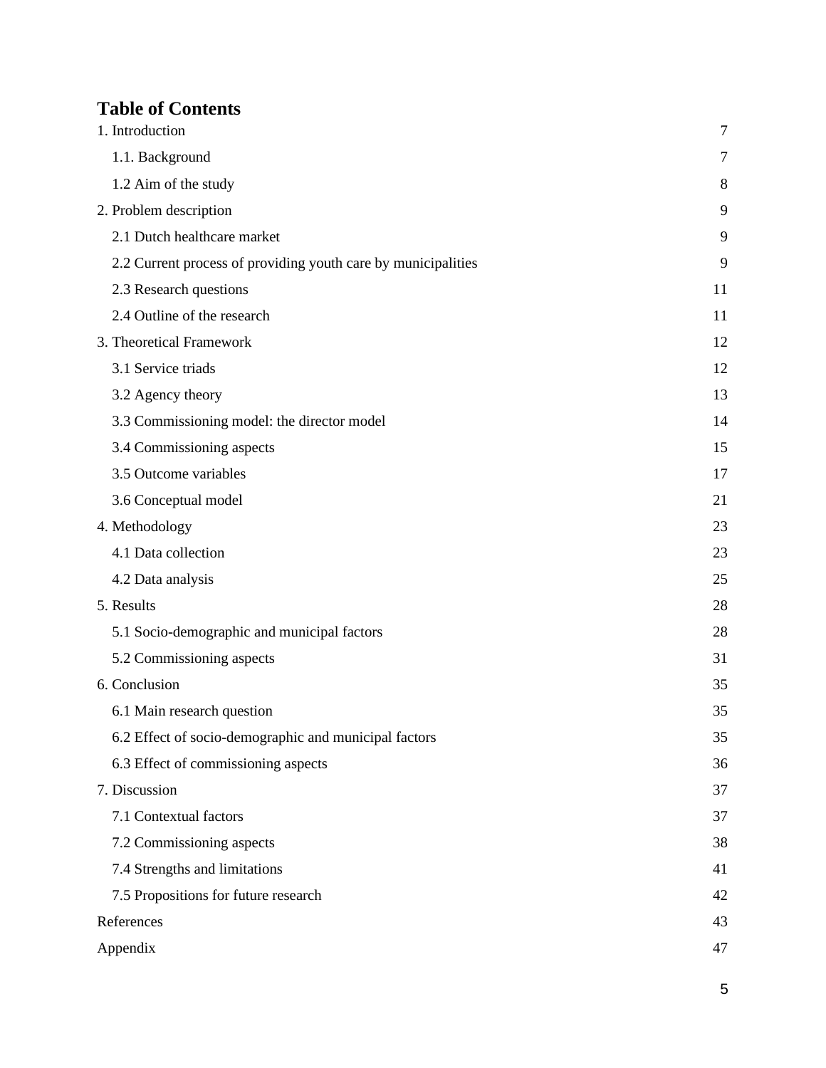# Table of Contents

| | |
|---|---|
| 1. Introduction | 7 |
| 1.1. Background | 7 |
| 1.2 Aim of the study | 8 |
| 2. Problem description | 9 |
| 2.1 Dutch healthcare market | 9 |
| 2.2 Current process of providing youth care by municipalities | 9 |
| 2.3 Research questions | 11 |
| 2.4 Outline of the research | 11 |
| 3. Theoretical Framework | 12 |
| 3.1 Service triads | 12 |
| 3.2 Agency theory | 13 |
| 3.3 Commissioning model: the director model | 14 |
| 3.4 Commissioning aspects | 15 |
| 3.5 Outcome variables | 17 |
| 3.6 Conceptual model | 21 |
| 4. Methodology | 23 |
| 4.1 Data collection | 23 |
| 4.2 Data analysis | 25 |
| 5. Results | 28 |
| 5.1 Socio-demographic and municipal factors | 28 |
| 5.2 Commissioning aspects | 31 |
| 6. Conclusion | 35 |
| 6.1 Main research question | 35 |
| 6.2 Effect of socio-demographic and municipal factors | 35 |
| 6.3 Effect of commissioning aspects | 36 |
| 7. Discussion | 37 |
| 7.1 Contextual factors | 37 |
| 7.2 Commissioning aspects | 38 |
| 7.4 Strengths and limitations | 41 |
| 7.5 Propositions for future research | 42 |
| References | 43 |
| Appendix | 47 |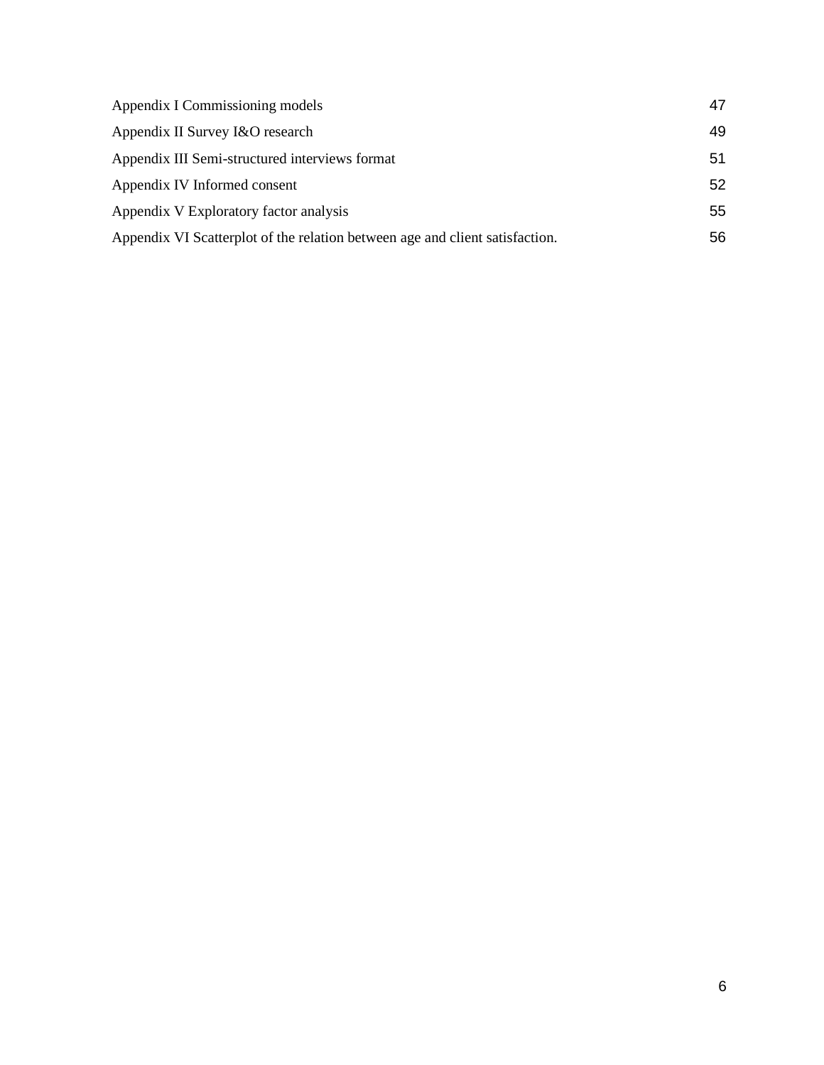Appendix I Commissioning models 47

Appendix II Survey I&O research 49

Appendix III Semi-structured interviews format 51

Appendix IV Informed consent 52

Appendix V Exploratory factor analysis 55

Appendix VI Scatterplot of the relation between age and client satisfaction. 56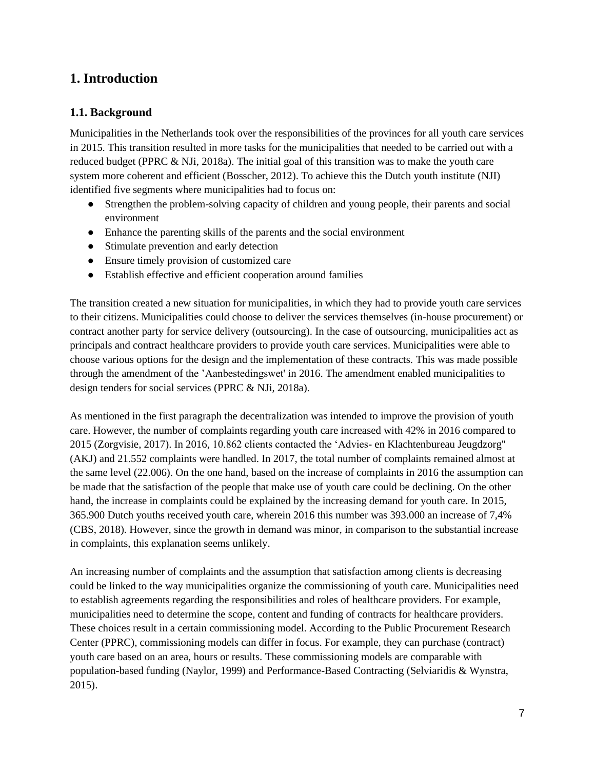# 1. Introduction

## 1.1. Background

Municipalities in the Netherlands took over the responsibilities of the provinces for all youth care services in 2015. This transition resulted in more tasks for the municipalities that needed to be carried out with a reduced budget (PPRC & NJi, 2018a). The initial goal of this transition was to make the youth care system more coherent and efficient (Bosscher, 2012). To achieve this the Dutch youth institute (NJI) identified five segments where municipalities had to focus on:

- Strengthen the problem-solving capacity of children and young people, their parents and social environment
- Enhance the parenting skills of the parents and the social environment
- Stimulate prevention and early detection
- Ensure timely provision of customized care
- Establish effective and efficient cooperation around families

The transition created a new situation for municipalities, in which they had to provide youth care services to their citizens. Municipalities could choose to deliver the services themselves (in-house procurement) or contract another party for service delivery (outsourcing). In the case of outsourcing, municipalities act as principals and contract healthcare providers to provide youth care services. Municipalities were able to choose various options for the design and the implementation of these contracts. This was made possible through the amendment of the 'Aanbestedingswet' in 2016. The amendment enabled municipalities to design tenders for social services (PPRC & NJi, 2018a).

As mentioned in the first paragraph the decentralization was intended to improve the provision of youth care. However, the number of complaints regarding youth care increased with 42% in 2016 compared to 2015 (Zorgvisie, 2017). In 2016, 10.862 clients contacted the 'Advies- en Klachtenbureau Jeugdzorg" (AKJ) and 21.552 complaints were handled. In 2017, the total number of complaints remained almost at the same level (22.006). On the one hand, based on the increase of complaints in 2016 the assumption can be made that the satisfaction of the people that make use of youth care could be declining. On the other hand, the increase in complaints could be explained by the increasing demand for youth care. In 2015, 365.900 Dutch youths received youth care, wherein 2016 this number was 393.000 an increase of 7,4% (CBS, 2018). However, since the growth in demand was minor, in comparison to the substantial increase in complaints, this explanation seems unlikely.

An increasing number of complaints and the assumption that satisfaction among clients is decreasing could be linked to the way municipalities organize the commissioning of youth care. Municipalities need to establish agreements regarding the responsibilities and roles of healthcare providers. For example, municipalities need to determine the scope, content and funding of contracts for healthcare providers. These choices result in a certain commissioning model. According to the Public Procurement Research Center (PPRC), commissioning models can differ in focus. For example, they can purchase (contract) youth care based on an area, hours or results. These commissioning models are comparable with population-based funding (Naylor, 1999) and Performance-Based Contracting (Selviaridis & Wynstra, 2015).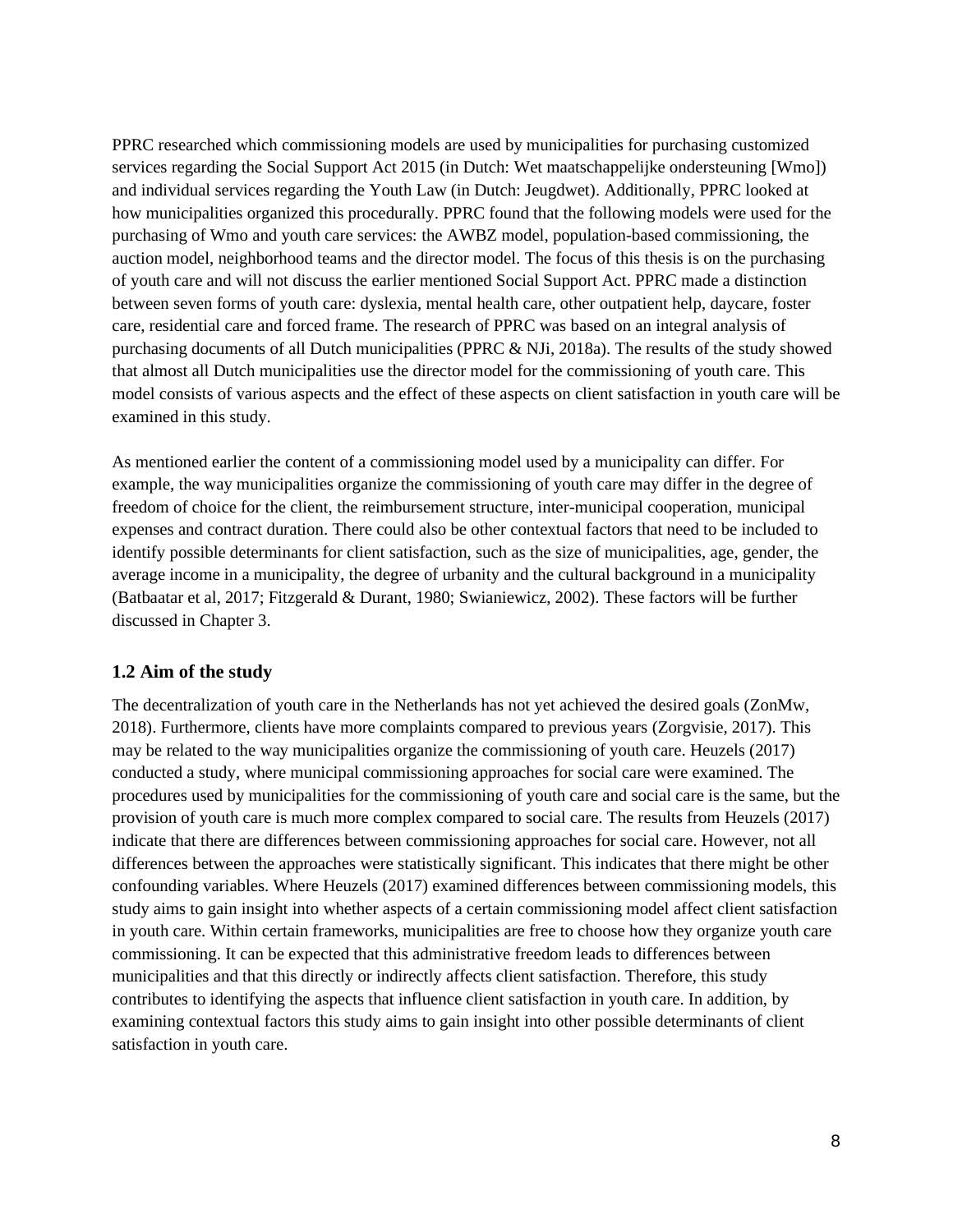PPRC researched which commissioning models are used by municipalities for purchasing customized services regarding the Social Support Act 2015 (in Dutch: Wet maatschappelijke ondersteuning [Wmo]) and individual services regarding the Youth Law (in Dutch: Jeugdwet). Additionally, PPRC looked at how municipalities organized this procedurally. PPRC found that the following models were used for the purchasing of Wmo and youth care services: the AWBZ model, population-based commissioning, the auction model, neighborhood teams and the director model. The focus of this thesis is on the purchasing of youth care and will not discuss the earlier mentioned Social Support Act. PPRC made a distinction between seven forms of youth care: dyslexia, mental health care, other outpatient help, daycare, foster care, residential care and forced frame. The research of PPRC was based on an integral analysis of purchasing documents of all Dutch municipalities (PPRC & NJi, 2018a). The results of the study showed that almost all Dutch municipalities use the director model for the commissioning of youth care. This model consists of various aspects and the effect of these aspects on client satisfaction in youth care will be examined in this study.

As mentioned earlier the content of a commissioning model used by a municipality can differ. For example, the way municipalities organize the commissioning of youth care may differ in the degree of freedom of choice for the client, the reimbursement structure, inter-municipal cooperation, municipal expenses and contract duration. There could also be other contextual factors that need to be included to identify possible determinants for client satisfaction, such as the size of municipalities, age, gender, the average income in a municipality, the degree of urbanity and the cultural background in a municipality (Batbaatar et al, 2017; Fitzgerald & Durant, 1980; Swianiewicz, 2002). These factors will be further discussed in Chapter 3.

## 1.2 Aim of the study

The decentralization of youth care in the Netherlands has not yet achieved the desired goals (ZonMw, 2018). Furthermore, clients have more complaints compared to previous years (Zorgvisie, 2017). This may be related to the way municipalities organize the commissioning of youth care. Heuzels (2017) conducted a study, where municipal commissioning approaches for social care were examined. The procedures used by municipalities for the commissioning of youth care and social care is the same, but the provision of youth care is much more complex compared to social care. The results from Heuzels (2017) indicate that there are differences between commissioning approaches for social care. However, not all differences between the approaches were statistically significant. This indicates that there might be other confounding variables. Where Heuzels (2017) examined differences between commissioning models, this study aims to gain insight into whether aspects of a certain commissioning model affect client satisfaction in youth care. Within certain frameworks, municipalities are free to choose how they organize youth care commissioning. It can be expected that this administrative freedom leads to differences between municipalities and that this directly or indirectly affects client satisfaction. Therefore, this study contributes to identifying the aspects that influence client satisfaction in youth care. In addition, by examining contextual factors this study aims to gain insight into other possible determinants of client satisfaction in youth care.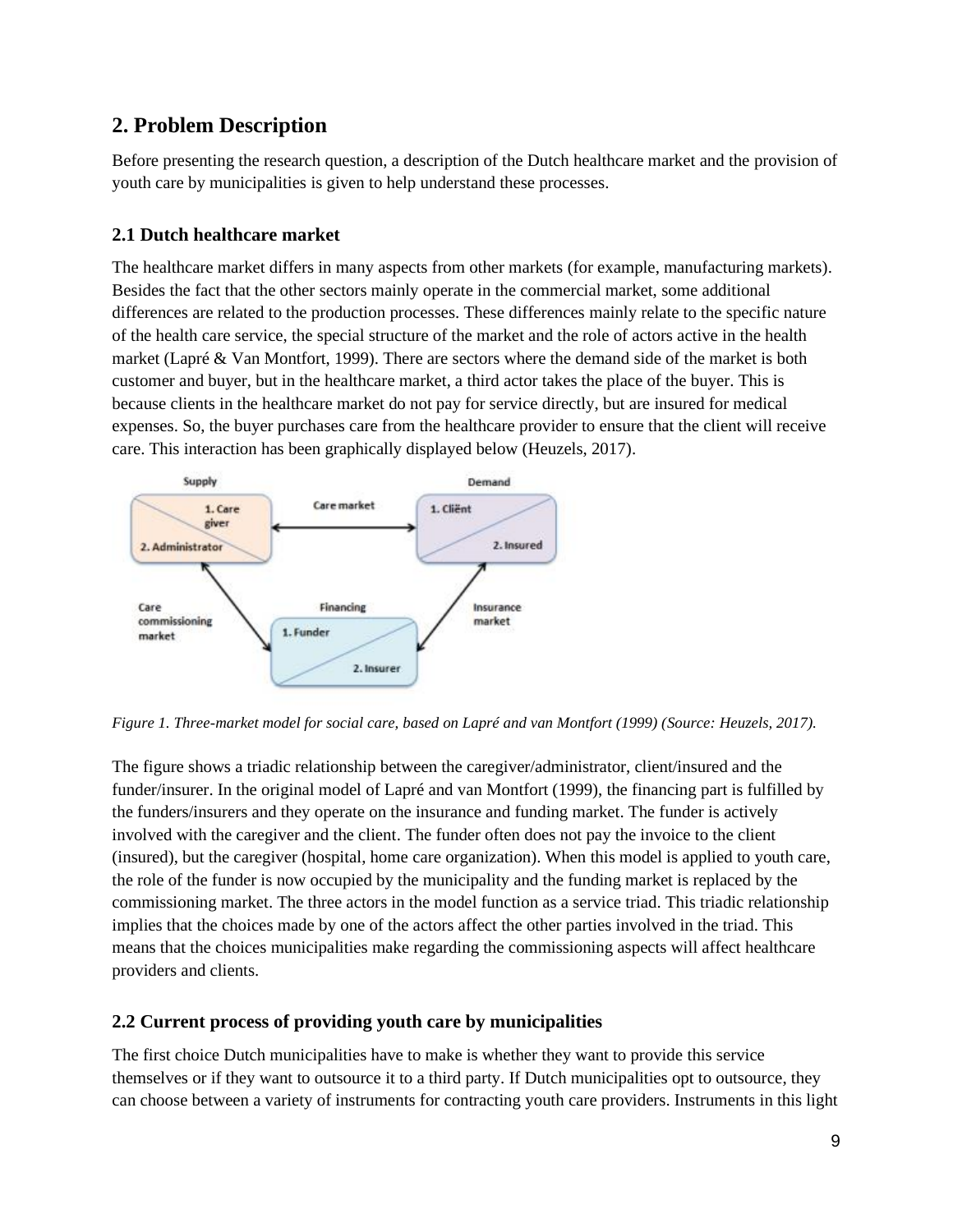## 2. Problem Description

Before presenting the research question, a description of the Dutch healthcare market and the provision of youth care by municipalities is given to help understand these processes.

### 2.1 Dutch healthcare market

The healthcare market differs in many aspects from other markets (for example, manufacturing markets). Besides the fact that the other sectors mainly operate in the commercial market, some additional differences are related to the production processes. These differences mainly relate to the specific nature of the health care service, the special structure of the market and the role of actors active in the health market (Lapré & Van Montfort, 1999). There are sectors where the demand side of the market is both customer and buyer, but in the healthcare market, a third actor takes the place of the buyer. This is because clients in the healthcare market do not pay for service directly, but are insured for medical expenses. So, the buyer purchases care from the healthcare provider to ensure that the client will receive care. This interaction has been graphically displayed below (Heuzels, 2017).

*Figure 1. Three-market model for social care, based on Lapré and van Montfort (1999) (Source: Heuzels, 2017).*

The figure shows a triadic relationship between the caregiver/administrator, client/insured and the funder/insurer. In the original model of Lapré and van Montfort (1999), the financing part is fulfilled by the funders/insurers and they operate on the insurance and funding market. The funder is actively involved with the caregiver and the client. The funder often does not pay the invoice to the client (insured), but the caregiver (hospital, home care organization). When this model is applied to youth care, the role of the funder is now occupied by the municipality and the funding market is replaced by the commissioning market. The three actors in the model function as a service triad. This triadic relationship implies that the choices made by one of the actors affect the other parties involved in the triad. This means that the choices municipalities make regarding the commissioning aspects will affect healthcare providers and clients.

### 2.2 Current process of providing youth care by municipalities

The first choice Dutch municipalities have to make is whether they want to provide this service themselves or if they want to outsource it to a third party. If Dutch municipalities opt to outsource, they can choose between a variety of instruments for contracting youth care providers. Instruments in this light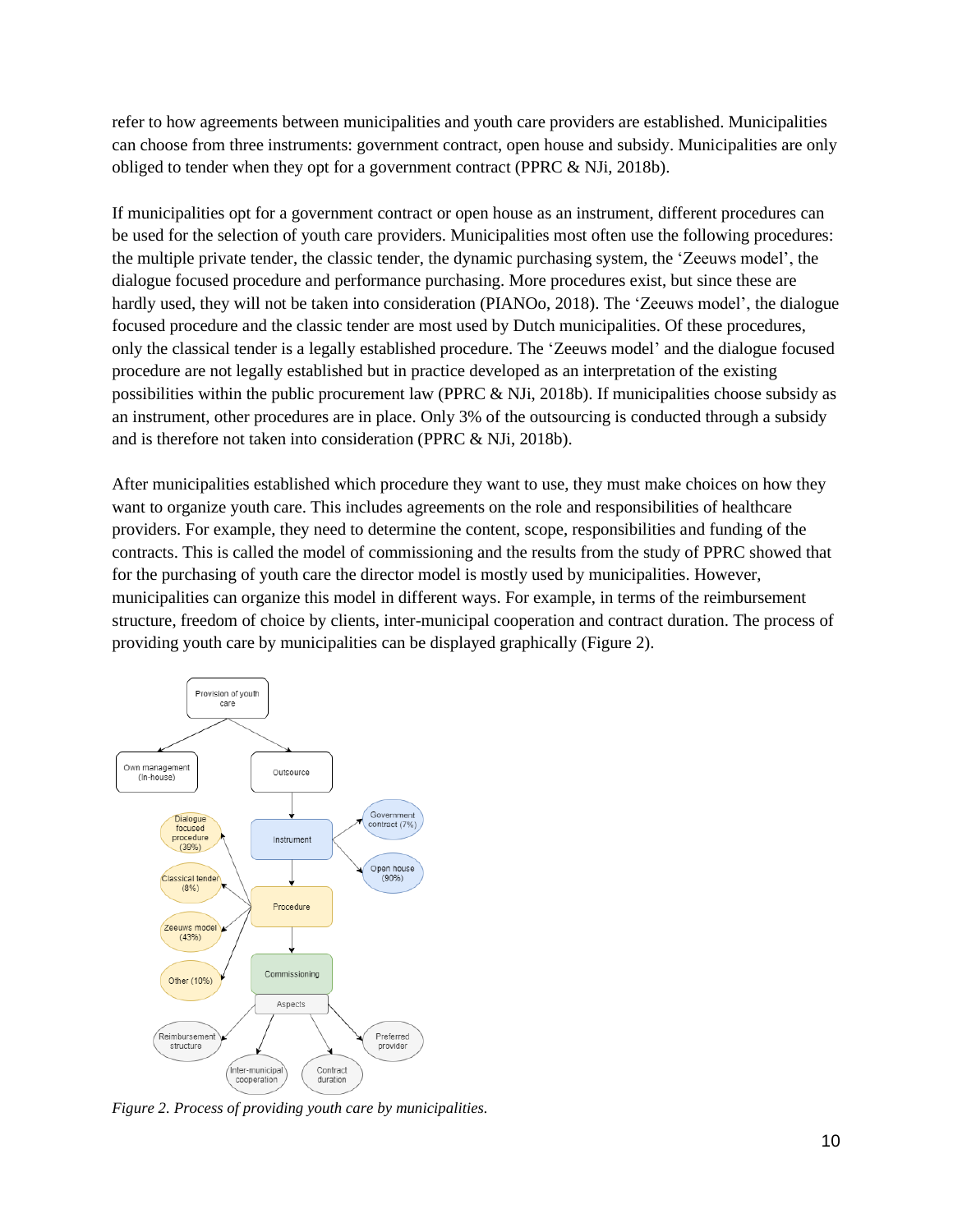refer to how agreements between municipalities and youth care providers are established. Municipalities can choose from three instruments: government contract, open house and subsidy. Municipalities are only obliged to tender when they opt for a government contract (PPRC & NJi, 2018b).

If municipalities opt for a government contract or open house as an instrument, different procedures can be used for the selection of youth care providers. Municipalities most often use the following procedures: the multiple private tender, the classic tender, the dynamic purchasing system, the 'Zeeuws model', the dialogue focused procedure and performance purchasing. More procedures exist, but since these are hardly used, they will not be taken into consideration (PIANOo, 2018). The 'Zeeuws model', the dialogue focused procedure and the classic tender are most used by Dutch municipalities. Of these procedures, only the classical tender is a legally established procedure. The 'Zeeuws model' and the dialogue focused procedure are not legally established but in practice developed as an interpretation of the existing possibilities within the public procurement law (PPRC & NJi, 2018b). If municipalities choose subsidy as an instrument, other procedures are in place. Only 3% of the outsourcing is conducted through a subsidy and is therefore not taken into consideration (PPRC & NJi, 2018b).

After municipalities established which procedure they want to use, they must make choices on how they want to organize youth care. This includes agreements on the role and responsibilities of healthcare providers. For example, they need to determine the content, scope, responsibilities and funding of the contracts. This is called the model of commissioning and the results from the study of PPRC showed that for the purchasing of youth care the director model is mostly used by municipalities. However, municipalities can organize this model in different ways. For example, in terms of the reimbursement structure, freedom of choice by clients, inter-municipal cooperation and contract duration. The process of providing youth care by municipalities can be displayed graphically (Figure 2).

Provision of youth care → Own management (In-house); Outsource

Outsource → Instrument → Government contract (7%); Open house (90%)

Instrument → Procedure → Dialogue focused procedure (39%); Classical tender (8%); Zeeuws model (43%); Other (10%)

Procedure → Commissioning → Aspects → Reimbursement structure; Inter-municipal cooperation; Contract duration; Preferred provider

*Figure 2. Process of providing youth care by municipalities.*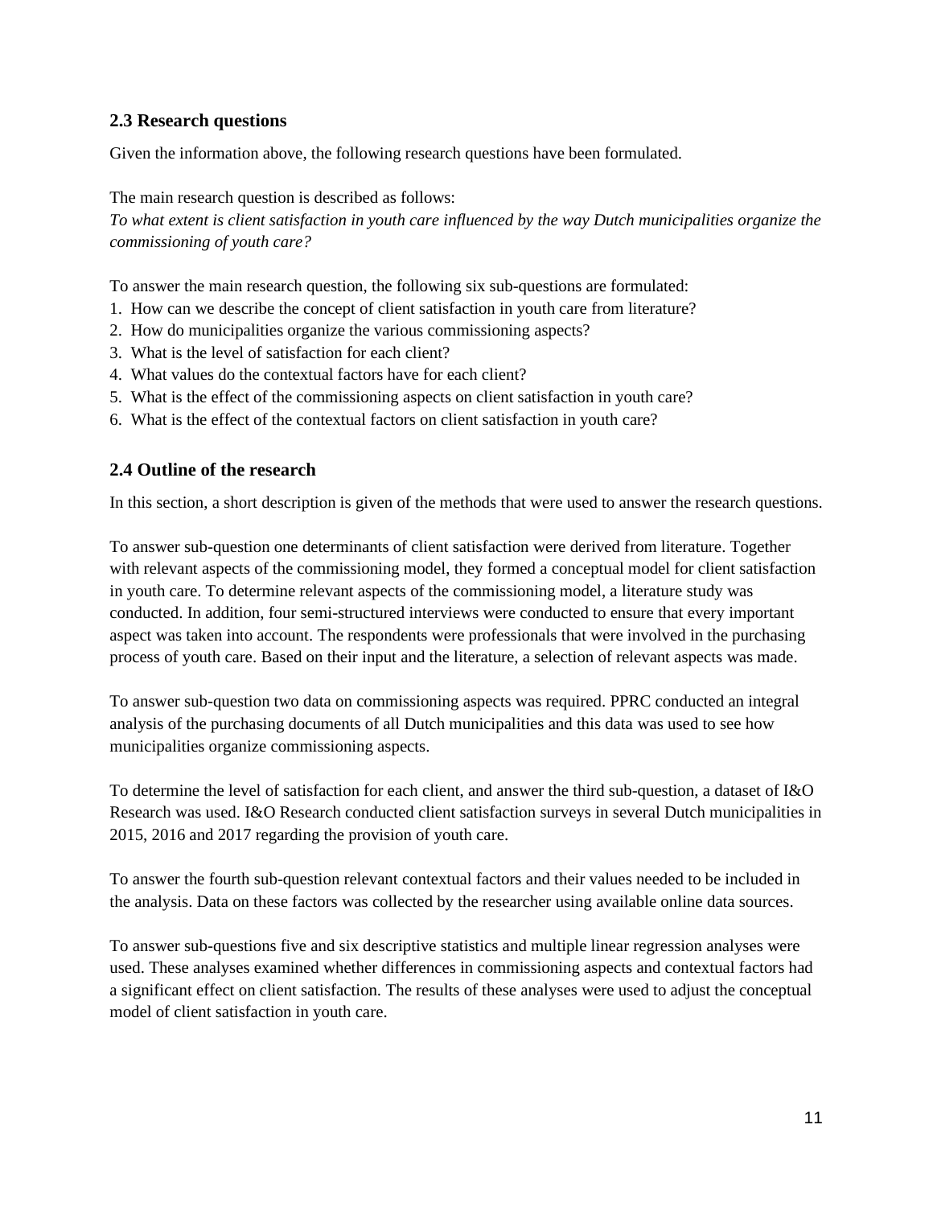## 2.3 Research questions

Given the information above, the following research questions have been formulated.

The main research question is described as follows:
*To what extent is client satisfaction in youth care influenced by the way Dutch municipalities organize the commissioning of youth care?*

To answer the main research question, the following six sub-questions are formulated:

1. How can we describe the concept of client satisfaction in youth care from literature?
2. How do municipalities organize the various commissioning aspects?
3. What is the level of satisfaction for each client?
4. What values do the contextual factors have for each client?
5. What is the effect of the commissioning aspects on client satisfaction in youth care?
6. What is the effect of the contextual factors on client satisfaction in youth care?

## 2.4 Outline of the research

In this section, a short description is given of the methods that were used to answer the research questions.

To answer sub-question one determinants of client satisfaction were derived from literature. Together with relevant aspects of the commissioning model, they formed a conceptual model for client satisfaction in youth care. To determine relevant aspects of the commissioning model, a literature study was conducted. In addition, four semi-structured interviews were conducted to ensure that every important aspect was taken into account. The respondents were professionals that were involved in the purchasing process of youth care. Based on their input and the literature, a selection of relevant aspects was made.

To answer sub-question two data on commissioning aspects was required. PPRC conducted an integral analysis of the purchasing documents of all Dutch municipalities and this data was used to see how municipalities organize commissioning aspects.

To determine the level of satisfaction for each client, and answer the third sub-question, a dataset of I&O Research was used. I&O Research conducted client satisfaction surveys in several Dutch municipalities in 2015, 2016 and 2017 regarding the provision of youth care.

To answer the fourth sub-question relevant contextual factors and their values needed to be included in the analysis. Data on these factors was collected by the researcher using available online data sources.

To answer sub-questions five and six descriptive statistics and multiple linear regression analyses were used. These analyses examined whether differences in commissioning aspects and contextual factors had a significant effect on client satisfaction. The results of these analyses were used to adjust the conceptual model of client satisfaction in youth care.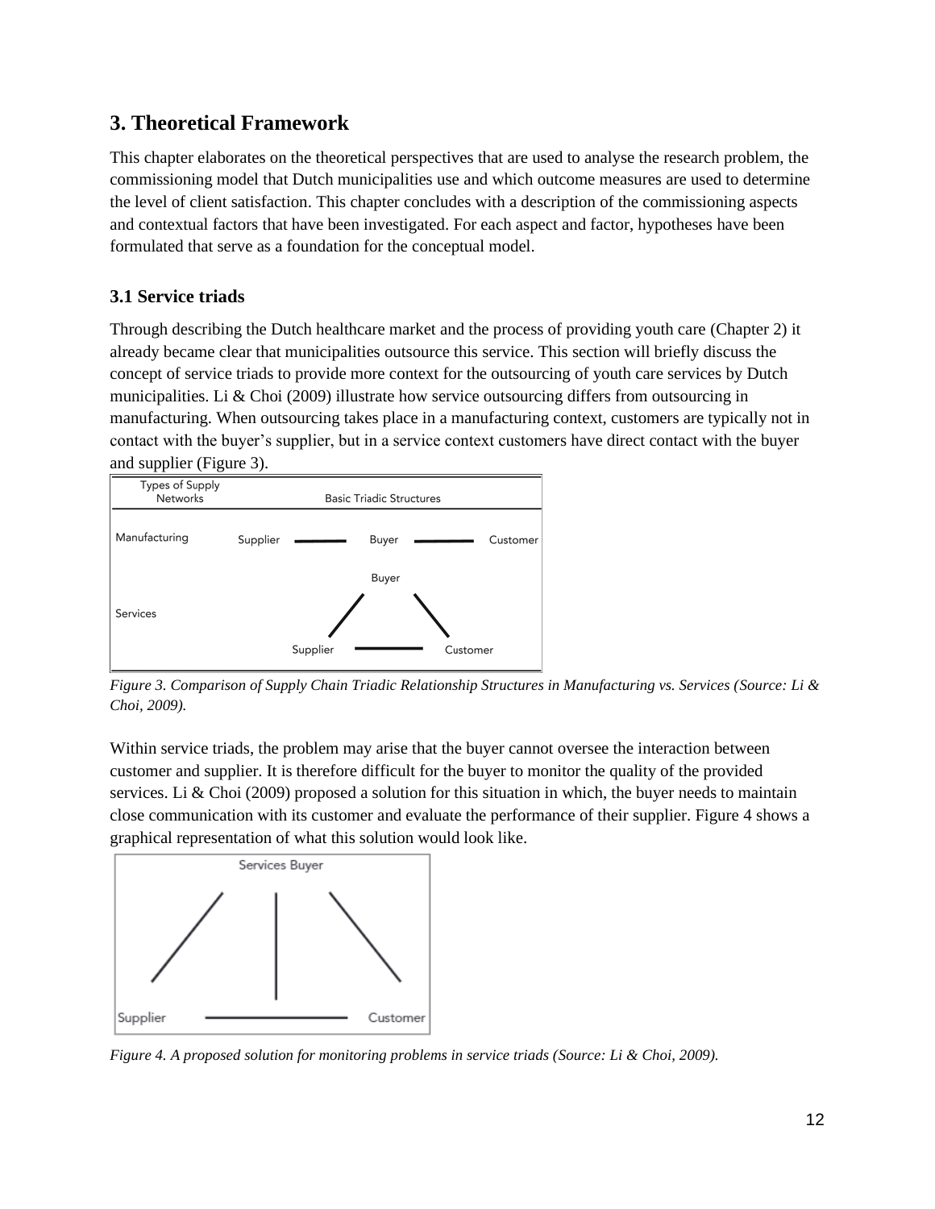## 3. Theoretical Framework

This chapter elaborates on the theoretical perspectives that are used to analyse the research problem, the commissioning model that Dutch municipalities use and which outcome measures are used to determine the level of client satisfaction. This chapter concludes with a description of the commissioning aspects and contextual factors that have been investigated. For each aspect and factor, hypotheses have been formulated that serve as a foundation for the conceptual model.

### 3.1 Service triads

Through describing the Dutch healthcare market and the process of providing youth care (Chapter 2) it already became clear that municipalities outsource this service. This section will briefly discuss the concept of service triads to provide more context for the outsourcing of youth care services by Dutch municipalities. Li & Choi (2009) illustrate how service outsourcing differs from outsourcing in manufacturing. When outsourcing takes place in a manufacturing context, customers are typically not in contact with the buyer's supplier, but in a service context customers have direct contact with the buyer and supplier (Figure 3).

*Figure 3. Comparison of Supply Chain Triadic Relationship Structures in Manufacturing vs. Services (Source: Li & Choi, 2009).*

Within service triads, the problem may arise that the buyer cannot oversee the interaction between customer and supplier. It is therefore difficult for the buyer to monitor the quality of the provided services. Li & Choi (2009) proposed a solution for this situation in which, the buyer needs to maintain close communication with its customer and evaluate the performance of their supplier. Figure 4 shows a graphical representation of what this solution would look like.

*Figure 4. A proposed solution for monitoring problems in service triads (Source: Li & Choi, 2009).*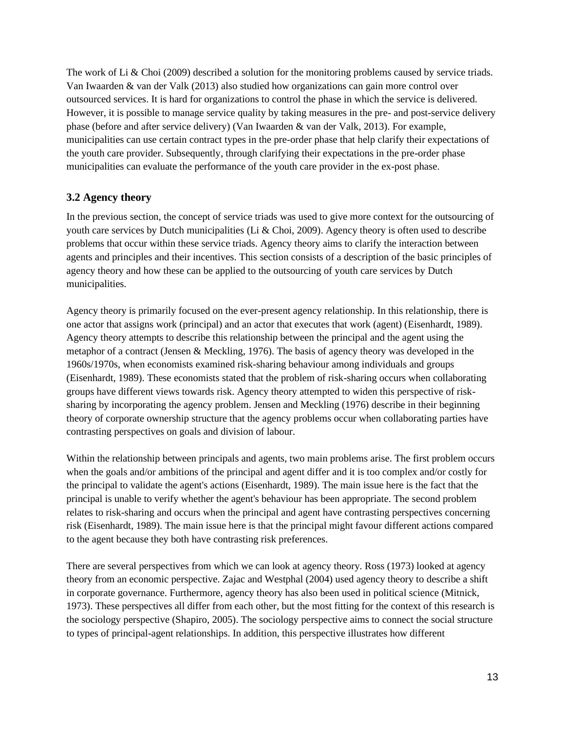The work of Li & Choi (2009) described a solution for the monitoring problems caused by service triads. Van Iwaarden & van der Valk (2013) also studied how organizations can gain more control over outsourced services. It is hard for organizations to control the phase in which the service is delivered. However, it is possible to manage service quality by taking measures in the pre- and post-service delivery phase (before and after service delivery) (Van Iwaarden & van der Valk, 2013). For example, municipalities can use certain contract types in the pre-order phase that help clarify their expectations of the youth care provider. Subsequently, through clarifying their expectations in the pre-order phase municipalities can evaluate the performance of the youth care provider in the ex-post phase.

### 3.2 Agency theory

In the previous section, the concept of service triads was used to give more context for the outsourcing of youth care services by Dutch municipalities (Li & Choi, 2009). Agency theory is often used to describe problems that occur within these service triads. Agency theory aims to clarify the interaction between agents and principles and their incentives. This section consists of a description of the basic principles of agency theory and how these can be applied to the outsourcing of youth care services by Dutch municipalities.

Agency theory is primarily focused on the ever-present agency relationship. In this relationship, there is one actor that assigns work (principal) and an actor that executes that work (agent) (Eisenhardt, 1989). Agency theory attempts to describe this relationship between the principal and the agent using the metaphor of a contract (Jensen & Meckling, 1976). The basis of agency theory was developed in the 1960s/1970s, when economists examined risk-sharing behaviour among individuals and groups (Eisenhardt, 1989). These economists stated that the problem of risk-sharing occurs when collaborating groups have different views towards risk. Agency theory attempted to widen this perspective of risk-sharing by incorporating the agency problem. Jensen and Meckling (1976) describe in their beginning theory of corporate ownership structure that the agency problems occur when collaborating parties have contrasting perspectives on goals and division of labour.

Within the relationship between principals and agents, two main problems arise. The first problem occurs when the goals and/or ambitions of the principal and agent differ and it is too complex and/or costly for the principal to validate the agent's actions (Eisenhardt, 1989). The main issue here is the fact that the principal is unable to verify whether the agent's behaviour has been appropriate. The second problem relates to risk-sharing and occurs when the principal and agent have contrasting perspectives concerning risk (Eisenhardt, 1989). The main issue here is that the principal might favour different actions compared to the agent because they both have contrasting risk preferences.

There are several perspectives from which we can look at agency theory. Ross (1973) looked at agency theory from an economic perspective. Zajac and Westphal (2004) used agency theory to describe a shift in corporate governance. Furthermore, agency theory has also been used in political science (Mitnick, 1973). These perspectives all differ from each other, but the most fitting for the context of this research is the sociology perspective (Shapiro, 2005). The sociology perspective aims to connect the social structure to types of principal-agent relationships. In addition, this perspective illustrates how different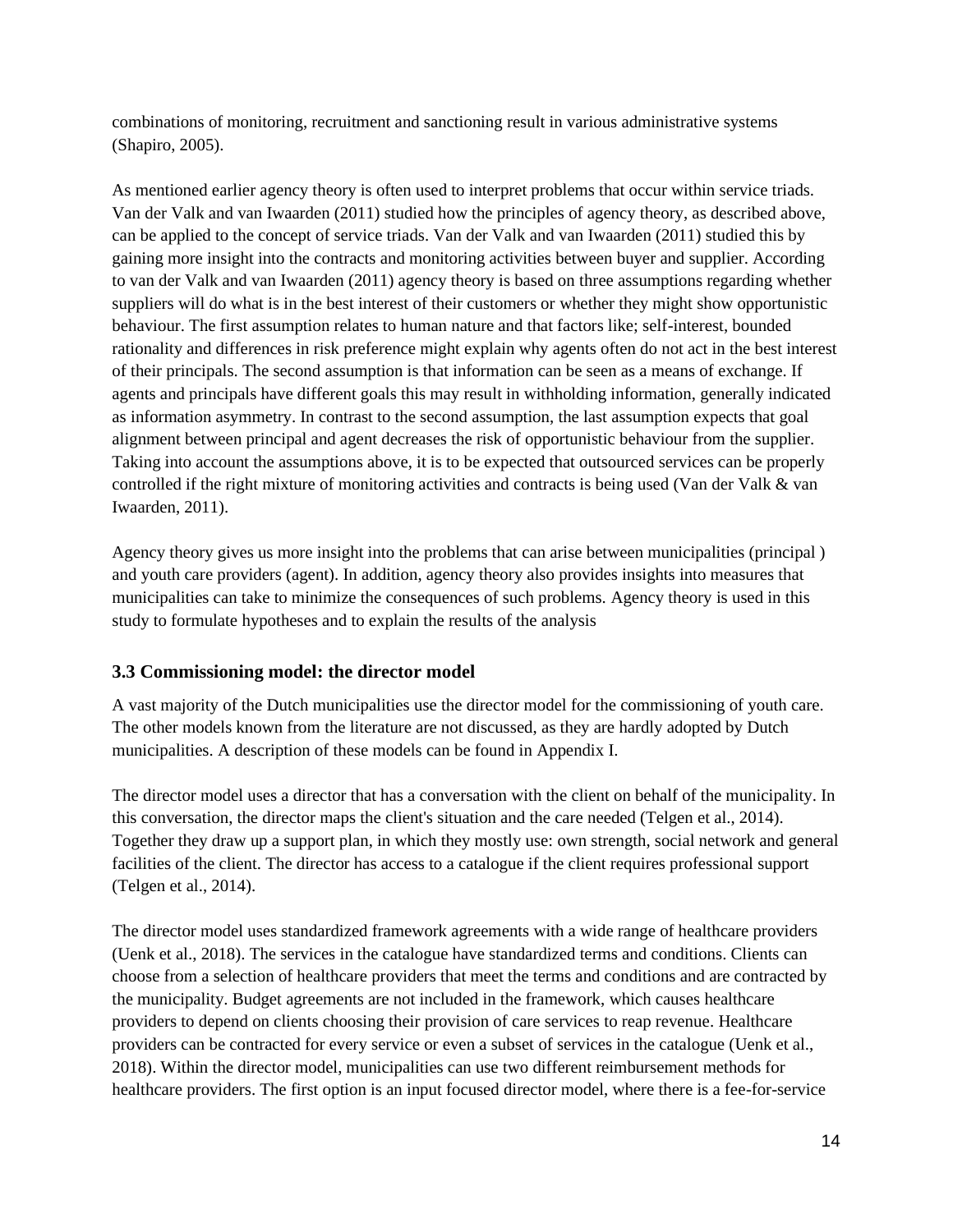combinations of monitoring, recruitment and sanctioning result in various administrative systems (Shapiro, 2005).

As mentioned earlier agency theory is often used to interpret problems that occur within service triads. Van der Valk and van Iwaarden (2011) studied how the principles of agency theory, as described above, can be applied to the concept of service triads. Van der Valk and van Iwaarden (2011) studied this by gaining more insight into the contracts and monitoring activities between buyer and supplier. According to van der Valk and van Iwaarden (2011) agency theory is based on three assumptions regarding whether suppliers will do what is in the best interest of their customers or whether they might show opportunistic behaviour. The first assumption relates to human nature and that factors like; self-interest, bounded rationality and differences in risk preference might explain why agents often do not act in the best interest of their principals. The second assumption is that information can be seen as a means of exchange. If agents and principals have different goals this may result in withholding information, generally indicated as information asymmetry. In contrast to the second assumption, the last assumption expects that goal alignment between principal and agent decreases the risk of opportunistic behaviour from the supplier. Taking into account the assumptions above, it is to be expected that outsourced services can be properly controlled if the right mixture of monitoring activities and contracts is being used (Van der Valk & van Iwaarden, 2011).

Agency theory gives us more insight into the problems that can arise between municipalities (principal ) and youth care providers (agent). In addition, agency theory also provides insights into measures that municipalities can take to minimize the consequences of such problems. Agency theory is used in this study to formulate hypotheses and to explain the results of the analysis

### 3.3 Commissioning model: the director model

A vast majority of the Dutch municipalities use the director model for the commissioning of youth care. The other models known from the literature are not discussed, as they are hardly adopted by Dutch municipalities. A description of these models can be found in Appendix I.

The director model uses a director that has a conversation with the client on behalf of the municipality. In this conversation, the director maps the client's situation and the care needed (Telgen et al., 2014). Together they draw up a support plan, in which they mostly use: own strength, social network and general facilities of the client. The director has access to a catalogue if the client requires professional support (Telgen et al., 2014).

The director model uses standardized framework agreements with a wide range of healthcare providers (Uenk et al., 2018). The services in the catalogue have standardized terms and conditions. Clients can choose from a selection of healthcare providers that meet the terms and conditions and are contracted by the municipality. Budget agreements are not included in the framework, which causes healthcare providers to depend on clients choosing their provision of care services to reap revenue. Healthcare providers can be contracted for every service or even a subset of services in the catalogue (Uenk et al., 2018). Within the director model, municipalities can use two different reimbursement methods for healthcare providers. The first option is an input focused director model, where there is a fee-for-service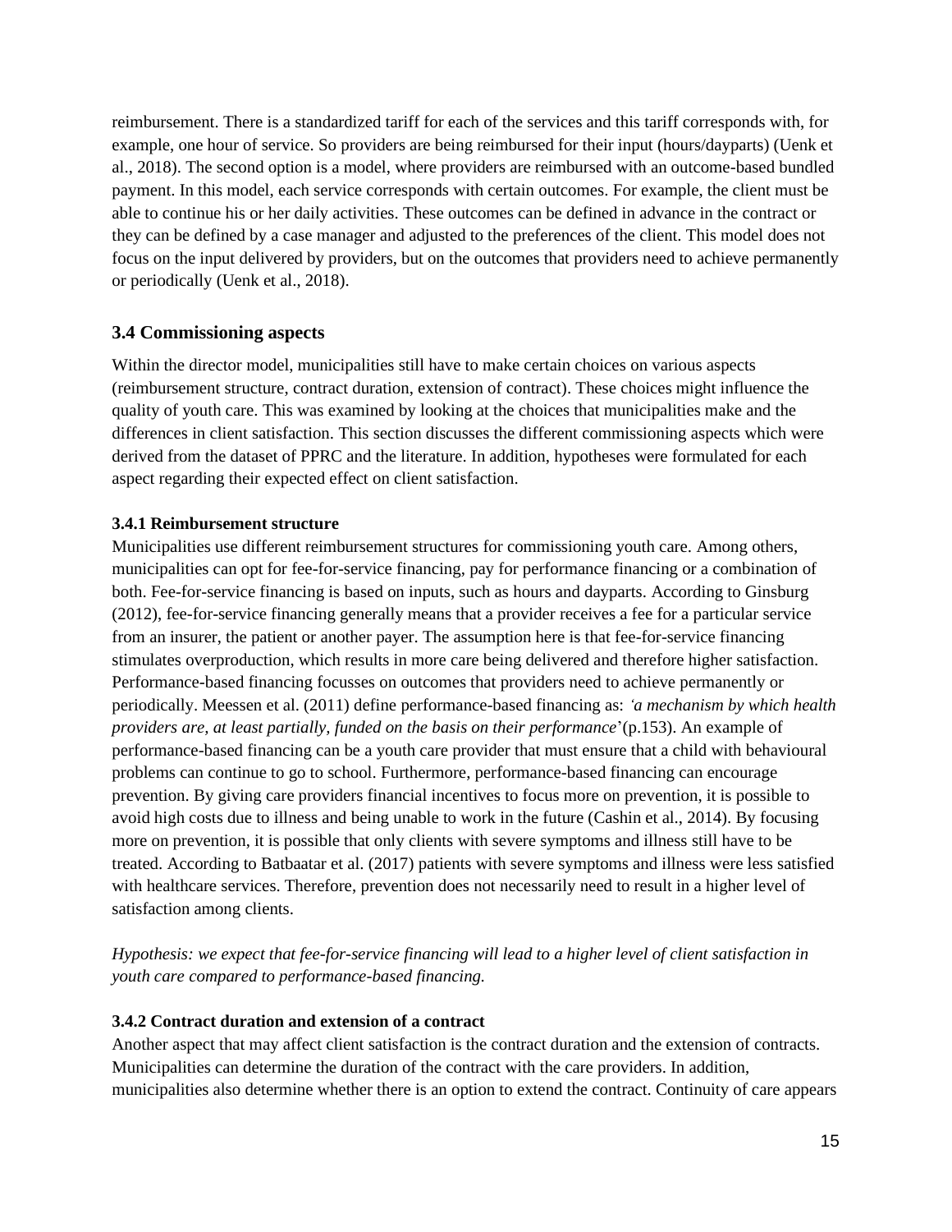reimbursement. There is a standardized tariff for each of the services and this tariff corresponds with, for example, one hour of service. So providers are being reimbursed for their input (hours/dayparts) (Uenk et al., 2018). The second option is a model, where providers are reimbursed with an outcome-based bundled payment. In this model, each service corresponds with certain outcomes. For example, the client must be able to continue his or her daily activities. These outcomes can be defined in advance in the contract or they can be defined by a case manager and adjusted to the preferences of the client. This model does not focus on the input delivered by providers, but on the outcomes that providers need to achieve permanently or periodically (Uenk et al., 2018).

## 3.4 Commissioning aspects

Within the director model, municipalities still have to make certain choices on various aspects (reimbursement structure, contract duration, extension of contract). These choices might influence the quality of youth care. This was examined by looking at the choices that municipalities make and the differences in client satisfaction. This section discusses the different commissioning aspects which were derived from the dataset of PPRC and the literature. In addition, hypotheses were formulated for each aspect regarding their expected effect on client satisfaction.

### 3.4.1 Reimbursement structure

Municipalities use different reimbursement structures for commissioning youth care. Among others, municipalities can opt for fee-for-service financing, pay for performance financing or a combination of both. Fee-for-service financing is based on inputs, such as hours and dayparts. According to Ginsburg (2012), fee-for-service financing generally means that a provider receives a fee for a particular service from an insurer, the patient or another payer. The assumption here is that fee-for-service financing stimulates overproduction, which results in more care being delivered and therefore higher satisfaction. Performance-based financing focusses on outcomes that providers need to achieve permanently or periodically. Meessen et al. (2011) define performance-based financing as: *'a mechanism by which health providers are, at least partially, funded on the basis on their performance'*(p.153). An example of performance-based financing can be a youth care provider that must ensure that a child with behavioural problems can continue to go to school. Furthermore, performance-based financing can encourage prevention. By giving care providers financial incentives to focus more on prevention, it is possible to avoid high costs due to illness and being unable to work in the future (Cashin et al., 2014). By focusing more on prevention, it is possible that only clients with severe symptoms and illness still have to be treated. According to Batbaatar et al. (2017) patients with severe symptoms and illness were less satisfied with healthcare services. Therefore, prevention does not necessarily need to result in a higher level of satisfaction among clients.

*Hypothesis: we expect that fee-for-service financing will lead to a higher level of client satisfaction in youth care compared to performance-based financing.*

### 3.4.2 Contract duration and extension of a contract

Another aspect that may affect client satisfaction is the contract duration and the extension of contracts. Municipalities can determine the duration of the contract with the care providers. In addition, municipalities also determine whether there is an option to extend the contract. Continuity of care appears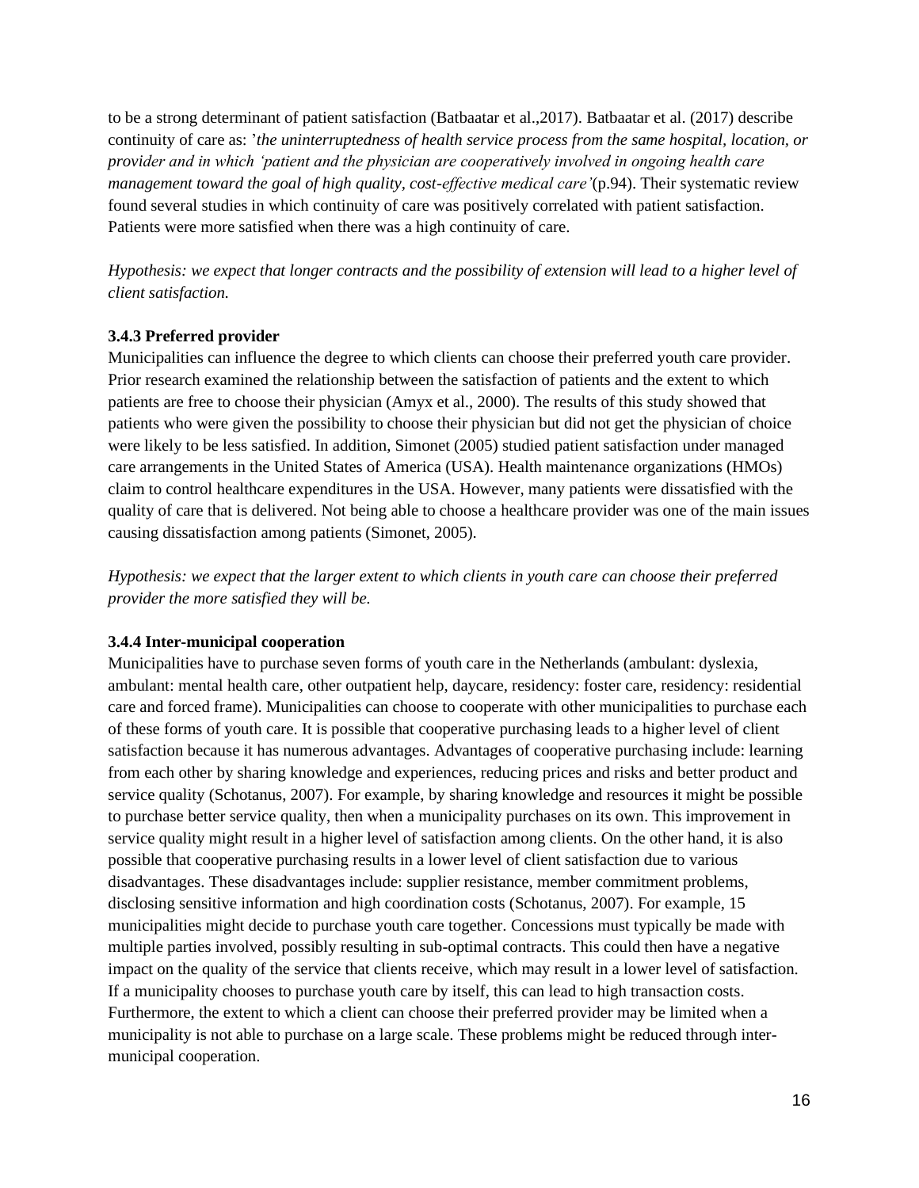to be a strong determinant of patient satisfaction (Batbaatar et al.,2017). Batbaatar et al. (2017) describe continuity of care as: '*the uninterruptedness of health service process from the same hospital, location, or provider and in which 'patient and the physician are cooperatively involved in ongoing health care management toward the goal of high quality, cost-effective medical care'*(p.94). Their systematic review found several studies in which continuity of care was positively correlated with patient satisfaction. Patients were more satisfied when there was a high continuity of care.

*Hypothesis: we expect that longer contracts and the possibility of extension will lead to a higher level of client satisfaction.*

### 3.4.3 Preferred provider

Municipalities can influence the degree to which clients can choose their preferred youth care provider. Prior research examined the relationship between the satisfaction of patients and the extent to which patients are free to choose their physician (Amyx et al., 2000). The results of this study showed that patients who were given the possibility to choose their physician but did not get the physician of choice were likely to be less satisfied. In addition, Simonet (2005) studied patient satisfaction under managed care arrangements in the United States of America (USA). Health maintenance organizations (HMOs) claim to control healthcare expenditures in the USA. However, many patients were dissatisfied with the quality of care that is delivered. Not being able to choose a healthcare provider was one of the main issues causing dissatisfaction among patients (Simonet, 2005).

*Hypothesis: we expect that the larger extent to which clients in youth care can choose their preferred provider the more satisfied they will be.*

### 3.4.4 Inter-municipal cooperation

Municipalities have to purchase seven forms of youth care in the Netherlands (ambulant: dyslexia, ambulant: mental health care, other outpatient help, daycare, residency: foster care, residency: residential care and forced frame). Municipalities can choose to cooperate with other municipalities to purchase each of these forms of youth care. It is possible that cooperative purchasing leads to a higher level of client satisfaction because it has numerous advantages. Advantages of cooperative purchasing include: learning from each other by sharing knowledge and experiences, reducing prices and risks and better product and service quality (Schotanus, 2007). For example, by sharing knowledge and resources it might be possible to purchase better service quality, then when a municipality purchases on its own. This improvement in service quality might result in a higher level of satisfaction among clients. On the other hand, it is also possible that cooperative purchasing results in a lower level of client satisfaction due to various disadvantages. These disadvantages include: supplier resistance, member commitment problems, disclosing sensitive information and high coordination costs (Schotanus, 2007). For example, 15 municipalities might decide to purchase youth care together. Concessions must typically be made with multiple parties involved, possibly resulting in sub-optimal contracts. This could then have a negative impact on the quality of the service that clients receive, which may result in a lower level of satisfaction. If a municipality chooses to purchase youth care by itself, this can lead to high transaction costs. Furthermore, the extent to which a client can choose their preferred provider may be limited when a municipality is not able to purchase on a large scale. These problems might be reduced through inter-municipal cooperation.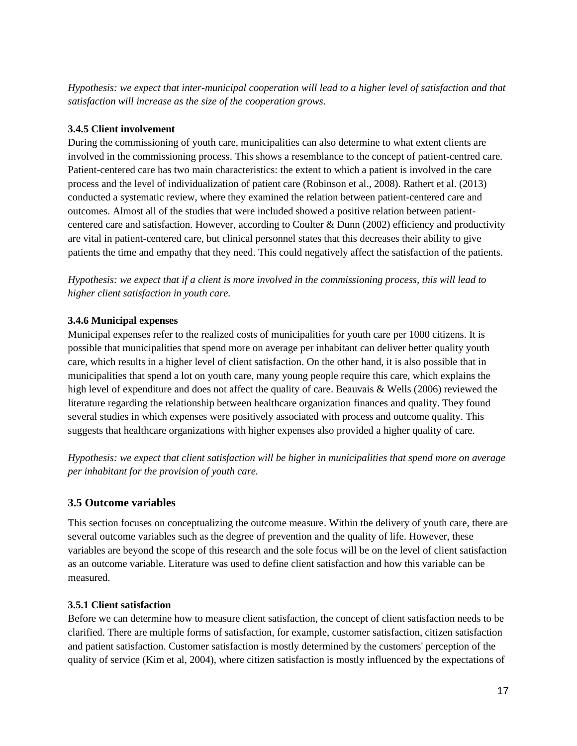*Hypothesis: we expect that inter-municipal cooperation will lead to a higher level of satisfaction and that satisfaction will increase as the size of the cooperation grows.*

#### 3.4.5 Client involvement

During the commissioning of youth care, municipalities can also determine to what extent clients are involved in the commissioning process. This shows a resemblance to the concept of patient-centred care. Patient-centered care has two main characteristics: the extent to which a patient is involved in the care process and the level of individualization of patient care (Robinson et al., 2008). Rathert et al. (2013) conducted a systematic review, where they examined the relation between patient-centered care and outcomes. Almost all of the studies that were included showed a positive relation between patient-centered care and satisfaction. However, according to Coulter & Dunn (2002) efficiency and productivity are vital in patient-centered care, but clinical personnel states that this decreases their ability to give patients the time and empathy that they need. This could negatively affect the satisfaction of the patients.

*Hypothesis: we expect that if a client is more involved in the commissioning process, this will lead to higher client satisfaction in youth care.*

#### 3.4.6 Municipal expenses

Municipal expenses refer to the realized costs of municipalities for youth care per 1000 citizens. It is possible that municipalities that spend more on average per inhabitant can deliver better quality youth care, which results in a higher level of client satisfaction. On the other hand, it is also possible that in municipalities that spend a lot on youth care, many young people require this care, which explains the high level of expenditure and does not affect the quality of care. Beauvais & Wells (2006) reviewed the literature regarding the relationship between healthcare organization finances and quality. They found several studies in which expenses were positively associated with process and outcome quality. This suggests that healthcare organizations with higher expenses also provided a higher quality of care.

*Hypothesis: we expect that client satisfaction will be higher in municipalities that spend more on average per inhabitant for the provision of youth care.*

### 3.5 Outcome variables

This section focuses on conceptualizing the outcome measure. Within the delivery of youth care, there are several outcome variables such as the degree of prevention and the quality of life. However, these variables are beyond the scope of this research and the sole focus will be on the level of client satisfaction as an outcome variable. Literature was used to define client satisfaction and how this variable can be measured.

#### 3.5.1 Client satisfaction

Before we can determine how to measure client satisfaction, the concept of client satisfaction needs to be clarified. There are multiple forms of satisfaction, for example, customer satisfaction, citizen satisfaction and patient satisfaction. Customer satisfaction is mostly determined by the customers' perception of the quality of service (Kim et al, 2004), where citizen satisfaction is mostly influenced by the expectations of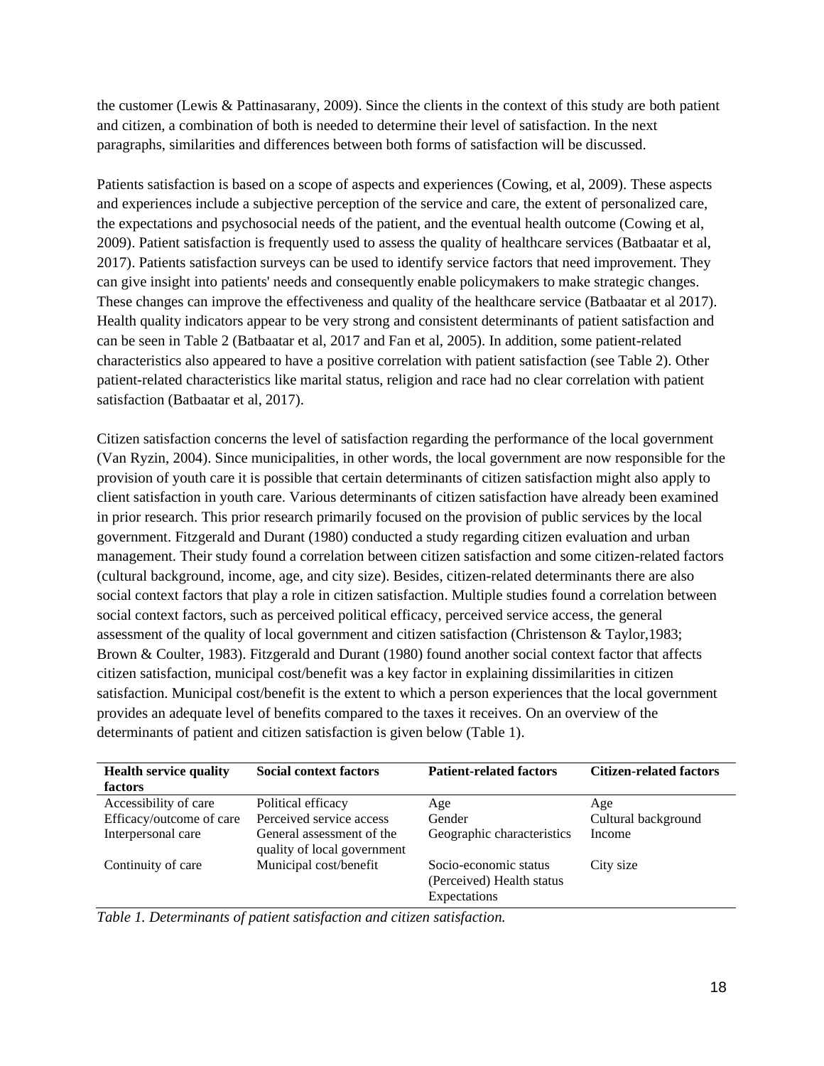the customer (Lewis & Pattinasarany, 2009). Since the clients in the context of this study are both patient and citizen, a combination of both is needed to determine their level of satisfaction. In the next paragraphs, similarities and differences between both forms of satisfaction will be discussed.

Patients satisfaction is based on a scope of aspects and experiences (Cowing, et al, 2009). These aspects and experiences include a subjective perception of the service and care, the extent of personalized care, the expectations and psychosocial needs of the patient, and the eventual health outcome (Cowing et al, 2009). Patient satisfaction is frequently used to assess the quality of healthcare services (Batbaatar et al, 2017). Patients satisfaction surveys can be used to identify service factors that need improvement. They can give insight into patients' needs and consequently enable policymakers to make strategic changes. These changes can improve the effectiveness and quality of the healthcare service (Batbaatar et al 2017). Health quality indicators appear to be very strong and consistent determinants of patient satisfaction and can be seen in Table 2 (Batbaatar et al, 2017 and Fan et al, 2005). In addition, some patient-related characteristics also appeared to have a positive correlation with patient satisfaction (see Table 2). Other patient-related characteristics like marital status, religion and race had no clear correlation with patient satisfaction (Batbaatar et al, 2017).

Citizen satisfaction concerns the level of satisfaction regarding the performance of the local government (Van Ryzin, 2004). Since municipalities, in other words, the local government are now responsible for the provision of youth care it is possible that certain determinants of citizen satisfaction might also apply to client satisfaction in youth care. Various determinants of citizen satisfaction have already been examined in prior research. This prior research primarily focused on the provision of public services by the local government. Fitzgerald and Durant (1980) conducted a study regarding citizen evaluation and urban management. Their study found a correlation between citizen satisfaction and some citizen-related factors (cultural background, income, age, and city size). Besides, citizen-related determinants there are also social context factors that play a role in citizen satisfaction. Multiple studies found a correlation between social context factors, such as perceived political efficacy, perceived service access, the general assessment of the quality of local government and citizen satisfaction (Christenson & Taylor,1983; Brown & Coulter, 1983). Fitzgerald and Durant (1980) found another social context factor that affects citizen satisfaction, municipal cost/benefit was a key factor in explaining dissimilarities in citizen satisfaction. Municipal cost/benefit is the extent to which a person experiences that the local government provides an adequate level of benefits compared to the taxes it receives. On an overview of the determinants of patient and citizen satisfaction is given below (Table 1).

| **Health service quality factors** | **Social context factors** | **Patient-related factors** | **Citizen-related factors** |
|---|---|---|---|
| Accessibility of care | Political efficacy | Age | Age |
| Efficacy/outcome of care | Perceived service access | Gender | Cultural background |
| Interpersonal care | General assessment of the quality of local government | Geographic characteristics | Income |
| Continuity of care | Municipal cost/benefit | Socio-economic status<br>(Perceived) Health status<br>Expectations | City size |

*Table 1. Determinants of patient satisfaction and citizen satisfaction.*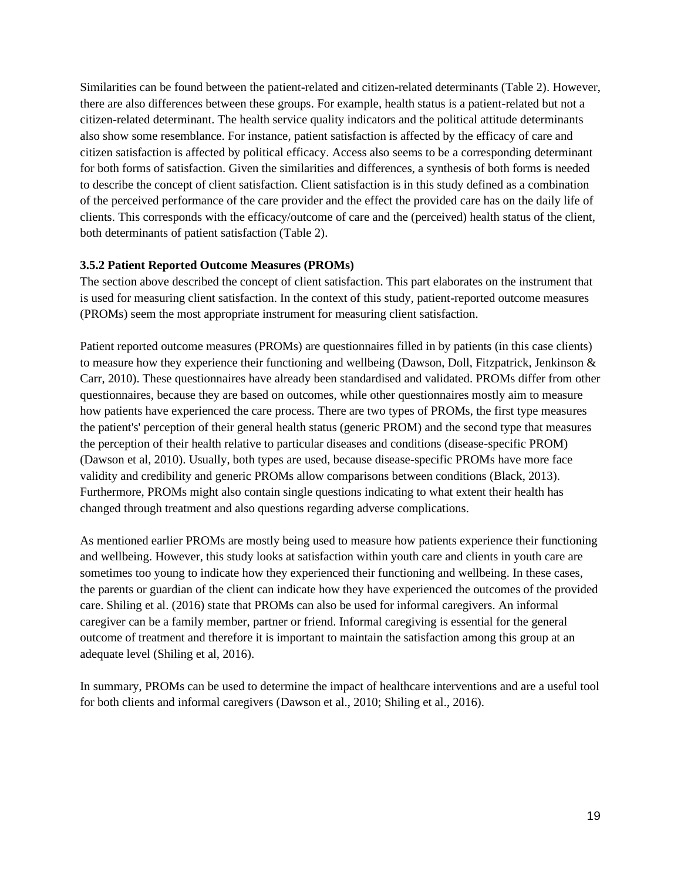Similarities can be found between the patient-related and citizen-related determinants (Table 2). However, there are also differences between these groups. For example, health status is a patient-related but not a citizen-related determinant. The health service quality indicators and the political attitude determinants also show some resemblance. For instance, patient satisfaction is affected by the efficacy of care and citizen satisfaction is affected by political efficacy. Access also seems to be a corresponding determinant for both forms of satisfaction. Given the similarities and differences, a synthesis of both forms is needed to describe the concept of client satisfaction. Client satisfaction is in this study defined as a combination of the perceived performance of the care provider and the effect the provided care has on the daily life of clients. This corresponds with the efficacy/outcome of care and the (perceived) health status of the client, both determinants of patient satisfaction (Table 2).

### 3.5.2 Patient Reported Outcome Measures (PROMs)

The section above described the concept of client satisfaction. This part elaborates on the instrument that is used for measuring client satisfaction. In the context of this study, patient-reported outcome measures (PROMs) seem the most appropriate instrument for measuring client satisfaction.

Patient reported outcome measures (PROMs) are questionnaires filled in by patients (in this case clients) to measure how they experience their functioning and wellbeing (Dawson, Doll, Fitzpatrick, Jenkinson & Carr, 2010). These questionnaires have already been standardised and validated. PROMs differ from other questionnaires, because they are based on outcomes, while other questionnaires mostly aim to measure how patients have experienced the care process. There are two types of PROMs, the first type measures the patient's' perception of their general health status (generic PROM) and the second type that measures the perception of their health relative to particular diseases and conditions (disease-specific PROM) (Dawson et al, 2010). Usually, both types are used, because disease-specific PROMs have more face validity and credibility and generic PROMs allow comparisons between conditions (Black, 2013). Furthermore, PROMs might also contain single questions indicating to what extent their health has changed through treatment and also questions regarding adverse complications.

As mentioned earlier PROMs are mostly being used to measure how patients experience their functioning and wellbeing. However, this study looks at satisfaction within youth care and clients in youth care are sometimes too young to indicate how they experienced their functioning and wellbeing. In these cases, the parents or guardian of the client can indicate how they have experienced the outcomes of the provided care. Shiling et al. (2016) state that PROMs can also be used for informal caregivers. An informal caregiver can be a family member, partner or friend. Informal caregiving is essential for the general outcome of treatment and therefore it is important to maintain the satisfaction among this group at an adequate level (Shiling et al, 2016).

In summary, PROMs can be used to determine the impact of healthcare interventions and are a useful tool for both clients and informal caregivers (Dawson et al., 2010; Shiling et al., 2016).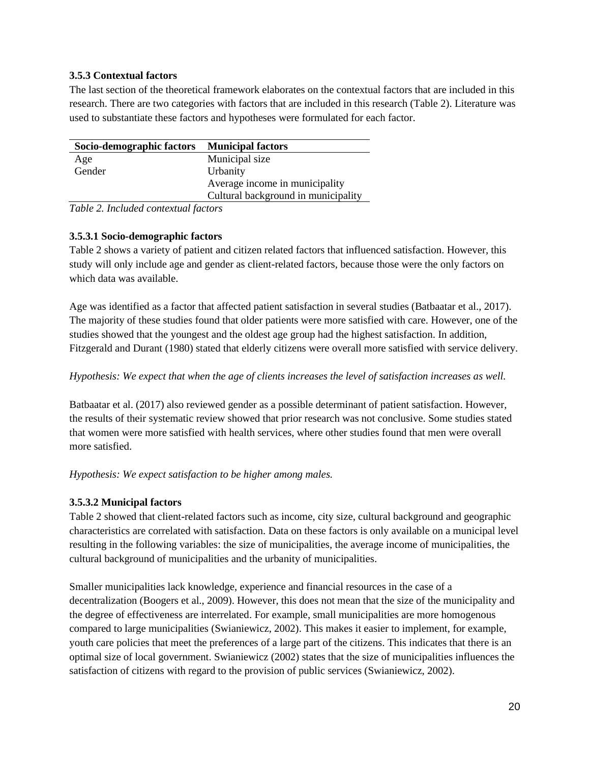### 3.5.3 Contextual factors

The last section of the theoretical framework elaborates on the contextual factors that are included in this research. There are two categories with factors that are included in this research (Table 2). Literature was used to substantiate these factors and hypotheses were formulated for each factor.

| Socio-demographic factors | Municipal factors |
| --- | --- |
| Age | Municipal size |
| Gender | Urbanity |
| | Average income in municipality |
| | Cultural background in municipality |

*Table 2. Included contextual factors*

#### 3.5.3.1 Socio-demographic factors

Table 2 shows a variety of patient and citizen related factors that influenced satisfaction. However, this study will only include age and gender as client-related factors, because those were the only factors on which data was available.

Age was identified as a factor that affected patient satisfaction in several studies (Batbaatar et al., 2017). The majority of these studies found that older patients were more satisfied with care. However, one of the studies showed that the youngest and the oldest age group had the highest satisfaction. In addition, Fitzgerald and Durant (1980) stated that elderly citizens were overall more satisfied with service delivery.

*Hypothesis: We expect that when the age of clients increases the level of satisfaction increases as well.*

Batbaatar et al. (2017) also reviewed gender as a possible determinant of patient satisfaction. However, the results of their systematic review showed that prior research was not conclusive. Some studies stated that women were more satisfied with health services, where other studies found that men were overall more satisfied.

*Hypothesis: We expect satisfaction to be higher among males.*

#### 3.5.3.2 Municipal factors

Table 2 showed that client-related factors such as income, city size, cultural background and geographic characteristics are correlated with satisfaction. Data on these factors is only available on a municipal level resulting in the following variables: the size of municipalities, the average income of municipalities, the cultural background of municipalities and the urbanity of municipalities.

Smaller municipalities lack knowledge, experience and financial resources in the case of a decentralization (Boogers et al., 2009). However, this does not mean that the size of the municipality and the degree of effectiveness are interrelated. For example, small municipalities are more homogenous compared to large municipalities (Swianiewicz, 2002). This makes it easier to implement, for example, youth care policies that meet the preferences of a large part of the citizens. This indicates that there is an optimal size of local government. Swianiewicz (2002) states that the size of municipalities influences the satisfaction of citizens with regard to the provision of public services (Swianiewicz, 2002).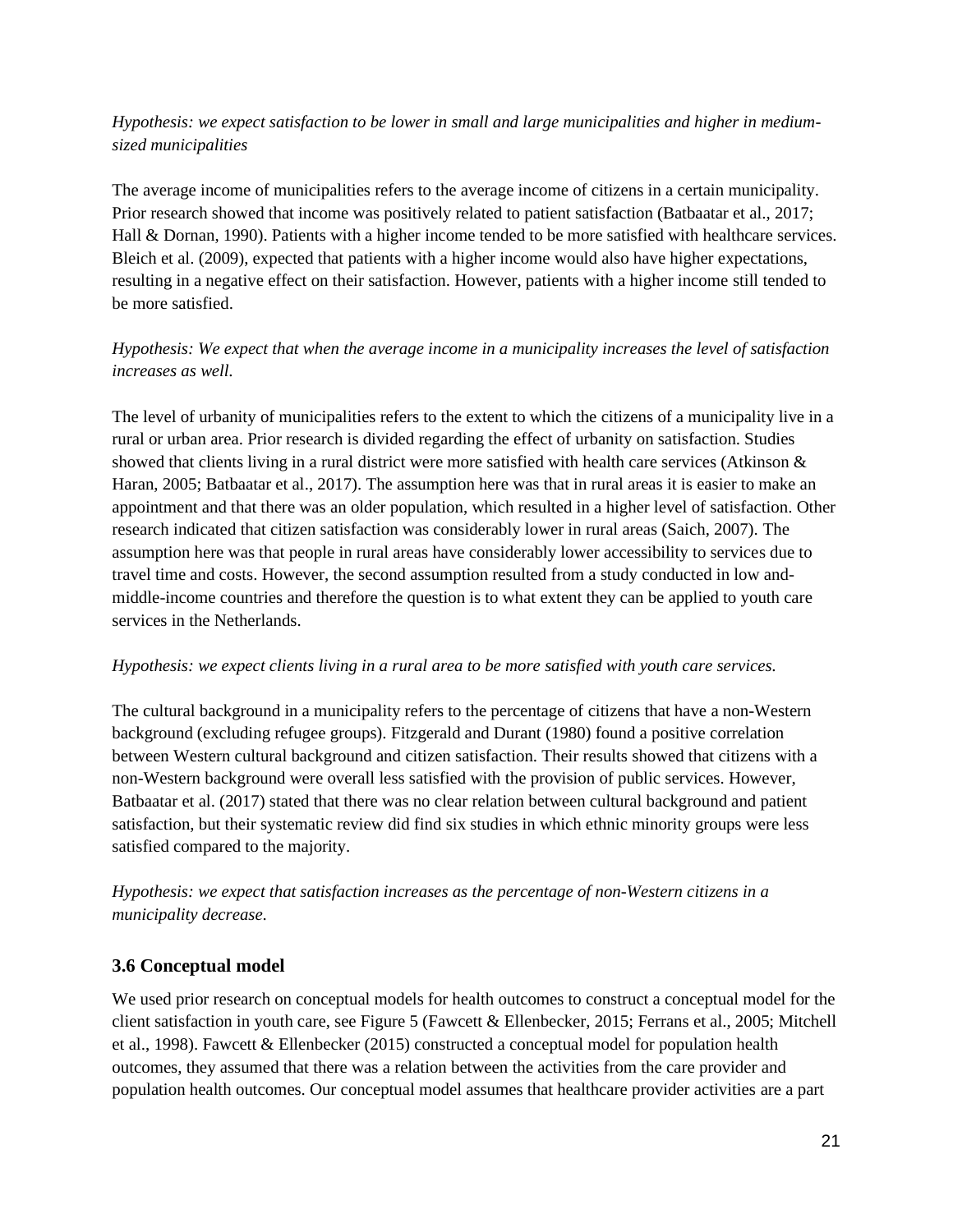*Hypothesis: we expect satisfaction to be lower in small and large municipalities and higher in medium-sized municipalities*

The average income of municipalities refers to the average income of citizens in a certain municipality. Prior research showed that income was positively related to patient satisfaction (Batbaatar et al., 2017; Hall & Dornan, 1990). Patients with a higher income tended to be more satisfied with healthcare services. Bleich et al. (2009), expected that patients with a higher income would also have higher expectations, resulting in a negative effect on their satisfaction. However, patients with a higher income still tended to be more satisfied.

*Hypothesis: We expect that when the average income in a municipality increases the level of satisfaction increases as well.*

The level of urbanity of municipalities refers to the extent to which the citizens of a municipality live in a rural or urban area. Prior research is divided regarding the effect of urbanity on satisfaction. Studies showed that clients living in a rural district were more satisfied with health care services (Atkinson & Haran, 2005; Batbaatar et al., 2017). The assumption here was that in rural areas it is easier to make an appointment and that there was an older population, which resulted in a higher level of satisfaction. Other research indicated that citizen satisfaction was considerably lower in rural areas (Saich, 2007). The assumption here was that people in rural areas have considerably lower accessibility to services due to travel time and costs. However, the second assumption resulted from a study conducted in low and-middle-income countries and therefore the question is to what extent they can be applied to youth care services in the Netherlands.

*Hypothesis: we expect clients living in a rural area to be more satisfied with youth care services.*

The cultural background in a municipality refers to the percentage of citizens that have a non-Western background (excluding refugee groups). Fitzgerald and Durant (1980) found a positive correlation between Western cultural background and citizen satisfaction. Their results showed that citizens with a non-Western background were overall less satisfied with the provision of public services. However, Batbaatar et al. (2017) stated that there was no clear relation between cultural background and patient satisfaction, but their systematic review did find six studies in which ethnic minority groups were less satisfied compared to the majority.

*Hypothesis: we expect that satisfaction increases as the percentage of non-Western citizens in a municipality decrease.*

### 3.6 Conceptual model

We used prior research on conceptual models for health outcomes to construct a conceptual model for the client satisfaction in youth care, see Figure 5 (Fawcett & Ellenbecker, 2015; Ferrans et al., 2005; Mitchell et al., 1998). Fawcett & Ellenbecker (2015) constructed a conceptual model for population health outcomes, they assumed that there was a relation between the activities from the care provider and population health outcomes. Our conceptual model assumes that healthcare provider activities are a part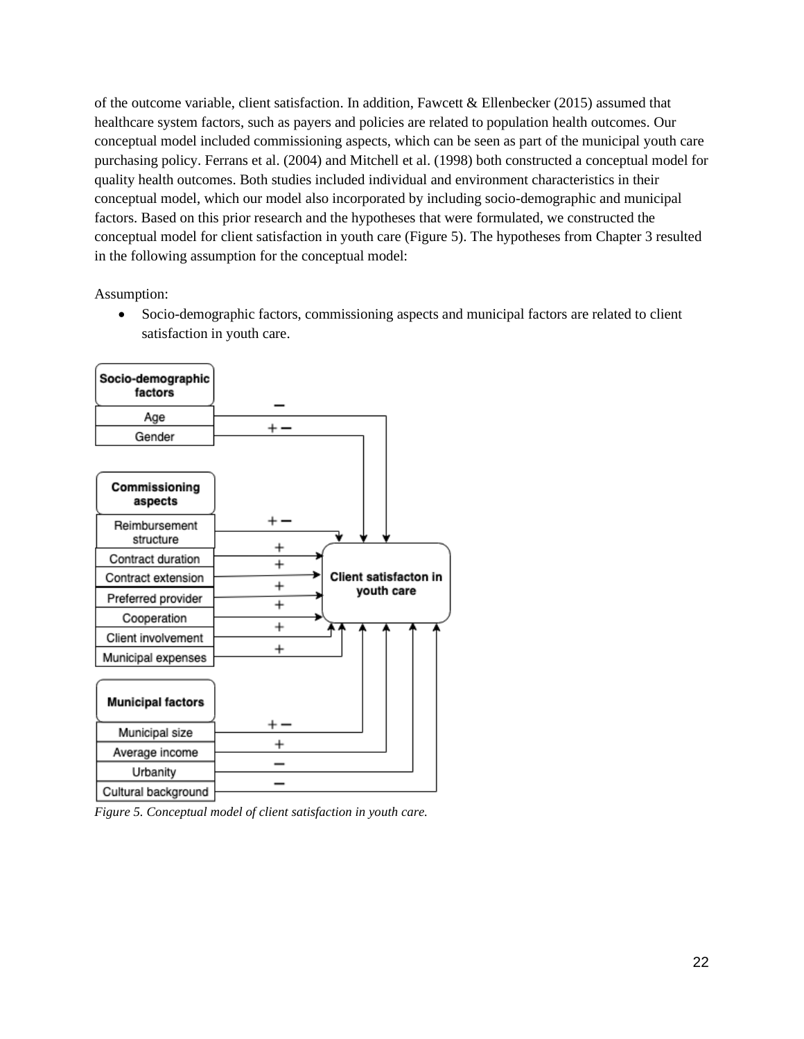of the outcome variable, client satisfaction. In addition, Fawcett & Ellenbecker (2015) assumed that healthcare system factors, such as payers and policies are related to population health outcomes. Our conceptual model included commissioning aspects, which can be seen as part of the municipal youth care purchasing policy. Ferrans et al. (2004) and Mitchell et al. (1998) both constructed a conceptual model for quality health outcomes. Both studies included individual and environment characteristics in their conceptual model, which our model also incorporated by including socio-demographic and municipal factors. Based on this prior research and the hypotheses that were formulated, we constructed the conceptual model for client satisfaction in youth care (Figure 5). The hypotheses from Chapter 3 resulted in the following assumption for the conceptual model:

Assumption:

- Socio-demographic factors, commissioning aspects and municipal factors are related to client satisfaction in youth care.

| Factor group | Factor | Expected relation with client satisfaction in youth care |
|---|---|---|
| Socio-demographic factors | Age | − |
| | Gender | + − |
| Commissioning aspects | Reimbursement structure | + − |
| | Contract duration | + |
| | Contract extension | + |
| | Preferred provider | + |
| | Cooperation | + |
| | Client involvement | + |
| | Municipal expenses | + |
| Municipal factors | Municipal size | + − |
| | Average income | + |
| | Urbanity | − |
| | Cultural background | − |

*Figure 5. Conceptual model of client satisfaction in youth care.*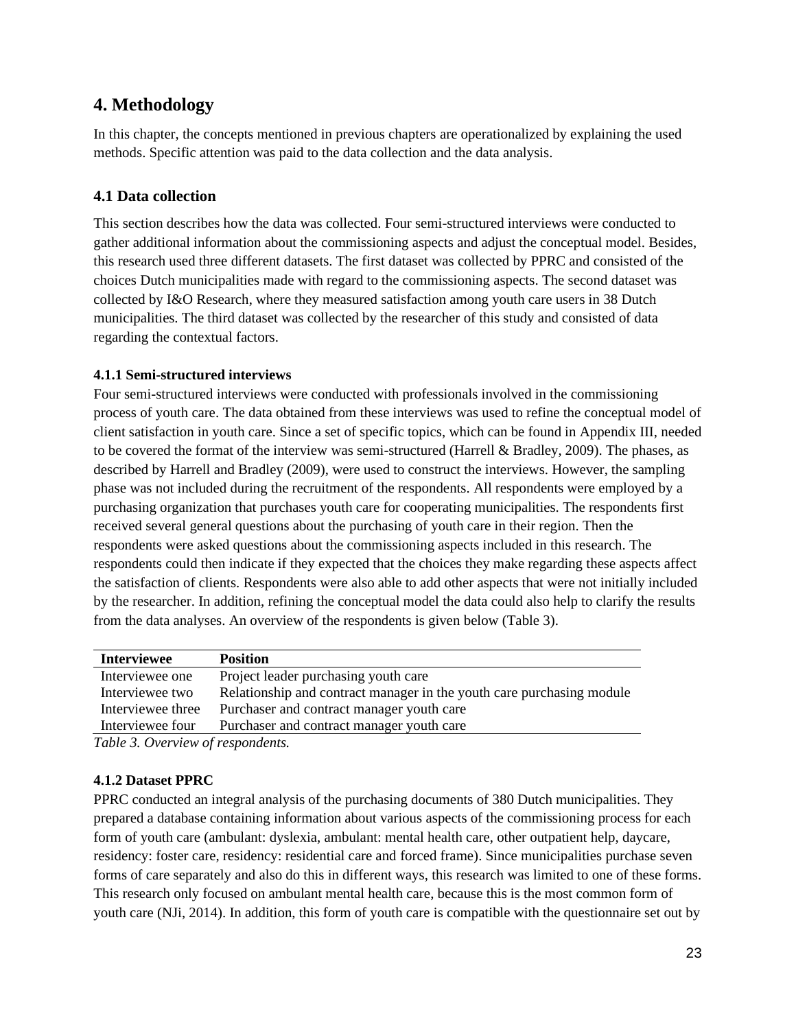# 4. Methodology

In this chapter, the concepts mentioned in previous chapters are operationalized by explaining the used methods. Specific attention was paid to the data collection and the data analysis.

## 4.1 Data collection

This section describes how the data was collected. Four semi-structured interviews were conducted to gather additional information about the commissioning aspects and adjust the conceptual model. Besides, this research used three different datasets. The first dataset was collected by PPRC and consisted of the choices Dutch municipalities made with regard to the commissioning aspects. The second dataset was collected by I&O Research, where they measured satisfaction among youth care users in 38 Dutch municipalities. The third dataset was collected by the researcher of this study and consisted of data regarding the contextual factors.

### 4.1.1 Semi-structured interviews

Four semi-structured interviews were conducted with professionals involved in the commissioning process of youth care. The data obtained from these interviews was used to refine the conceptual model of client satisfaction in youth care. Since a set of specific topics, which can be found in Appendix III, needed to be covered the format of the interview was semi-structured (Harrell & Bradley, 2009). The phases, as described by Harrell and Bradley (2009), were used to construct the interviews. However, the sampling phase was not included during the recruitment of the respondents. All respondents were employed by a purchasing organization that purchases youth care for cooperating municipalities. The respondents first received several general questions about the purchasing of youth care in their region. Then the respondents were asked questions about the commissioning aspects included in this research. The respondents could then indicate if they expected that the choices they make regarding these aspects affect the satisfaction of clients. Respondents were also able to add other aspects that were not initially included by the researcher. In addition, refining the conceptual model the data could also help to clarify the results from the data analyses. An overview of the respondents is given below (Table 3).

| Interviewee | Position |
|---|---|
| Interviewee one | Project leader purchasing youth care |
| Interviewee two | Relationship and contract manager in the youth care purchasing module |
| Interviewee three | Purchaser and contract manager youth care |
| Interviewee four | Purchaser and contract manager youth care |

*Table 3. Overview of respondents.*

### 4.1.2 Dataset PPRC

PPRC conducted an integral analysis of the purchasing documents of 380 Dutch municipalities. They prepared a database containing information about various aspects of the commissioning process for each form of youth care (ambulant: dyslexia, ambulant: mental health care, other outpatient help, daycare, residency: foster care, residency: residential care and forced frame). Since municipalities purchase seven forms of care separately and also do this in different ways, this research was limited to one of these forms. This research only focused on ambulant mental health care, because this is the most common form of youth care (NJi, 2014). In addition, this form of youth care is compatible with the questionnaire set out by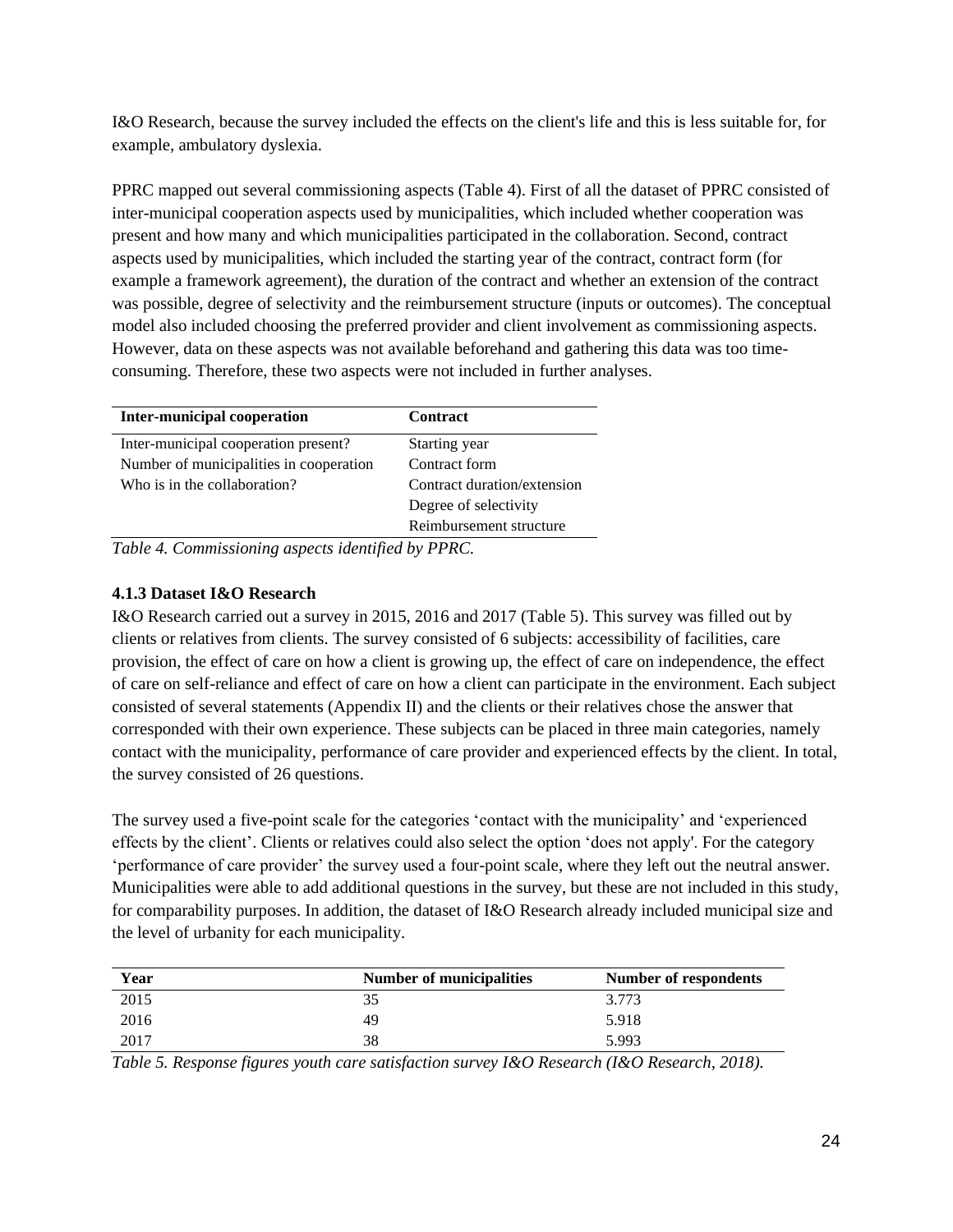I&O Research, because the survey included the effects on the client's life and this is less suitable for, for example, ambulatory dyslexia.

PPRC mapped out several commissioning aspects (Table 4). First of all the dataset of PPRC consisted of inter-municipal cooperation aspects used by municipalities, which included whether cooperation was present and how many and which municipalities participated in the collaboration. Second, contract aspects used by municipalities, which included the starting year of the contract, contract form (for example a framework agreement), the duration of the contract and whether an extension of the contract was possible, degree of selectivity and the reimbursement structure (inputs or outcomes). The conceptual model also included choosing the preferred provider and client involvement as commissioning aspects. However, data on these aspects was not available beforehand and gathering this data was too time-consuming. Therefore, these two aspects were not included in further analyses.

| **Inter-municipal cooperation** | **Contract** |
|---|---|
| Inter-municipal cooperation present? | Starting year |
| Number of municipalities in cooperation | Contract form |
| Who is in the collaboration? | Contract duration/extension |
| | Degree of selectivity |
| | Reimbursement structure |

*Table 4. Commissioning aspects identified by PPRC.*

### 4.1.3 Dataset I&O Research

I&O Research carried out a survey in 2015, 2016 and 2017 (Table 5). This survey was filled out by clients or relatives from clients. The survey consisted of 6 subjects: accessibility of facilities, care provision, the effect of care on how a client is growing up, the effect of care on independence, the effect of care on self-reliance and effect of care on how a client can participate in the environment. Each subject consisted of several statements (Appendix II) and the clients or their relatives chose the answer that corresponded with their own experience. These subjects can be placed in three main categories, namely contact with the municipality, performance of care provider and experienced effects by the client. In total, the survey consisted of 26 questions.

The survey used a five-point scale for the categories 'contact with the municipality' and 'experienced effects by the client'. Clients or relatives could also select the option 'does not apply'. For the category 'performance of care provider' the survey used a four-point scale, where they left out the neutral answer. Municipalities were able to add additional questions in the survey, but these are not included in this study, for comparability purposes. In addition, the dataset of I&O Research already included municipal size and the level of urbanity for each municipality.

| **Year** | **Number of municipalities** | **Number of respondents** |
|---|---|---|
| 2015 | 35 | 3.773 |
| 2016 | 49 | 5.918 |
| 2017 | 38 | 5.993 |

*Table 5. Response figures youth care satisfaction survey I&O Research (I&O Research, 2018).*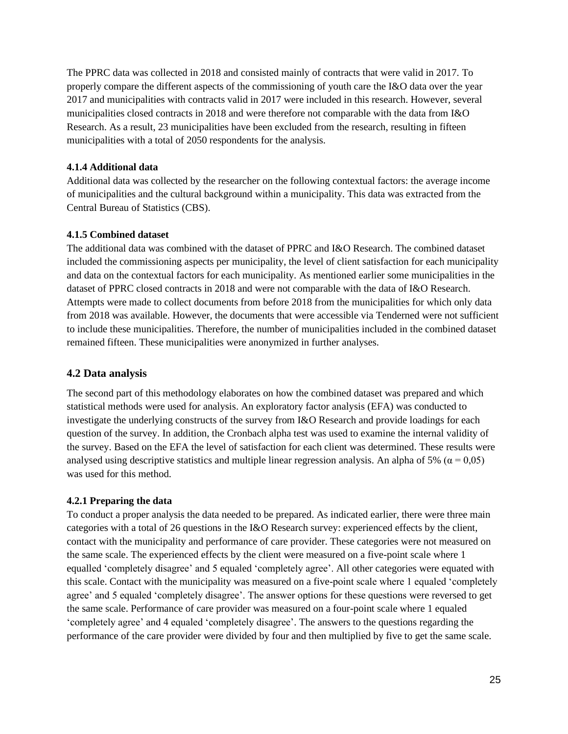The PPRC data was collected in 2018 and consisted mainly of contracts that were valid in 2017. To properly compare the different aspects of the commissioning of youth care the I&O data over the year 2017 and municipalities with contracts valid in 2017 were included in this research. However, several municipalities closed contracts in 2018 and were therefore not comparable with the data from I&O Research. As a result, 23 municipalities have been excluded from the research, resulting in fifteen municipalities with a total of 2050 respondents for the analysis.

#### 4.1.4 Additional data

Additional data was collected by the researcher on the following contextual factors: the average income of municipalities and the cultural background within a municipality. This data was extracted from the Central Bureau of Statistics (CBS).

#### 4.1.5 Combined dataset

The additional data was combined with the dataset of PPRC and I&O Research. The combined dataset included the commissioning aspects per municipality, the level of client satisfaction for each municipality and data on the contextual factors for each municipality. As mentioned earlier some municipalities in the dataset of PPRC closed contracts in 2018 and were not comparable with the data of I&O Research. Attempts were made to collect documents from before 2018 from the municipalities for which only data from 2018 was available. However, the documents that were accessible via Tenderned were not sufficient to include these municipalities. Therefore, the number of municipalities included in the combined dataset remained fifteen. These municipalities were anonymized in further analyses.

### 4.2 Data analysis

The second part of this methodology elaborates on how the combined dataset was prepared and which statistical methods were used for analysis. An exploratory factor analysis (EFA) was conducted to investigate the underlying constructs of the survey from I&O Research and provide loadings for each question of the survey. In addition, the Cronbach alpha test was used to examine the internal validity of the survey. Based on the EFA the level of satisfaction for each client was determined. These results were analysed using descriptive statistics and multiple linear regression analysis. An alpha of 5% ($\alpha = 0{,}05$) was used for this method.

#### 4.2.1 Preparing the data

To conduct a proper analysis the data needed to be prepared. As indicated earlier, there were three main categories with a total of 26 questions in the I&O Research survey: experienced effects by the client, contact with the municipality and performance of care provider. These categories were not measured on the same scale. The experienced effects by the client were measured on a five-point scale where 1 equalled 'completely disagree' and 5 equaled 'completely agree'. All other categories were equated with this scale. Contact with the municipality was measured on a five-point scale where 1 equaled 'completely agree' and 5 equaled 'completely disagree'. The answer options for these questions were reversed to get the same scale. Performance of care provider was measured on a four-point scale where 1 equaled 'completely agree' and 4 equaled 'completely disagree'. The answers to the questions regarding the performance of the care provider were divided by four and then multiplied by five to get the same scale.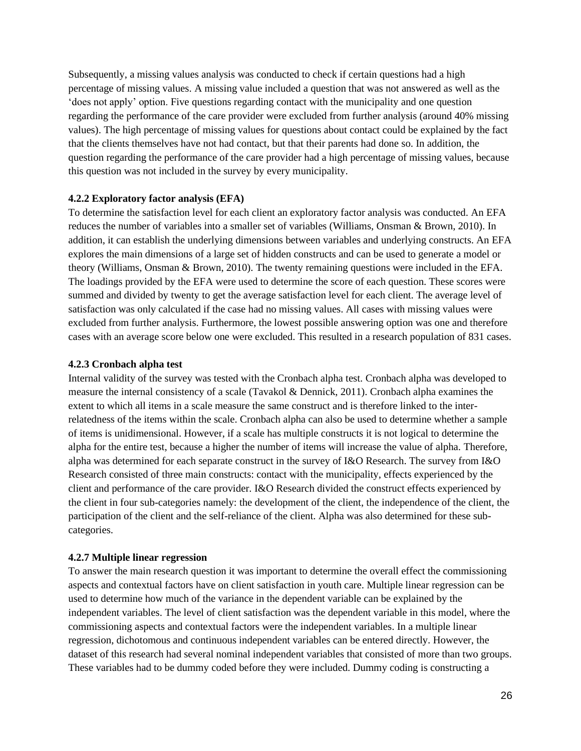Subsequently, a missing values analysis was conducted to check if certain questions had a high percentage of missing values. A missing value included a question that was not answered as well as the 'does not apply' option. Five questions regarding contact with the municipality and one question regarding the performance of the care provider were excluded from further analysis (around 40% missing values). The high percentage of missing values for questions about contact could be explained by the fact that the clients themselves have not had contact, but that their parents had done so. In addition, the question regarding the performance of the care provider had a high percentage of missing values, because this question was not included in the survey by every municipality.

#### 4.2.2 Exploratory factor analysis (EFA)

To determine the satisfaction level for each client an exploratory factor analysis was conducted. An EFA reduces the number of variables into a smaller set of variables (Williams, Onsman & Brown, 2010). In addition, it can establish the underlying dimensions between variables and underlying constructs. An EFA explores the main dimensions of a large set of hidden constructs and can be used to generate a model or theory (Williams, Onsman & Brown, 2010). The twenty remaining questions were included in the EFA. The loadings provided by the EFA were used to determine the score of each question. These scores were summed and divided by twenty to get the average satisfaction level for each client. The average level of satisfaction was only calculated if the case had no missing values. All cases with missing values were excluded from further analysis. Furthermore, the lowest possible answering option was one and therefore cases with an average score below one were excluded. This resulted in a research population of 831 cases.

#### 4.2.3 Cronbach alpha test

Internal validity of the survey was tested with the Cronbach alpha test. Cronbach alpha was developed to measure the internal consistency of a scale (Tavakol & Dennick, 2011). Cronbach alpha examines the extent to which all items in a scale measure the same construct and is therefore linked to the inter-relatedness of the items within the scale. Cronbach alpha can also be used to determine whether a sample of items is unidimensional. However, if a scale has multiple constructs it is not logical to determine the alpha for the entire test, because a higher the number of items will increase the value of alpha. Therefore, alpha was determined for each separate construct in the survey of I&O Research. The survey from I&O Research consisted of three main constructs: contact with the municipality, effects experienced by the client and performance of the care provider. I&O Research divided the construct effects experienced by the client in four sub-categories namely: the development of the client, the independence of the client, the participation of the client and the self-reliance of the client. Alpha was also determined for these sub-categories.

#### 4.2.7 Multiple linear regression

To answer the main research question it was important to determine the overall effect the commissioning aspects and contextual factors have on client satisfaction in youth care. Multiple linear regression can be used to determine how much of the variance in the dependent variable can be explained by the independent variables. The level of client satisfaction was the dependent variable in this model, where the commissioning aspects and contextual factors were the independent variables. In a multiple linear regression, dichotomous and continuous independent variables can be entered directly. However, the dataset of this research had several nominal independent variables that consisted of more than two groups. These variables had to be dummy coded before they were included. Dummy coding is constructing a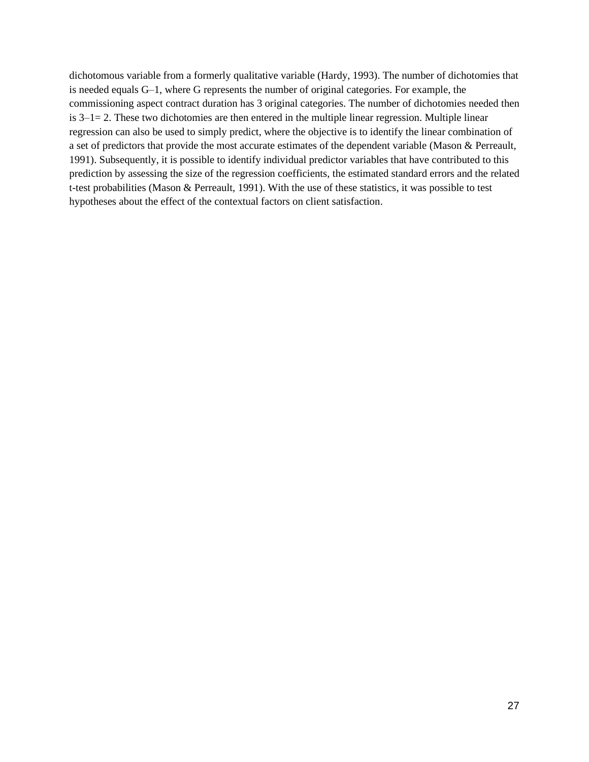dichotomous variable from a formerly qualitative variable (Hardy, 1993). The number of dichotomies that is needed equals G–1, where G represents the number of original categories. For example, the commissioning aspect contract duration has 3 original categories. The number of dichotomies needed then is 3–1= 2. These two dichotomies are then entered in the multiple linear regression. Multiple linear regression can also be used to simply predict, where the objective is to identify the linear combination of a set of predictors that provide the most accurate estimates of the dependent variable (Mason & Perreault, 1991). Subsequently, it is possible to identify individual predictor variables that have contributed to this prediction by assessing the size of the regression coefficients, the estimated standard errors and the related t-test probabilities (Mason & Perreault, 1991). With the use of these statistics, it was possible to test hypotheses about the effect of the contextual factors on client satisfaction.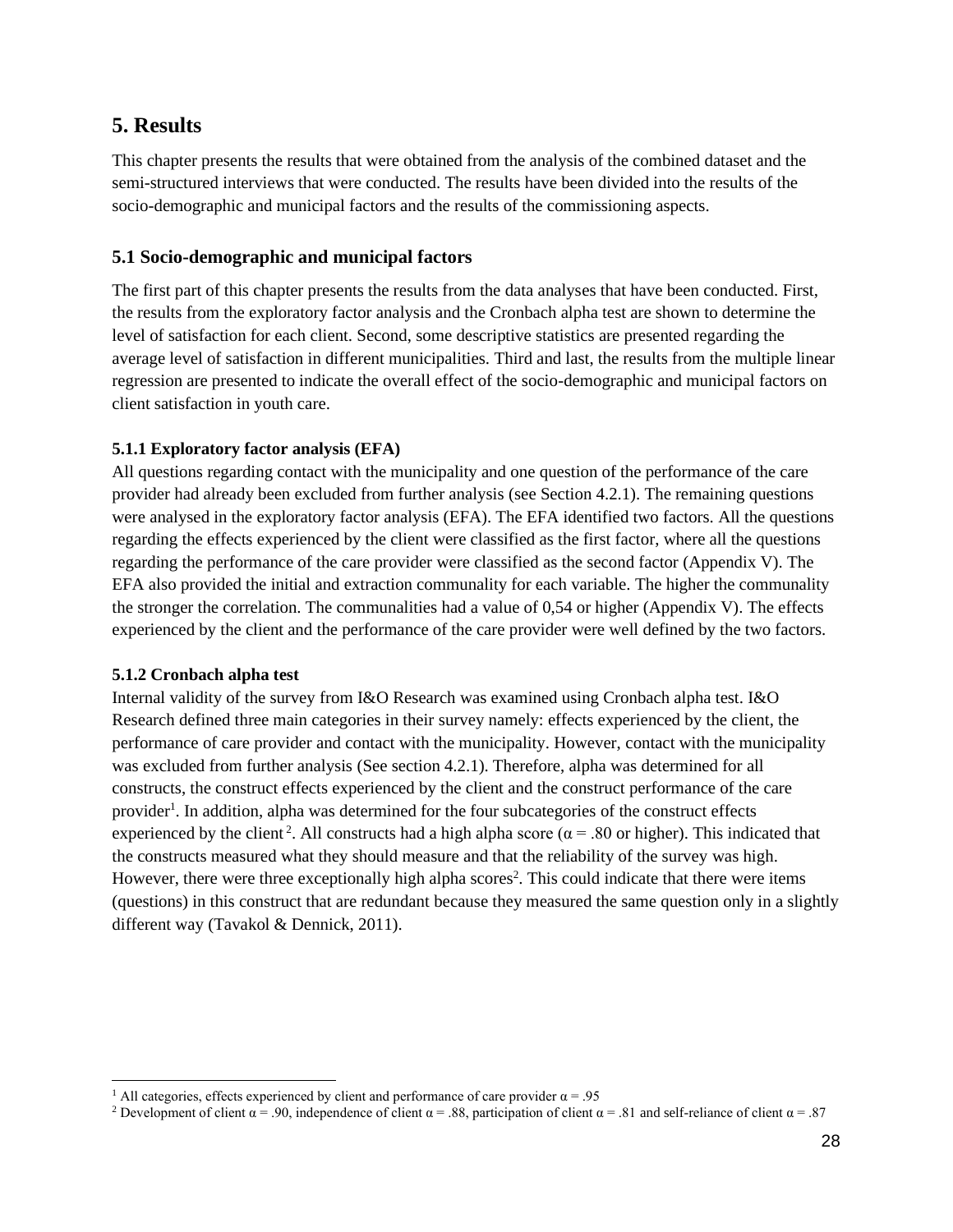# 5. Results

This chapter presents the results that were obtained from the analysis of the combined dataset and the semi-structured interviews that were conducted. The results have been divided into the results of the socio-demographic and municipal factors and the results of the commissioning aspects.

## 5.1 Socio-demographic and municipal factors

The first part of this chapter presents the results from the data analyses that have been conducted. First, the results from the exploratory factor analysis and the Cronbach alpha test are shown to determine the level of satisfaction for each client. Second, some descriptive statistics are presented regarding the average level of satisfaction in different municipalities. Third and last, the results from the multiple linear regression are presented to indicate the overall effect of the socio-demographic and municipal factors on client satisfaction in youth care.

### 5.1.1 Exploratory factor analysis (EFA)

All questions regarding contact with the municipality and one question of the performance of the care provider had already been excluded from further analysis (see Section 4.2.1). The remaining questions were analysed in the exploratory factor analysis (EFA). The EFA identified two factors. All the questions regarding the effects experienced by the client were classified as the first factor, where all the questions regarding the performance of the care provider were classified as the second factor (Appendix V). The EFA also provided the initial and extraction communality for each variable. The higher the communality the stronger the correlation. The communalities had a value of 0,54 or higher (Appendix V). The effects experienced by the client and the performance of the care provider were well defined by the two factors.

### 5.1.2 Cronbach alpha test

Internal validity of the survey from I&O Research was examined using Cronbach alpha test. I&O Research defined three main categories in their survey namely: effects experienced by the client, the performance of care provider and contact with the municipality. However, contact with the municipality was excluded from further analysis (See section 4.2.1). Therefore, alpha was determined for all constructs, the construct effects experienced by the client and the construct performance of the care provider[1]. In addition, alpha was determined for the four subcategories of the construct effects experienced by the client[2]. All constructs had a high alpha score ($\alpha = .80$ or higher). This indicated that the constructs measured what they should measure and that the reliability of the survey was high. However, there were three exceptionally high alpha scores[2]. This could indicate that there were items (questions) in this construct that are redundant because they measured the same question only in a slightly different way (Tavakol & Dennick, 2011).

---

[1] All categories, effects experienced by client and performance of care provider $\alpha = .95$

[2] Development of client $\alpha = .90$, independence of client $\alpha = .88$, participation of client $\alpha = .81$ and self-reliance of client $\alpha = .87$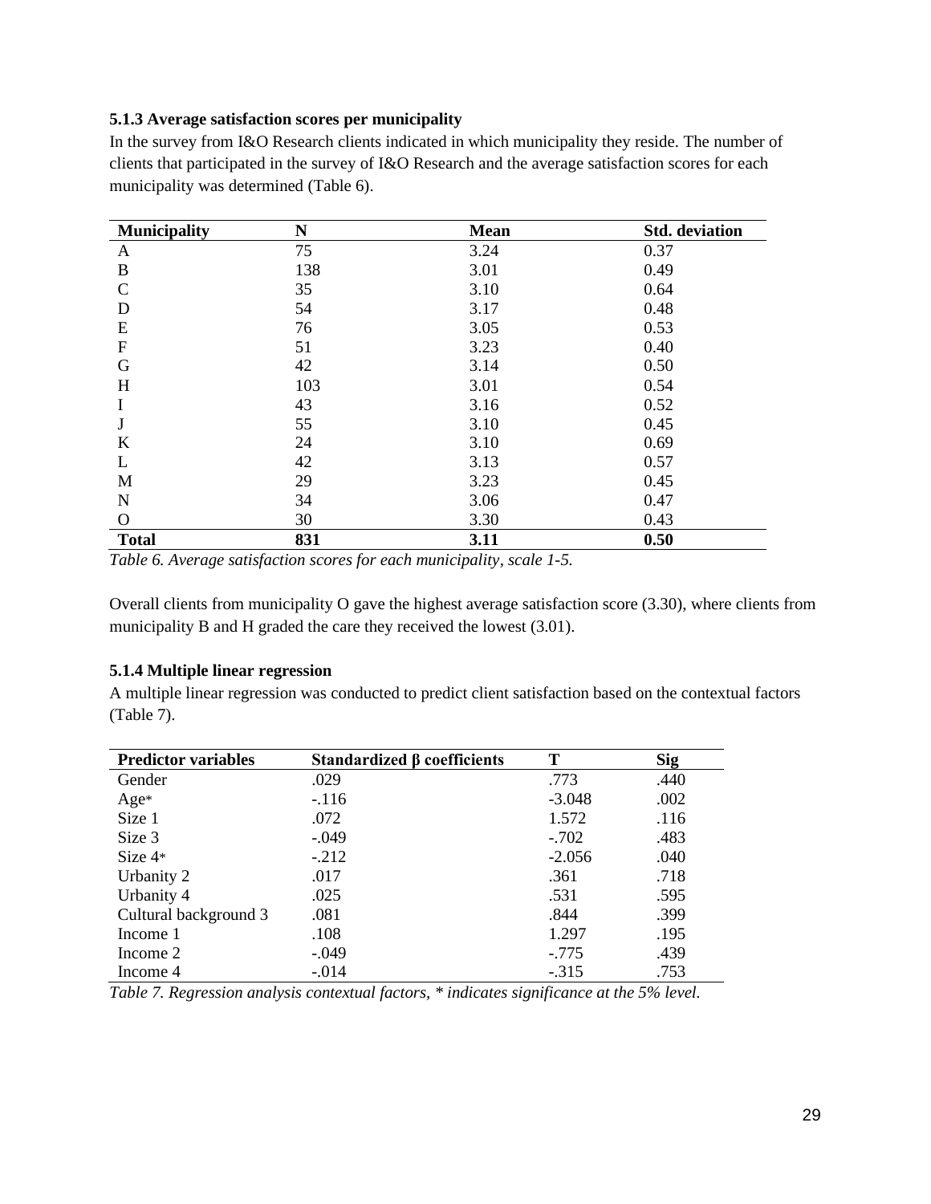### 5.1.3 Average satisfaction scores per municipality

In the survey from I&O Research clients indicated in which municipality they reside. The number of clients that participated in the survey of I&O Research and the average satisfaction scores for each municipality was determined (Table 6).

| Municipality | N | Mean | Std. deviation |
|---|---|---|---|
| A | 75 | 3.24 | 0.37 |
| B | 138 | 3.01 | 0.49 |
| C | 35 | 3.10 | 0.64 |
| D | 54 | 3.17 | 0.48 |
| E | 76 | 3.05 | 0.53 |
| F | 51 | 3.23 | 0.40 |
| G | 42 | 3.14 | 0.50 |
| H | 103 | 3.01 | 0.54 |
| I | 43 | 3.16 | 0.52 |
| J | 55 | 3.10 | 0.45 |
| K | 24 | 3.10 | 0.69 |
| L | 42 | 3.13 | 0.57 |
| M | 29 | 3.23 | 0.45 |
| N | 34 | 3.06 | 0.47 |
| O | 30 | 3.30 | 0.43 |
| **Total** | **831** | **3.11** | **0.50** |

*Table 6. Average satisfaction scores for each municipality, scale 1-5.*

Overall clients from municipality O gave the highest average satisfaction score (3.30), where clients from municipality B and H graded the care they received the lowest (3.01).

### 5.1.4 Multiple linear regression

A multiple linear regression was conducted to predict client satisfaction based on the contextual factors (Table 7).

| Predictor variables | Standardized β coefficients | T | Sig |
|---|---|---|---|
| Gender | .029 | .773 | .440 |
| Age* | -.116 | -3.048 | .002 |
| Size 1 | .072 | 1.572 | .116 |
| Size 3 | -.049 | -.702 | .483 |
| Size 4* | -.212 | -2.056 | .040 |
| Urbanity 2 | .017 | .361 | .718 |
| Urbanity 4 | .025 | .531 | .595 |
| Cultural background 3 | .081 | .844 | .399 |
| Income 1 | .108 | 1.297 | .195 |
| Income 2 | -.049 | -.775 | .439 |
| Income 4 | -.014 | -.315 | .753 |

*Table 7. Regression analysis contextual factors, * indicates significance at the 5% level.*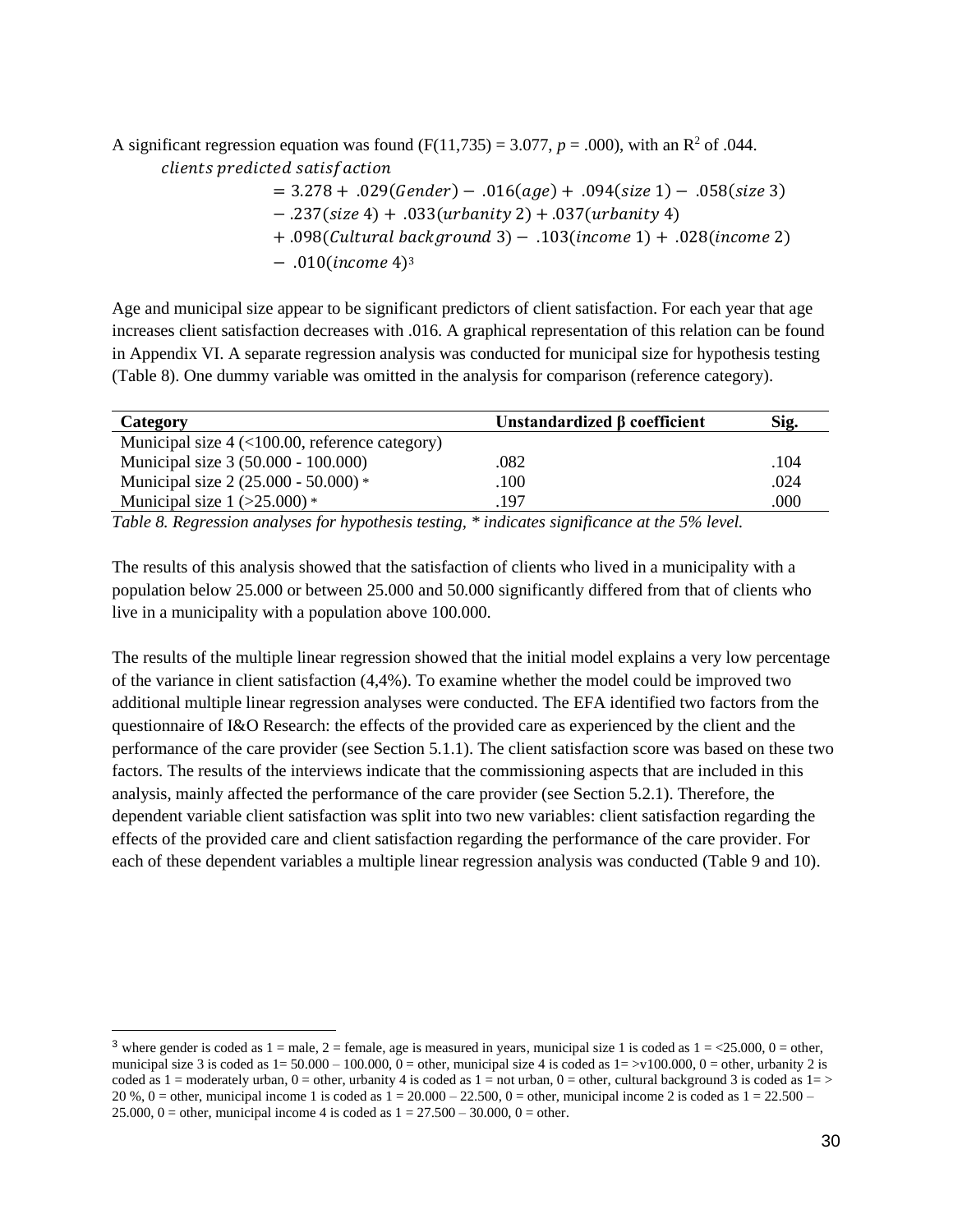A significant regression equation was found ($F(11,735) = 3.077$, $p = .000$), with an $R^2$ of .044.

$$
\begin{aligned}
\textit{clients predicted satisfaction} &= 3.278 + .029(\textit{Gender}) - .016(\textit{age}) + .094(\textit{size }1) - .058(\textit{size }3) \\
&\quad - .237(\textit{size }4) + .033(\textit{urbanity }2) + .037(\textit{urbanity }4) \\
&\quad + .098(\textit{Cultural background }3) - .103(\textit{income }1) + .028(\textit{income }2) \\
&\quad - .010(\textit{income }4)
\end{aligned}
$$
[3]

Age and municipal size appear to be significant predictors of client satisfaction. For each year that age increases client satisfaction decreases with .016. A graphical representation of this relation can be found in Appendix VI. A separate regression analysis was conducted for municipal size for hypothesis testing (Table 8). One dummy variable was omitted in the analysis for comparison (reference category).

| Category | Unstandardized β coefficient | Sig. |
|---|---|---|
| Municipal size 4 (<100.00, reference category) | | |
| Municipal size 3 (50.000 - 100.000) | .082 | .104 |
| Municipal size 2 (25.000 - 50.000) * | .100 | .024 |
| Municipal size 1 (>25.000) * | .197 | .000 |

*Table 8. Regression analyses for hypothesis testing, * indicates significance at the 5% level.*

The results of this analysis showed that the satisfaction of clients who lived in a municipality with a population below 25.000 or between 25.000 and 50.000 significantly differed from that of clients who live in a municipality with a population above 100.000.

The results of the multiple linear regression showed that the initial model explains a very low percentage of the variance in client satisfaction (4,4%). To examine whether the model could be improved two additional multiple linear regression analyses were conducted. The EFA identified two factors from the questionnaire of I&O Research: the effects of the provided care as experienced by the client and the performance of the care provider (see Section 5.1.1). The client satisfaction score was based on these two factors. The results of the interviews indicate that the commissioning aspects that are included in this analysis, mainly affected the performance of the care provider (see Section 5.2.1). Therefore, the dependent variable client satisfaction was split into two new variables: client satisfaction regarding the effects of the provided care and client satisfaction regarding the performance of the care provider. For each of these dependent variables a multiple linear regression analysis was conducted (Table 9 and 10).

---

[3] where gender is coded as 1 = male, 2 = female, age is measured in years, municipal size 1 is coded as 1 = <25.000, 0 = other, municipal size 3 is coded as 1= 50.000 – 100.000, 0 = other, municipal size 4 is coded as 1= >v100.000, 0 = other, urbanity 2 is coded as 1 = moderately urban, 0 = other, urbanity 4 is coded as 1 = not urban, 0 = other, cultural background 3 is coded as 1= > 20 %, 0 = other, municipal income 1 is coded as 1 = 20.000 – 22.500, 0 = other, municipal income 2 is coded as 1 = 22.500 – 25.000, 0 = other, municipal income 4 is coded as 1 = 27.500 – 30.000, 0 = other.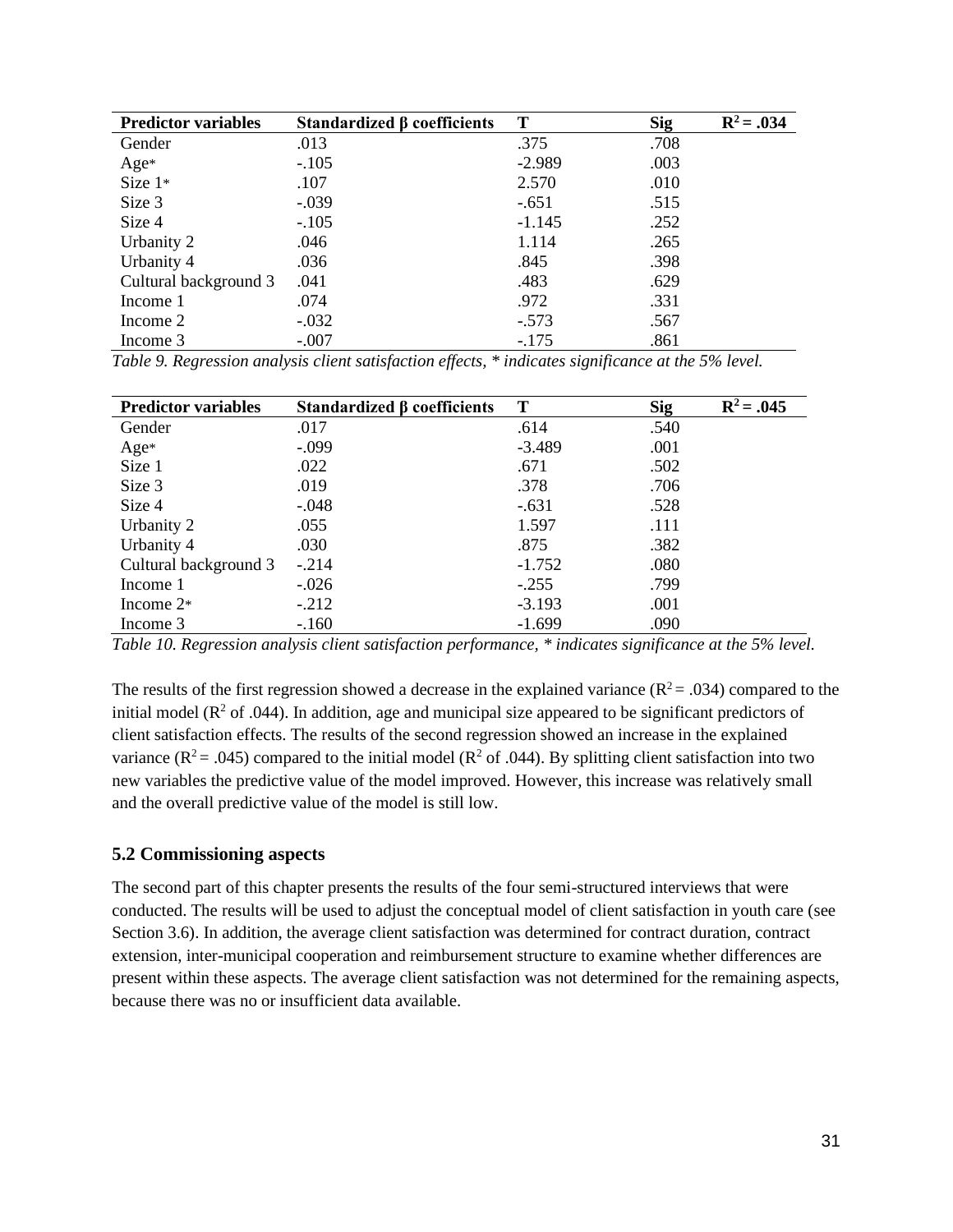| Predictor variables | Standardized β coefficients | T | Sig | $R^2 = .034$ |
|---|---|---|---|---|
| Gender | .013 | .375 | .708 | |
| Age* | -.105 | -2.989 | .003 | |
| Size 1* | .107 | 2.570 | .010 | |
| Size 3 | -.039 | -.651 | .515 | |
| Size 4 | -.105 | -1.145 | .252 | |
| Urbanity 2 | .046 | 1.114 | .265 | |
| Urbanity 4 | .036 | .845 | .398 | |
| Cultural background 3 | .041 | .483 | .629 | |
| Income 1 | .074 | .972 | .331 | |
| Income 2 | -.032 | -.573 | .567 | |
| Income 3 | -.007 | -.175 | .861 | |

*Table 9. Regression analysis client satisfaction effects, * indicates significance at the 5% level.*

| Predictor variables | Standardized β coefficients | T | Sig | $R^2 = .045$ |
|---|---|---|---|---|
| Gender | .017 | .614 | .540 | |
| Age* | -.099 | -3.489 | .001 | |
| Size 1 | .022 | .671 | .502 | |
| Size 3 | .019 | .378 | .706 | |
| Size 4 | -.048 | -.631 | .528 | |
| Urbanity 2 | .055 | 1.597 | .111 | |
| Urbanity 4 | .030 | .875 | .382 | |
| Cultural background 3 | -.214 | -1.752 | .080 | |
| Income 1 | -.026 | -.255 | .799 | |
| Income 2* | -.212 | -3.193 | .001 | |
| Income 3 | -.160 | -1.699 | .090 | |

*Table 10. Regression analysis client satisfaction performance, * indicates significance at the 5% level.*

The results of the first regression showed a decrease in the explained variance ($R^2 = .034$) compared to the initial model ($R^2$ of .044). In addition, age and municipal size appeared to be significant predictors of client satisfaction effects. The results of the second regression showed an increase in the explained variance ($R^2 = .045$) compared to the initial model ($R^2$ of .044). By splitting client satisfaction into two new variables the predictive value of the model improved. However, this increase was relatively small and the overall predictive value of the model is still low.

## 5.2 Commissioning aspects

The second part of this chapter presents the results of the four semi-structured interviews that were conducted. The results will be used to adjust the conceptual model of client satisfaction in youth care (see Section 3.6). In addition, the average client satisfaction was determined for contract duration, contract extension, inter-municipal cooperation and reimbursement structure to examine whether differences are present within these aspects. The average client satisfaction was not determined for the remaining aspects, because there was no or insufficient data available.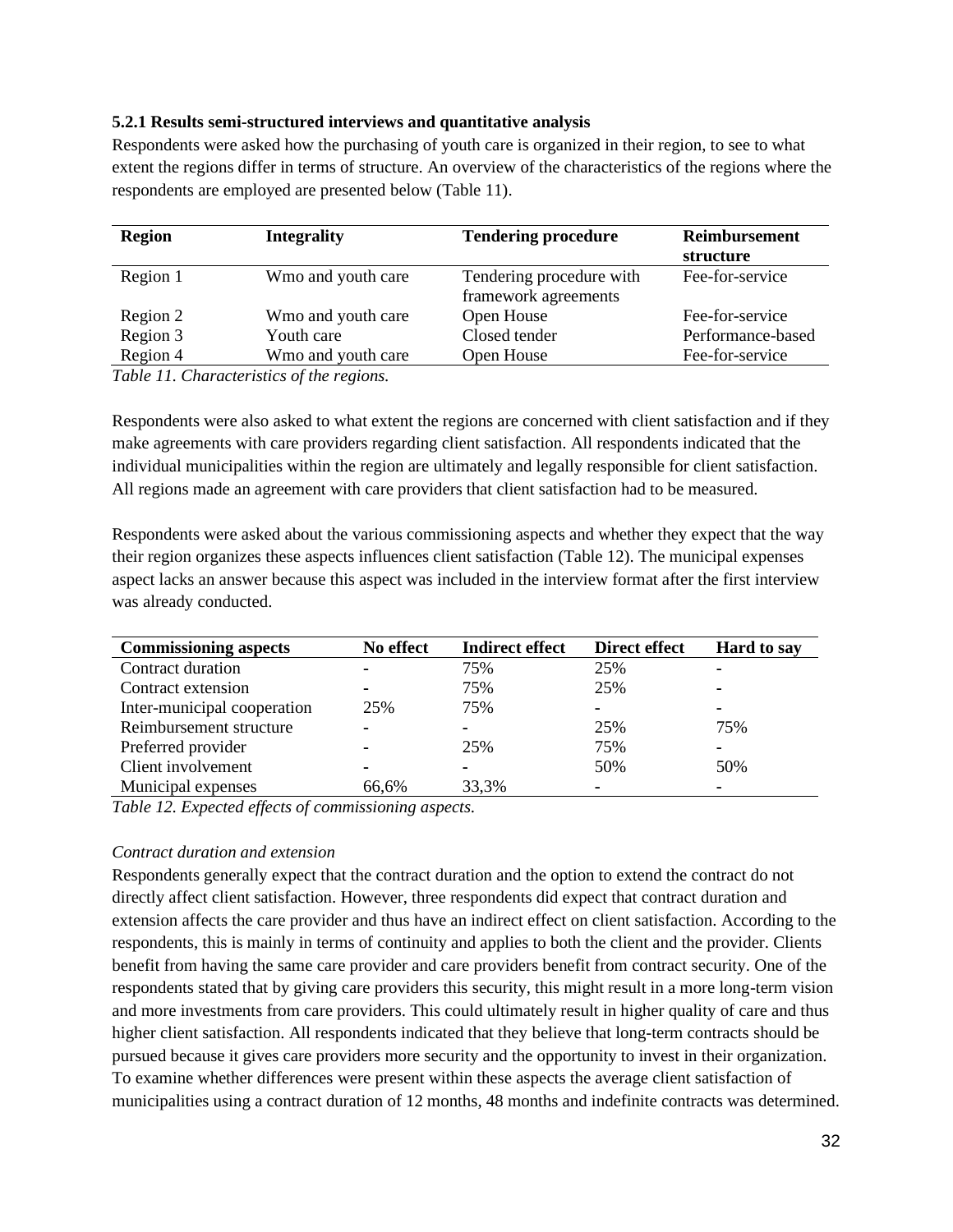### 5.2.1 Results semi-structured interviews and quantitative analysis

Respondents were asked how the purchasing of youth care is organized in their region, to see to what extent the regions differ in terms of structure. An overview of the characteristics of the regions where the respondents are employed are presented below (Table 11).

| Region | Integrality | Tendering procedure | Reimbursement structure |
|---|---|---|---|
| Region 1 | Wmo and youth care | Tendering procedure with framework agreements | Fee-for-service |
| Region 2 | Wmo and youth care | Open House | Fee-for-service |
| Region 3 | Youth care | Closed tender | Performance-based |
| Region 4 | Wmo and youth care | Open House | Fee-for-service |

*Table 11. Characteristics of the regions.*

Respondents were also asked to what extent the regions are concerned with client satisfaction and if they make agreements with care providers regarding client satisfaction. All respondents indicated that the individual municipalities within the region are ultimately and legally responsible for client satisfaction. All regions made an agreement with care providers that client satisfaction had to be measured.

Respondents were asked about the various commissioning aspects and whether they expect that the way their region organizes these aspects influences client satisfaction (Table 12). The municipal expenses aspect lacks an answer because this aspect was included in the interview format after the first interview was already conducted.

| Commissioning aspects | No effect | Indirect effect | Direct effect | Hard to say |
|---|---|---|---|---|
| Contract duration | - | 75% | 25% | - |
| Contract extension | - | 75% | 25% | - |
| Inter-municipal cooperation | 25% | 75% | - | - |
| Reimbursement structure | - | - | 25% | 75% |
| Preferred provider | - | 25% | 75% | - |
| Client involvement | - | - | 50% | 50% |
| Municipal expenses | 66,6% | 33,3% | - | - |

*Table 12. Expected effects of commissioning aspects.*

*Contract duration and extension*

Respondents generally expect that the contract duration and the option to extend the contract do not directly affect client satisfaction. However, three respondents did expect that contract duration and extension affects the care provider and thus have an indirect effect on client satisfaction. According to the respondents, this is mainly in terms of continuity and applies to both the client and the provider. Clients benefit from having the same care provider and care providers benefit from contract security. One of the respondents stated that by giving care providers this security, this might result in a more long-term vision and more investments from care providers. This could ultimately result in higher quality of care and thus higher client satisfaction. All respondents indicated that they believe that long-term contracts should be pursued because it gives care providers more security and the opportunity to invest in their organization. To examine whether differences were present within these aspects the average client satisfaction of municipalities using a contract duration of 12 months, 48 months and indefinite contracts was determined.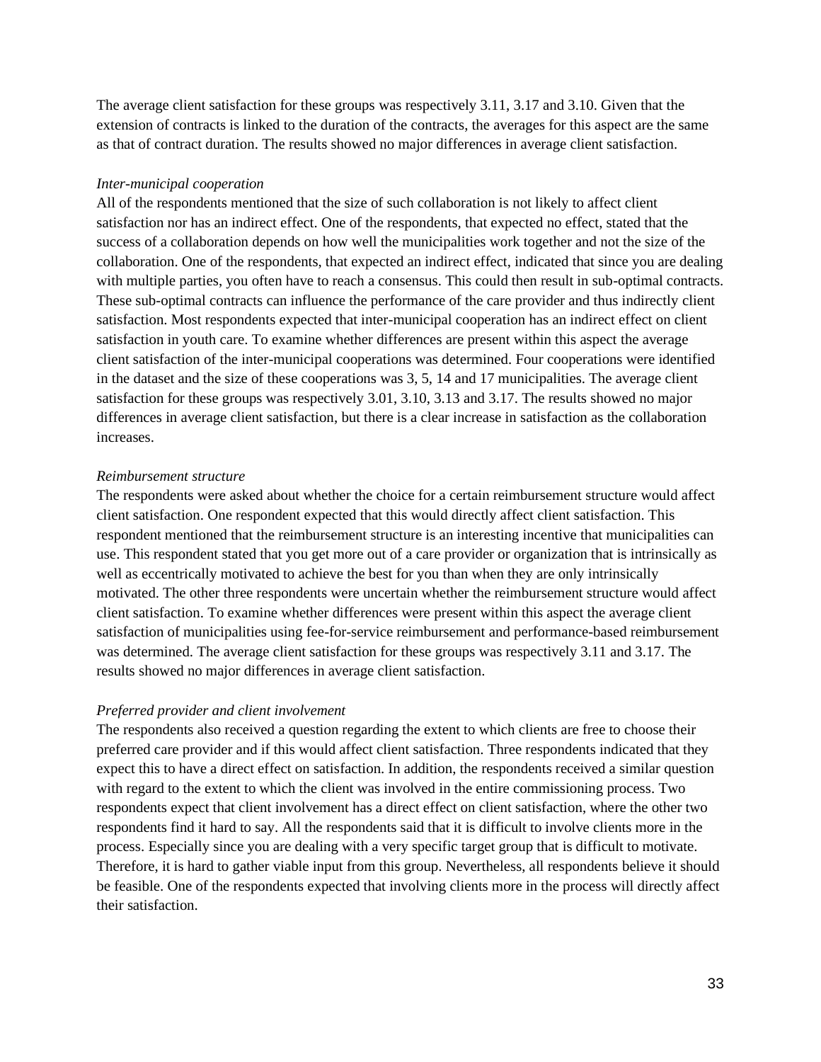The average client satisfaction for these groups was respectively 3.11, 3.17 and 3.10. Given that the extension of contracts is linked to the duration of the contracts, the averages for this aspect are the same as that of contract duration. The results showed no major differences in average client satisfaction.

*Inter-municipal cooperation*

All of the respondents mentioned that the size of such collaboration is not likely to affect client satisfaction nor has an indirect effect. One of the respondents, that expected no effect, stated that the success of a collaboration depends on how well the municipalities work together and not the size of the collaboration. One of the respondents, that expected an indirect effect, indicated that since you are dealing with multiple parties, you often have to reach a consensus. This could then result in sub-optimal contracts. These sub-optimal contracts can influence the performance of the care provider and thus indirectly client satisfaction. Most respondents expected that inter-municipal cooperation has an indirect effect on client satisfaction in youth care. To examine whether differences are present within this aspect the average client satisfaction of the inter-municipal cooperations was determined. Four cooperations were identified in the dataset and the size of these cooperations was 3, 5, 14 and 17 municipalities. The average client satisfaction for these groups was respectively 3.01, 3.10, 3.13 and 3.17. The results showed no major differences in average client satisfaction, but there is a clear increase in satisfaction as the collaboration increases.

*Reimbursement structure*

The respondents were asked about whether the choice for a certain reimbursement structure would affect client satisfaction. One respondent expected that this would directly affect client satisfaction. This respondent mentioned that the reimbursement structure is an interesting incentive that municipalities can use. This respondent stated that you get more out of a care provider or organization that is intrinsically as well as eccentrically motivated to achieve the best for you than when they are only intrinsically motivated. The other three respondents were uncertain whether the reimbursement structure would affect client satisfaction. To examine whether differences were present within this aspect the average client satisfaction of municipalities using fee-for-service reimbursement and performance-based reimbursement was determined. The average client satisfaction for these groups was respectively 3.11 and 3.17. The results showed no major differences in average client satisfaction.

*Preferred provider and client involvement*

The respondents also received a question regarding the extent to which clients are free to choose their preferred care provider and if this would affect client satisfaction. Three respondents indicated that they expect this to have a direct effect on satisfaction. In addition, the respondents received a similar question with regard to the extent to which the client was involved in the entire commissioning process. Two respondents expect that client involvement has a direct effect on client satisfaction, where the other two respondents find it hard to say. All the respondents said that it is difficult to involve clients more in the process. Especially since you are dealing with a very specific target group that is difficult to motivate. Therefore, it is hard to gather viable input from this group. Nevertheless, all respondents believe it should be feasible. One of the respondents expected that involving clients more in the process will directly affect their satisfaction.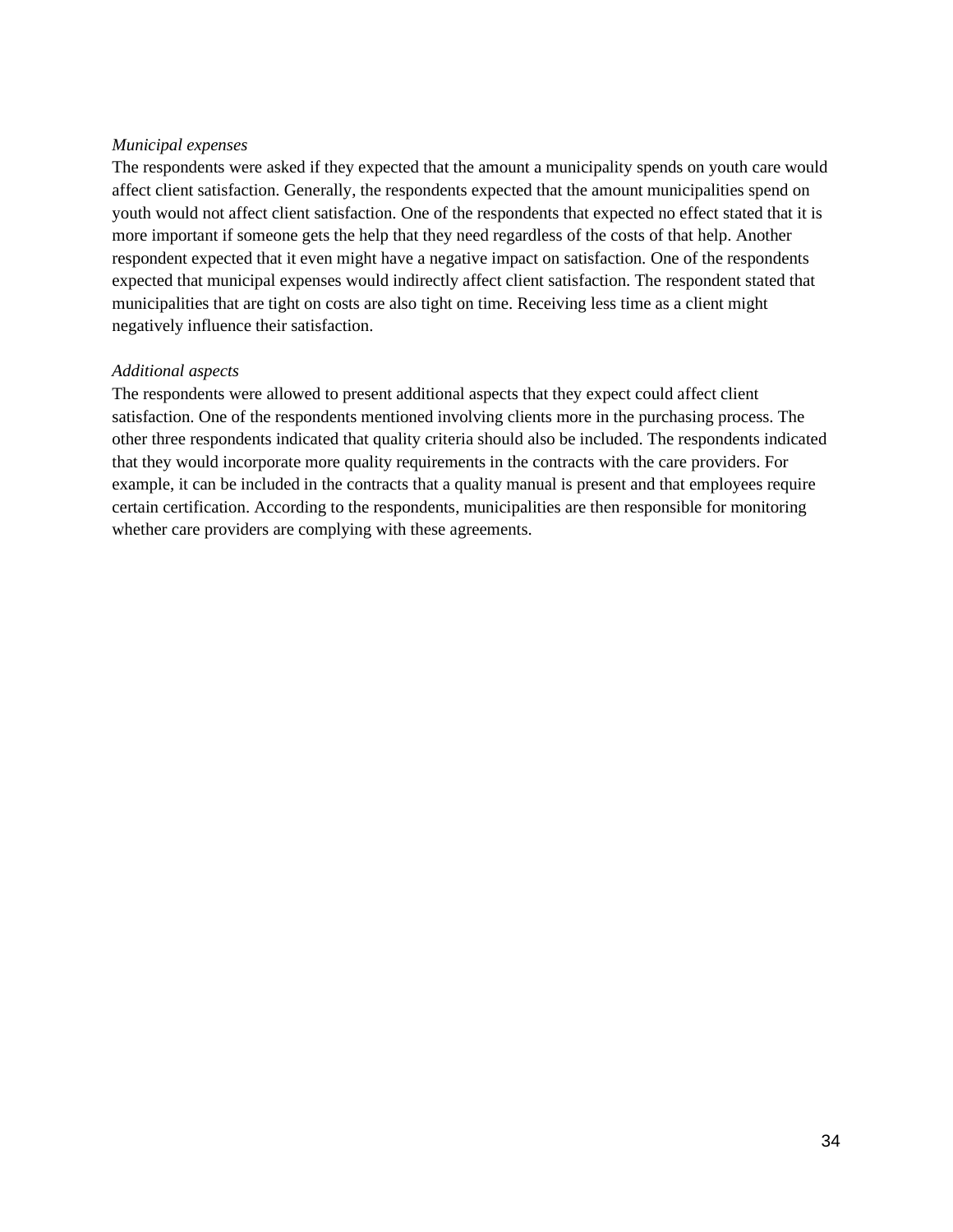*Municipal expenses*

The respondents were asked if they expected that the amount a municipality spends on youth care would affect client satisfaction. Generally, the respondents expected that the amount municipalities spend on youth would not affect client satisfaction. One of the respondents that expected no effect stated that it is more important if someone gets the help that they need regardless of the costs of that help. Another respondent expected that it even might have a negative impact on satisfaction. One of the respondents expected that municipal expenses would indirectly affect client satisfaction. The respondent stated that municipalities that are tight on costs are also tight on time. Receiving less time as a client might negatively influence their satisfaction.

*Additional aspects*

The respondents were allowed to present additional aspects that they expect could affect client satisfaction. One of the respondents mentioned involving clients more in the purchasing process. The other three respondents indicated that quality criteria should also be included. The respondents indicated that they would incorporate more quality requirements in the contracts with the care providers. For example, it can be included in the contracts that a quality manual is present and that employees require certain certification. According to the respondents, municipalities are then responsible for monitoring whether care providers are complying with these agreements.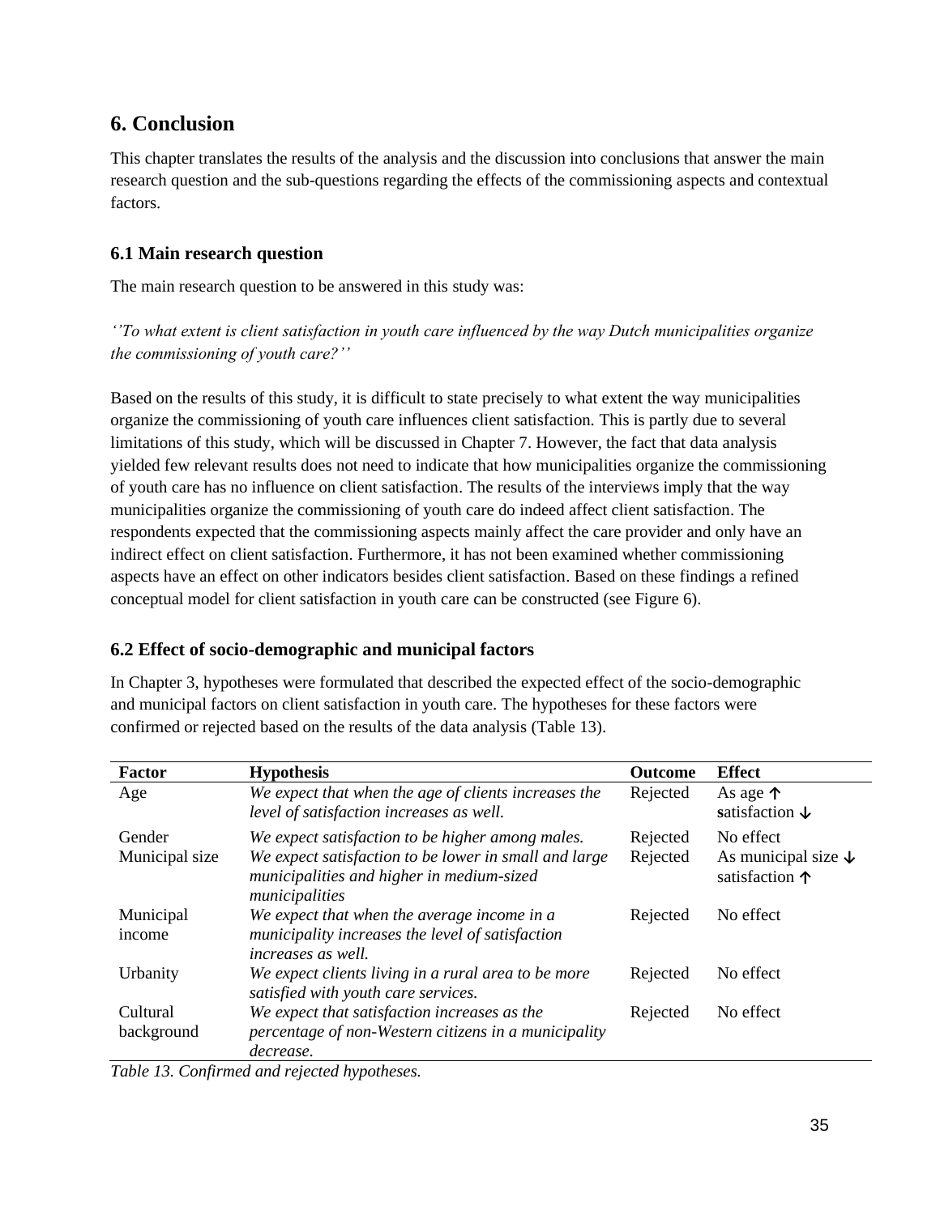## 6. Conclusion

This chapter translates the results of the analysis and the discussion into conclusions that answer the main research question and the sub-questions regarding the effects of the commissioning aspects and contextual factors.

### 6.1 Main research question

The main research question to be answered in this study was:

*''To what extent is client satisfaction in youth care influenced by the way Dutch municipalities organize the commissioning of youth care?''*

Based on the results of this study, it is difficult to state precisely to what extent the way municipalities organize the commissioning of youth care influences client satisfaction. This is partly due to several limitations of this study, which will be discussed in Chapter 7. However, the fact that data analysis yielded few relevant results does not need to indicate that how municipalities organize the commissioning of youth care has no influence on client satisfaction. The results of the interviews imply that the way municipalities organize the commissioning of youth care do indeed affect client satisfaction. The respondents expected that the commissioning aspects mainly affect the care provider and only have an indirect effect on client satisfaction. Furthermore, it has not been examined whether commissioning aspects have an effect on other indicators besides client satisfaction. Based on these findings a refined conceptual model for client satisfaction in youth care can be constructed (see Figure 6).

### 6.2 Effect of socio-demographic and municipal factors

In Chapter 3, hypotheses were formulated that described the expected effect of the socio-demographic and municipal factors on client satisfaction in youth care. The hypotheses for these factors were confirmed or rejected based on the results of the data analysis (Table 13).

| Factor | Hypothesis | Outcome | Effect |
|---|---|---|---|
| Age | *We expect that when the age of clients increases the level of satisfaction increases as well.* | Rejected | As age ↑ satisfaction ↓ |
| Gender | *We expect satisfaction to be higher among males.* | Rejected | No effect |
| Municipal size | *We expect satisfaction to be lower in small and large municipalities and higher in medium-sized municipalities* | Rejected | As municipal size ↓ satisfaction ↑ |
| Municipal income | *We expect that when the average income in a municipality increases the level of satisfaction increases as well.* | Rejected | No effect |
| Urbanity | *We expect clients living in a rural area to be more satisfied with youth care services.* | Rejected | No effect |
| Cultural background | *We expect that satisfaction increases as the percentage of non-Western citizens in a municipality decrease.* | Rejected | No effect |

*Table 13. Confirmed and rejected hypotheses.*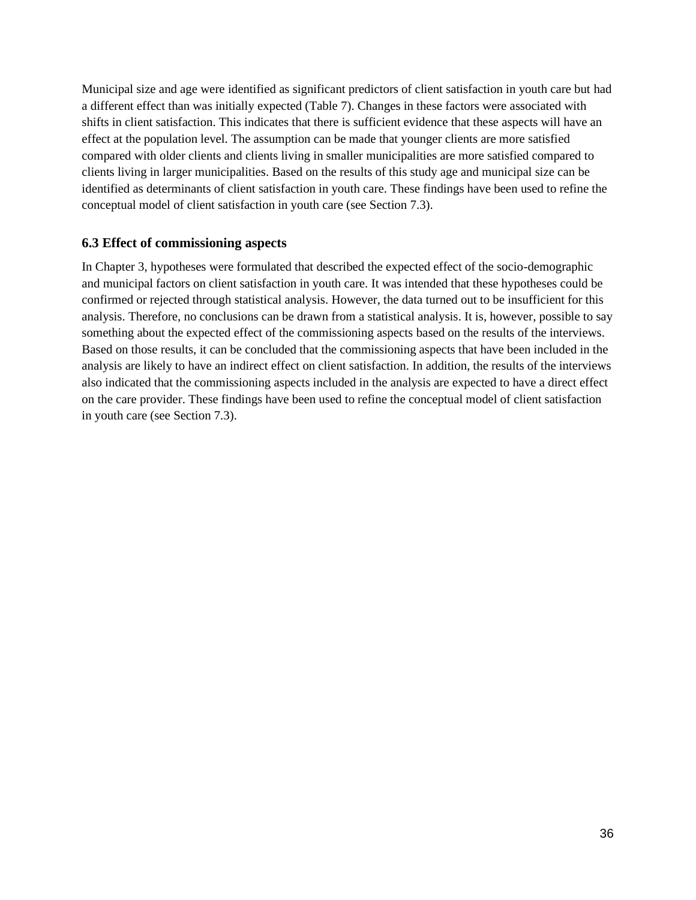Municipal size and age were identified as significant predictors of client satisfaction in youth care but had a different effect than was initially expected (Table 7). Changes in these factors were associated with shifts in client satisfaction. This indicates that there is sufficient evidence that these aspects will have an effect at the population level. The assumption can be made that younger clients are more satisfied compared with older clients and clients living in smaller municipalities are more satisfied compared to clients living in larger municipalities. Based on the results of this study age and municipal size can be identified as determinants of client satisfaction in youth care. These findings have been used to refine the conceptual model of client satisfaction in youth care (see Section 7.3).

### 6.3 Effect of commissioning aspects

In Chapter 3, hypotheses were formulated that described the expected effect of the socio-demographic and municipal factors on client satisfaction in youth care. It was intended that these hypotheses could be confirmed or rejected through statistical analysis. However, the data turned out to be insufficient for this analysis. Therefore, no conclusions can be drawn from a statistical analysis. It is, however, possible to say something about the expected effect of the commissioning aspects based on the results of the interviews. Based on those results, it can be concluded that the commissioning aspects that have been included in the analysis are likely to have an indirect effect on client satisfaction. In addition, the results of the interviews also indicated that the commissioning aspects included in the analysis are expected to have a direct effect on the care provider. These findings have been used to refine the conceptual model of client satisfaction in youth care (see Section 7.3).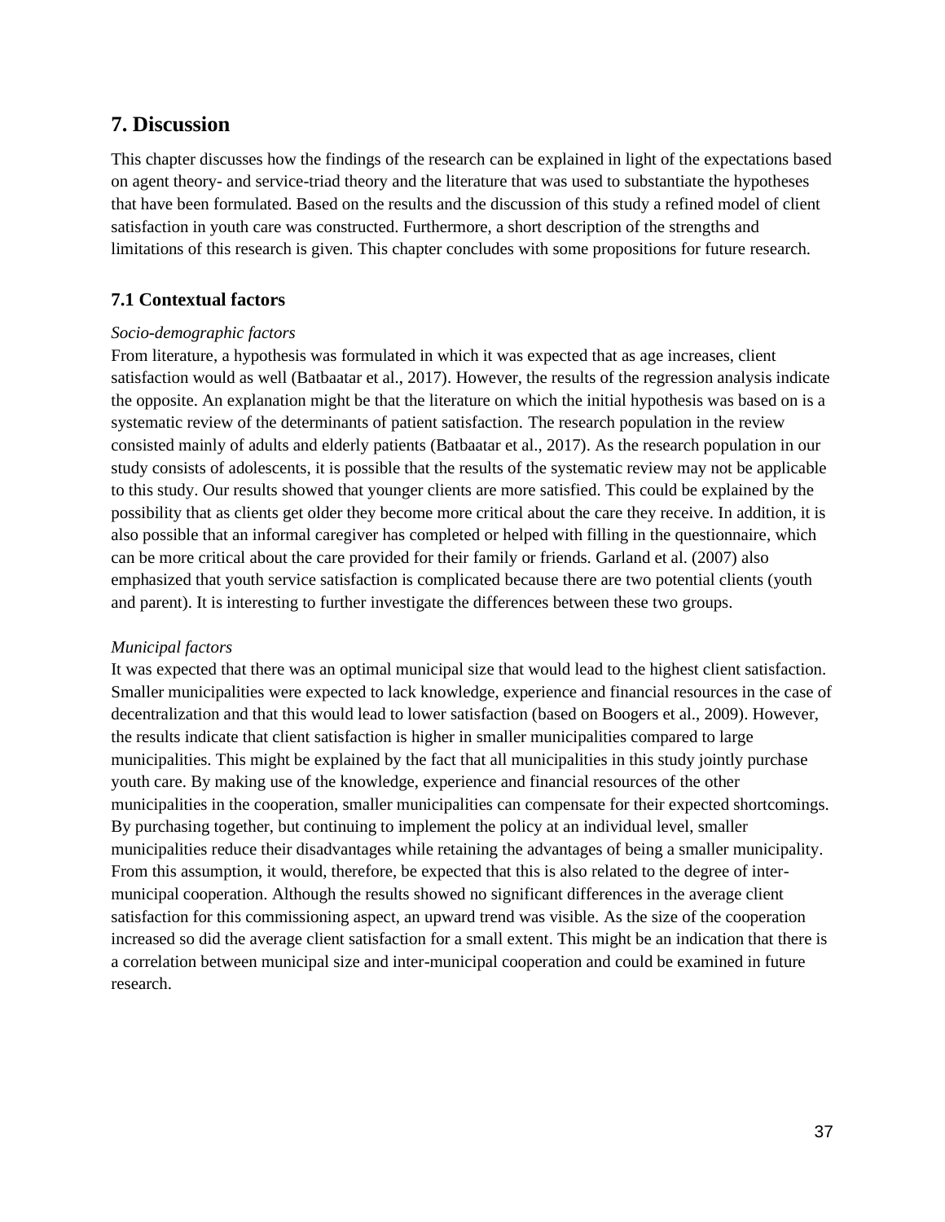## 7. Discussion

This chapter discusses how the findings of the research can be explained in light of the expectations based on agent theory- and service-triad theory and the literature that was used to substantiate the hypotheses that have been formulated. Based on the results and the discussion of this study a refined model of client satisfaction in youth care was constructed. Furthermore, a short description of the strengths and limitations of this research is given. This chapter concludes with some propositions for future research.

### 7.1 Contextual factors

*Socio-demographic factors*

From literature, a hypothesis was formulated in which it was expected that as age increases, client satisfaction would as well (Batbaatar et al., 2017). However, the results of the regression analysis indicate the opposite. An explanation might be that the literature on which the initial hypothesis was based on is a systematic review of the determinants of patient satisfaction. The research population in the review consisted mainly of adults and elderly patients (Batbaatar et al., 2017). As the research population in our study consists of adolescents, it is possible that the results of the systematic review may not be applicable to this study. Our results showed that younger clients are more satisfied. This could be explained by the possibility that as clients get older they become more critical about the care they receive. In addition, it is also possible that an informal caregiver has completed or helped with filling in the questionnaire, which can be more critical about the care provided for their family or friends. Garland et al. (2007) also emphasized that youth service satisfaction is complicated because there are two potential clients (youth and parent). It is interesting to further investigate the differences between these two groups.

*Municipal factors*

It was expected that there was an optimal municipal size that would lead to the highest client satisfaction. Smaller municipalities were expected to lack knowledge, experience and financial resources in the case of decentralization and that this would lead to lower satisfaction (based on Boogers et al., 2009). However, the results indicate that client satisfaction is higher in smaller municipalities compared to large municipalities. This might be explained by the fact that all municipalities in this study jointly purchase youth care. By making use of the knowledge, experience and financial resources of the other municipalities in the cooperation, smaller municipalities can compensate for their expected shortcomings. By purchasing together, but continuing to implement the policy at an individual level, smaller municipalities reduce their disadvantages while retaining the advantages of being a smaller municipality. From this assumption, it would, therefore, be expected that this is also related to the degree of inter-municipal cooperation. Although the results showed no significant differences in the average client satisfaction for this commissioning aspect, an upward trend was visible. As the size of the cooperation increased so did the average client satisfaction for a small extent. This might be an indication that there is a correlation between municipal size and inter-municipal cooperation and could be examined in future research.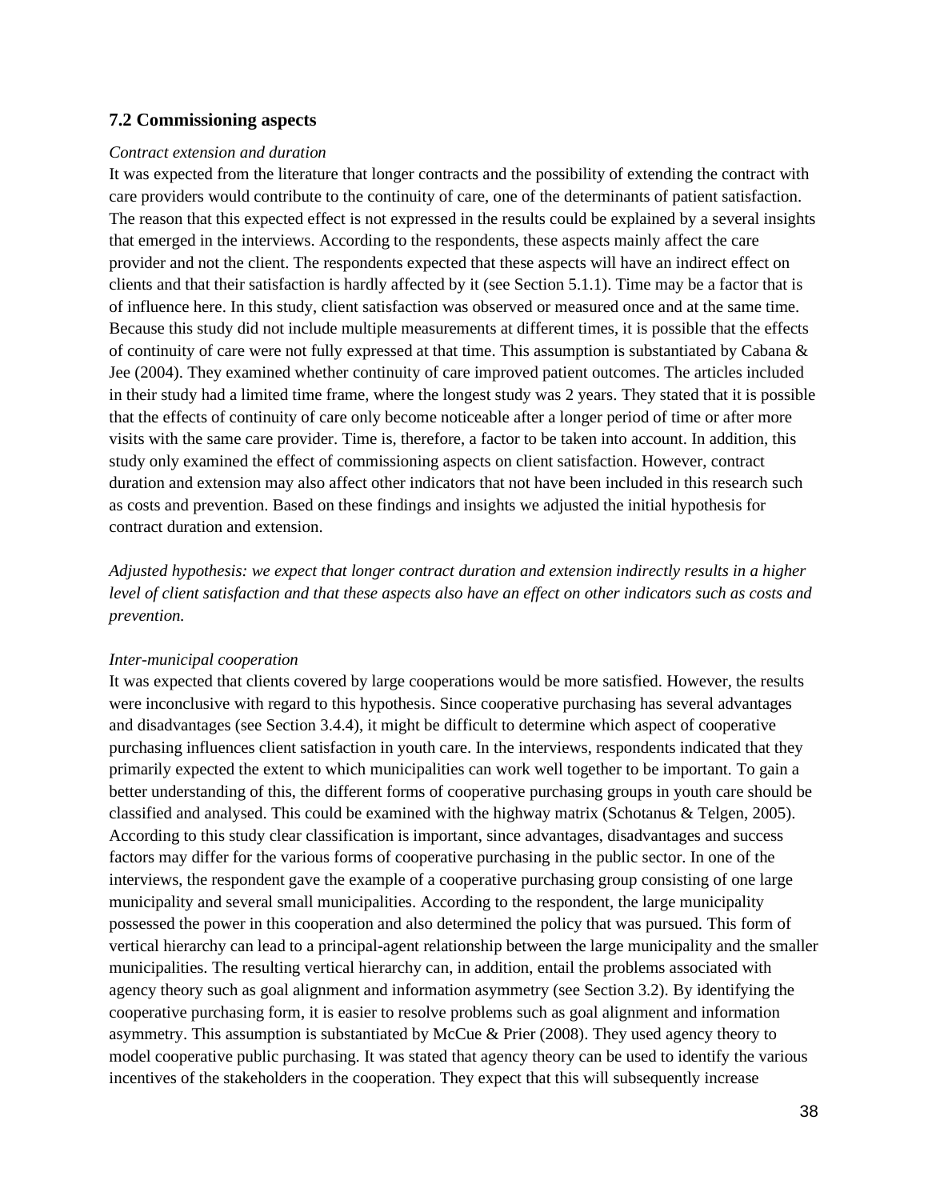## 7.2 Commissioning aspects

*Contract extension and duration*

It was expected from the literature that longer contracts and the possibility of extending the contract with care providers would contribute to the continuity of care, one of the determinants of patient satisfaction. The reason that this expected effect is not expressed in the results could be explained by a several insights that emerged in the interviews. According to the respondents, these aspects mainly affect the care provider and not the client. The respondents expected that these aspects will have an indirect effect on clients and that their satisfaction is hardly affected by it (see Section 5.1.1). Time may be a factor that is of influence here. In this study, client satisfaction was observed or measured once and at the same time. Because this study did not include multiple measurements at different times, it is possible that the effects of continuity of care were not fully expressed at that time. This assumption is substantiated by Cabana & Jee (2004). They examined whether continuity of care improved patient outcomes. The articles included in their study had a limited time frame, where the longest study was 2 years. They stated that it is possible that the effects of continuity of care only become noticeable after a longer period of time or after more visits with the same care provider. Time is, therefore, a factor to be taken into account. In addition, this study only examined the effect of commissioning aspects on client satisfaction. However, contract duration and extension may also affect other indicators that not have been included in this research such as costs and prevention. Based on these findings and insights we adjusted the initial hypothesis for contract duration and extension.

*Adjusted hypothesis: we expect that longer contract duration and extension indirectly results in a higher level of client satisfaction and that these aspects also have an effect on other indicators such as costs and prevention.*

*Inter-municipal cooperation*

It was expected that clients covered by large cooperations would be more satisfied. However, the results were inconclusive with regard to this hypothesis. Since cooperative purchasing has several advantages and disadvantages (see Section 3.4.4), it might be difficult to determine which aspect of cooperative purchasing influences client satisfaction in youth care. In the interviews, respondents indicated that they primarily expected the extent to which municipalities can work well together to be important. To gain a better understanding of this, the different forms of cooperative purchasing groups in youth care should be classified and analysed. This could be examined with the highway matrix (Schotanus & Telgen, 2005). According to this study clear classification is important, since advantages, disadvantages and success factors may differ for the various forms of cooperative purchasing in the public sector. In one of the interviews, the respondent gave the example of a cooperative purchasing group consisting of one large municipality and several small municipalities. According to the respondent, the large municipality possessed the power in this cooperation and also determined the policy that was pursued. This form of vertical hierarchy can lead to a principal-agent relationship between the large municipality and the smaller municipalities. The resulting vertical hierarchy can, in addition, entail the problems associated with agency theory such as goal alignment and information asymmetry (see Section 3.2). By identifying the cooperative purchasing form, it is easier to resolve problems such as goal alignment and information asymmetry. This assumption is substantiated by McCue & Prier (2008). They used agency theory to model cooperative public purchasing. It was stated that agency theory can be used to identify the various incentives of the stakeholders in the cooperation. They expect that this will subsequently increase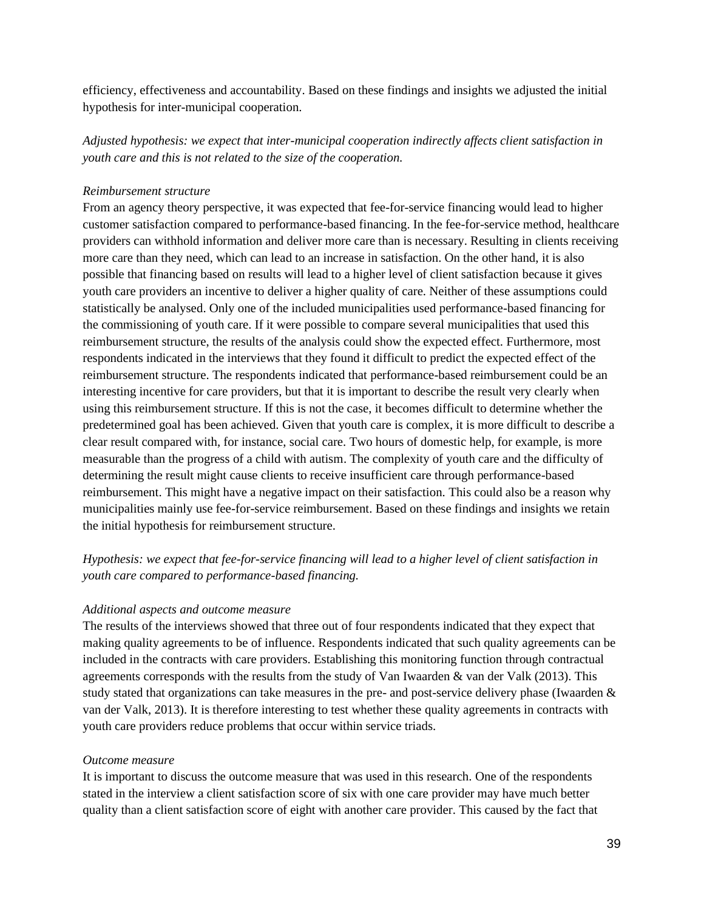efficiency, effectiveness and accountability. Based on these findings and insights we adjusted the initial hypothesis for inter-municipal cooperation.

*Adjusted hypothesis: we expect that inter-municipal cooperation indirectly affects client satisfaction in youth care and this is not related to the size of the cooperation.*

*Reimbursement structure*

From an agency theory perspective, it was expected that fee-for-service financing would lead to higher customer satisfaction compared to performance-based financing. In the fee-for-service method, healthcare providers can withhold information and deliver more care than is necessary. Resulting in clients receiving more care than they need, which can lead to an increase in satisfaction. On the other hand, it is also possible that financing based on results will lead to a higher level of client satisfaction because it gives youth care providers an incentive to deliver a higher quality of care. Neither of these assumptions could statistically be analysed. Only one of the included municipalities used performance-based financing for the commissioning of youth care. If it were possible to compare several municipalities that used this reimbursement structure, the results of the analysis could show the expected effect. Furthermore, most respondents indicated in the interviews that they found it difficult to predict the expected effect of the reimbursement structure. The respondents indicated that performance-based reimbursement could be an interesting incentive for care providers, but that it is important to describe the result very clearly when using this reimbursement structure. If this is not the case, it becomes difficult to determine whether the predetermined goal has been achieved. Given that youth care is complex, it is more difficult to describe a clear result compared with, for instance, social care. Two hours of domestic help, for example, is more measurable than the progress of a child with autism. The complexity of youth care and the difficulty of determining the result might cause clients to receive insufficient care through performance-based reimbursement. This might have a negative impact on their satisfaction. This could also be a reason why municipalities mainly use fee-for-service reimbursement. Based on these findings and insights we retain the initial hypothesis for reimbursement structure.

*Hypothesis: we expect that fee-for-service financing will lead to a higher level of client satisfaction in youth care compared to performance-based financing.*

*Additional aspects and outcome measure*

The results of the interviews showed that three out of four respondents indicated that they expect that making quality agreements to be of influence. Respondents indicated that such quality agreements can be included in the contracts with care providers. Establishing this monitoring function through contractual agreements corresponds with the results from the study of Van Iwaarden & van der Valk (2013). This study stated that organizations can take measures in the pre- and post-service delivery phase (Iwaarden & van der Valk, 2013). It is therefore interesting to test whether these quality agreements in contracts with youth care providers reduce problems that occur within service triads.

*Outcome measure*

It is important to discuss the outcome measure that was used in this research. One of the respondents stated in the interview a client satisfaction score of six with one care provider may have much better quality than a client satisfaction score of eight with another care provider. This caused by the fact that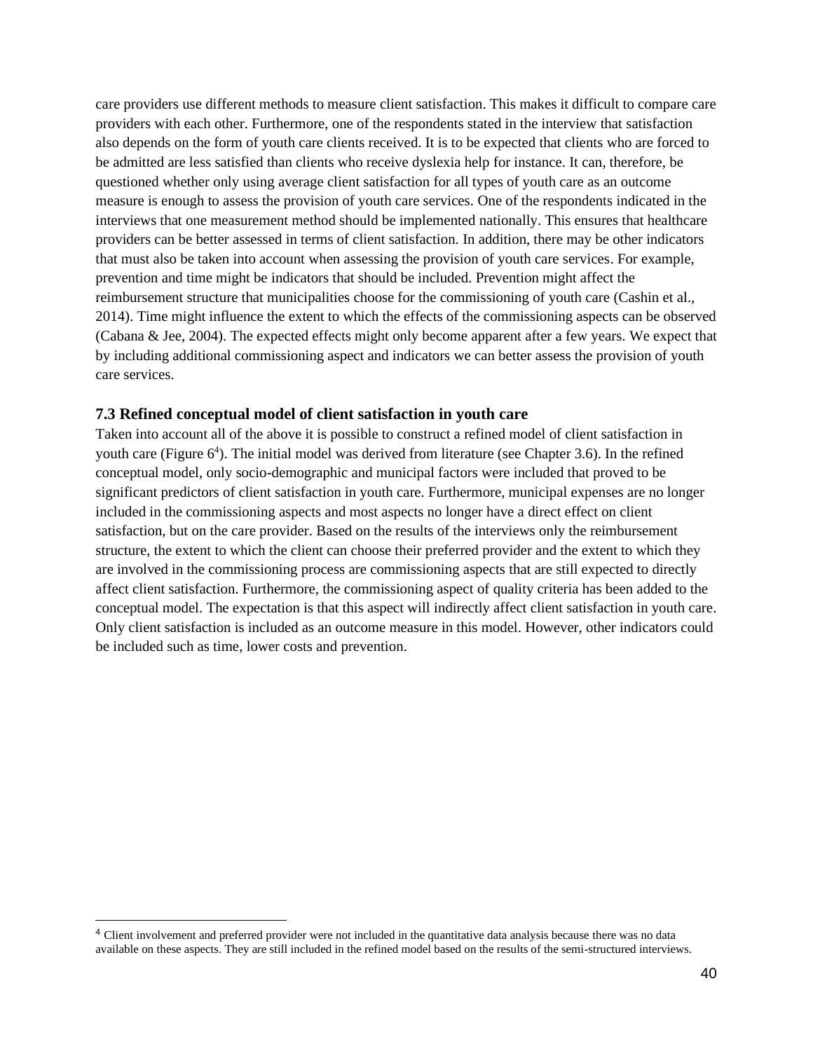care providers use different methods to measure client satisfaction. This makes it difficult to compare care providers with each other. Furthermore, one of the respondents stated in the interview that satisfaction also depends on the form of youth care clients received. It is to be expected that clients who are forced to be admitted are less satisfied than clients who receive dyslexia help for instance. It can, therefore, be questioned whether only using average client satisfaction for all types of youth care as an outcome measure is enough to assess the provision of youth care services. One of the respondents indicated in the interviews that one measurement method should be implemented nationally. This ensures that healthcare providers can be better assessed in terms of client satisfaction. In addition, there may be other indicators that must also be taken into account when assessing the provision of youth care services. For example, prevention and time might be indicators that should be included. Prevention might affect the reimbursement structure that municipalities choose for the commissioning of youth care (Cashin et al., 2014). Time might influence the extent to which the effects of the commissioning aspects can be observed (Cabana & Jee, 2004). The expected effects might only become apparent after a few years. We expect that by including additional commissioning aspect and indicators we can better assess the provision of youth care services.

### 7.3 Refined conceptual model of client satisfaction in youth care

Taken into account all of the above it is possible to construct a refined model of client satisfaction in youth care (Figure 6[4]). The initial model was derived from literature (see Chapter 3.6). In the refined conceptual model, only socio-demographic and municipal factors were included that proved to be significant predictors of client satisfaction in youth care. Furthermore, municipal expenses are no longer included in the commissioning aspects and most aspects no longer have a direct effect on client satisfaction, but on the care provider. Based on the results of the interviews only the reimbursement structure, the extent to which the client can choose their preferred provider and the extent to which they are involved in the commissioning process are commissioning aspects that are still expected to directly affect client satisfaction. Furthermore, the commissioning aspect of quality criteria has been added to the conceptual model. The expectation is that this aspect will indirectly affect client satisfaction in youth care. Only client satisfaction is included as an outcome measure in this model. However, other indicators could be included such as time, lower costs and prevention.

[4] Client involvement and preferred provider were not included in the quantitative data analysis because there was no data available on these aspects. They are still included in the refined model based on the results of the semi-structured interviews.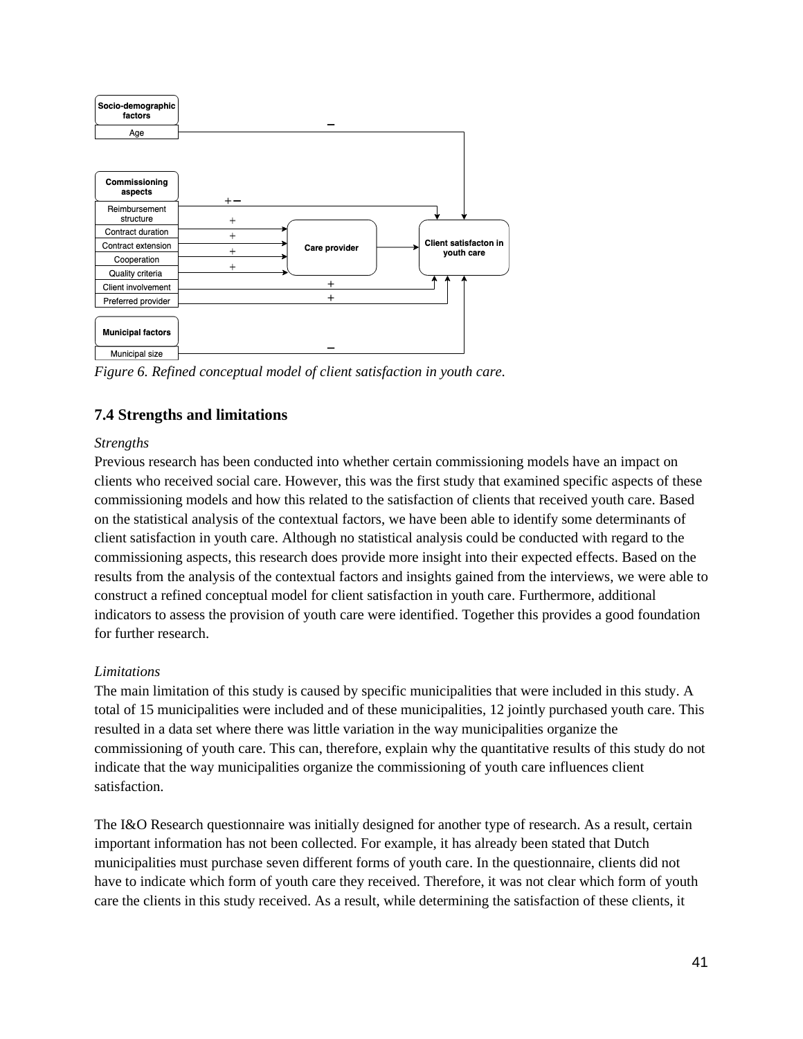*Figure 6. Refined conceptual model of client satisfaction in youth care.*

## 7.4 Strengths and limitations

*Strengths*

Previous research has been conducted into whether certain commissioning models have an impact on clients who received social care. However, this was the first study that examined specific aspects of these commissioning models and how this related to the satisfaction of clients that received youth care. Based on the statistical analysis of the contextual factors, we have been able to identify some determinants of client satisfaction in youth care. Although no statistical analysis could be conducted with regard to the commissioning aspects, this research does provide more insight into their expected effects. Based on the results from the analysis of the contextual factors and insights gained from the interviews, we were able to construct a refined conceptual model for client satisfaction in youth care. Furthermore, additional indicators to assess the provision of youth care were identified. Together this provides a good foundation for further research.

*Limitations*

The main limitation of this study is caused by specific municipalities that were included in this study. A total of 15 municipalities were included and of these municipalities, 12 jointly purchased youth care. This resulted in a data set where there was little variation in the way municipalities organize the commissioning of youth care. This can, therefore, explain why the quantitative results of this study do not indicate that the way municipalities organize the commissioning of youth care influences client satisfaction.

The I&O Research questionnaire was initially designed for another type of research. As a result, certain important information has not been collected. For example, it has already been stated that Dutch municipalities must purchase seven different forms of youth care. In the questionnaire, clients did not have to indicate which form of youth care they received. Therefore, it was not clear which form of youth care the clients in this study received. As a result, while determining the satisfaction of these clients, it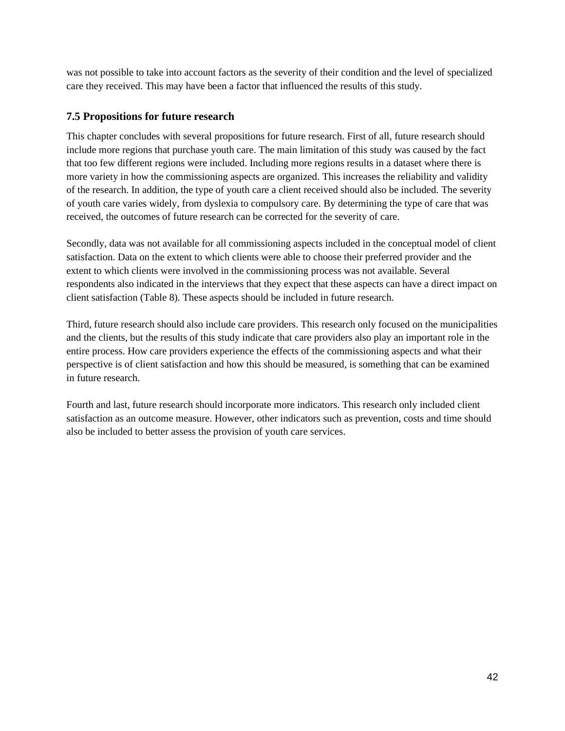was not possible to take into account factors as the severity of their condition and the level of specialized care they received. This may have been a factor that influenced the results of this study.

### 7.5 Propositions for future research

This chapter concludes with several propositions for future research. First of all, future research should include more regions that purchase youth care. The main limitation of this study was caused by the fact that too few different regions were included. Including more regions results in a dataset where there is more variety in how the commissioning aspects are organized. This increases the reliability and validity of the research. In addition, the type of youth care a client received should also be included. The severity of youth care varies widely, from dyslexia to compulsory care. By determining the type of care that was received, the outcomes of future research can be corrected for the severity of care.

Secondly, data was not available for all commissioning aspects included in the conceptual model of client satisfaction. Data on the extent to which clients were able to choose their preferred provider and the extent to which clients were involved in the commissioning process was not available. Several respondents also indicated in the interviews that they expect that these aspects can have a direct impact on client satisfaction (Table 8). These aspects should be included in future research.

Third, future research should also include care providers. This research only focused on the municipalities and the clients, but the results of this study indicate that care providers also play an important role in the entire process. How care providers experience the effects of the commissioning aspects and what their perspective is of client satisfaction and how this should be measured, is something that can be examined in future research.

Fourth and last, future research should incorporate more indicators. This research only included client satisfaction as an outcome measure. However, other indicators such as prevention, costs and time should also be included to better assess the provision of youth care services.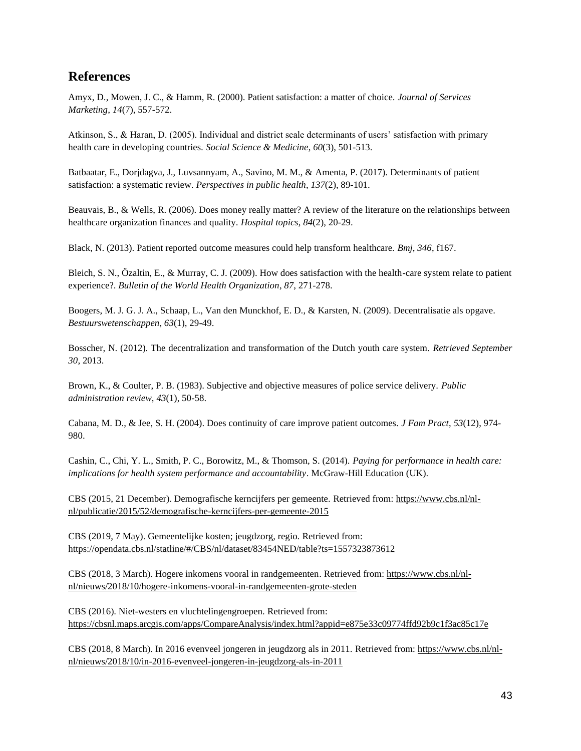## References

Amyx, D., Mowen, J. C., & Hamm, R. (2000). Patient satisfaction: a matter of choice. *Journal of Services Marketing*, *14*(7), 557-572.

Atkinson, S., & Haran, D. (2005). Individual and district scale determinants of users' satisfaction with primary health care in developing countries. *Social Science & Medicine*, *60*(3), 501-513.

Batbaatar, E., Dorjdagva, J., Luvsannyam, A., Savino, M. M., & Amenta, P. (2017). Determinants of patient satisfaction: a systematic review. *Perspectives in public health*, *137*(2), 89-101.

Beauvais, B., & Wells, R. (2006). Does money really matter? A review of the literature on the relationships between healthcare organization finances and quality. *Hospital topics*, *84*(2), 20-29.

Black, N. (2013). Patient reported outcome measures could help transform healthcare. *Bmj*, *346*, f167.

Bleich, S. N., Özaltin, E., & Murray, C. J. (2009). How does satisfaction with the health-care system relate to patient experience?. *Bulletin of the World Health Organization*, *87*, 271-278.

Boogers, M. J. G. J. A., Schaap, L., Van den Munckhof, E. D., & Karsten, N. (2009). Decentralisatie als opgave. *Bestuurswetenschappen*, *63*(1), 29-49.

Bosscher, N. (2012). The decentralization and transformation of the Dutch youth care system. *Retrieved September 30*, 2013.

Brown, K., & Coulter, P. B. (1983). Subjective and objective measures of police service delivery. *Public administration review*, *43*(1), 50-58.

Cabana, M. D., & Jee, S. H. (2004). Does continuity of care improve patient outcomes. *J Fam Pract*, *53*(12), 974-980.

Cashin, C., Chi, Y. L., Smith, P. C., Borowitz, M., & Thomson, S. (2014). *Paying for performance in health care: implications for health system performance and accountability*. McGraw-Hill Education (UK).

CBS (2015, 21 December). Demografische kerncijfers per gemeente. Retrieved from: https://www.cbs.nl/nl-nl/publicatie/2015/52/demografische-kerncijfers-per-gemeente-2015

CBS (2019, 7 May). Gemeentelijke kosten; jeugdzorg, regio. Retrieved from: https://opendata.cbs.nl/statline/#/CBS/nl/dataset/83454NED/table?ts=1557323873612

CBS (2018, 3 March). Hogere inkomens vooral in randgemeenten. Retrieved from: https://www.cbs.nl/nl-nl/nieuws/2018/10/hogere-inkomens-vooral-in-randgemeenten-grote-steden

CBS (2016). Niet-westers en vluchtelingengroepen. Retrieved from: https://cbsnl.maps.arcgis.com/apps/CompareAnalysis/index.html?appid=e875e33c09774ffd92b9c1f3ac85c17e

CBS (2018, 8 March). In 2016 evenveel jongeren in jeugdzorg als in 2011. Retrieved from: https://www.cbs.nl/nl-nl/nieuws/2018/10/in-2016-evenveel-jongeren-in-jeugdzorg-als-in-2011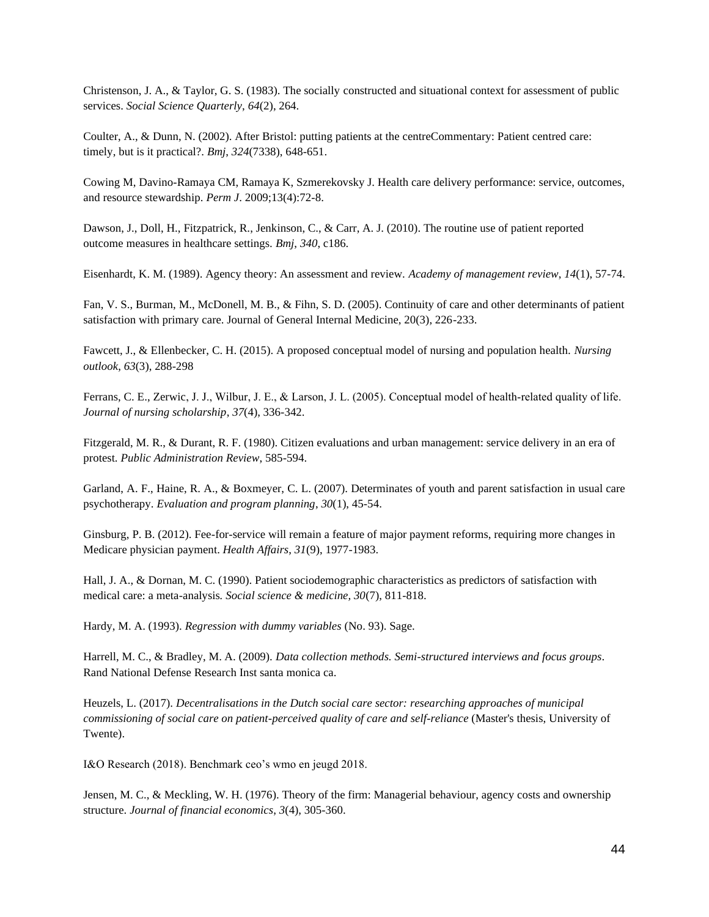Christenson, J. A., & Taylor, G. S. (1983). The socially constructed and situational context for assessment of public services. *Social Science Quarterly*, *64*(2), 264.

Coulter, A., & Dunn, N. (2002). After Bristol: putting patients at the centreCommentary: Patient centred care: timely, but is it practical?. *Bmj*, *324*(7338), 648-651.

Cowing M, Davino-Ramaya CM, Ramaya K, Szmerekovsky J. Health care delivery performance: service, outcomes, and resource stewardship. *Perm J*. 2009;13(4):72-8.

Dawson, J., Doll, H., Fitzpatrick, R., Jenkinson, C., & Carr, A. J. (2010). The routine use of patient reported outcome measures in healthcare settings. *Bmj*, *340*, c186.

Eisenhardt, K. M. (1989). Agency theory: An assessment and review. *Academy of management review*, *14*(1), 57-74.

Fan, V. S., Burman, M., McDonell, M. B., & Fihn, S. D. (2005). Continuity of care and other determinants of patient satisfaction with primary care. Journal of General Internal Medicine, 20(3), 226-233.

Fawcett, J., & Ellenbecker, C. H. (2015). A proposed conceptual model of nursing and population health. *Nursing outlook*, *63*(3), 288-298

Ferrans, C. E., Zerwic, J. J., Wilbur, J. E., & Larson, J. L. (2005). Conceptual model of health-related quality of life. *Journal of nursing scholarship*, *37*(4), 336-342.

Fitzgerald, M. R., & Durant, R. F. (1980). Citizen evaluations and urban management: service delivery in an era of protest. *Public Administration Review*, 585-594.

Garland, A. F., Haine, R. A., & Boxmeyer, C. L. (2007). Determinates of youth and parent satisfaction in usual care psychotherapy. *Evaluation and program planning*, *30*(1), 45-54.

Ginsburg, P. B. (2012). Fee-for-service will remain a feature of major payment reforms, requiring more changes in Medicare physician payment. *Health Affairs*, *31*(9), 1977-1983.

Hall, J. A., & Dornan, M. C. (1990). Patient sociodemographic characteristics as predictors of satisfaction with medical care: a meta-analysis. *Social science & medicine*, *30*(7), 811-818.

Hardy, M. A. (1993). *Regression with dummy variables* (No. 93). Sage.

Harrell, M. C., & Bradley, M. A. (2009). *Data collection methods. Semi-structured interviews and focus groups*. Rand National Defense Research Inst santa monica ca.

Heuzels, L. (2017). *Decentralisations in the Dutch social care sector: researching approaches of municipal commissioning of social care on patient-perceived quality of care and self-reliance* (Master's thesis, University of Twente).

I&O Research (2018). Benchmark ceo's wmo en jeugd 2018.

Jensen, M. C., & Meckling, W. H. (1976). Theory of the firm: Managerial behaviour, agency costs and ownership structure. *Journal of financial economics*, *3*(4), 305-360.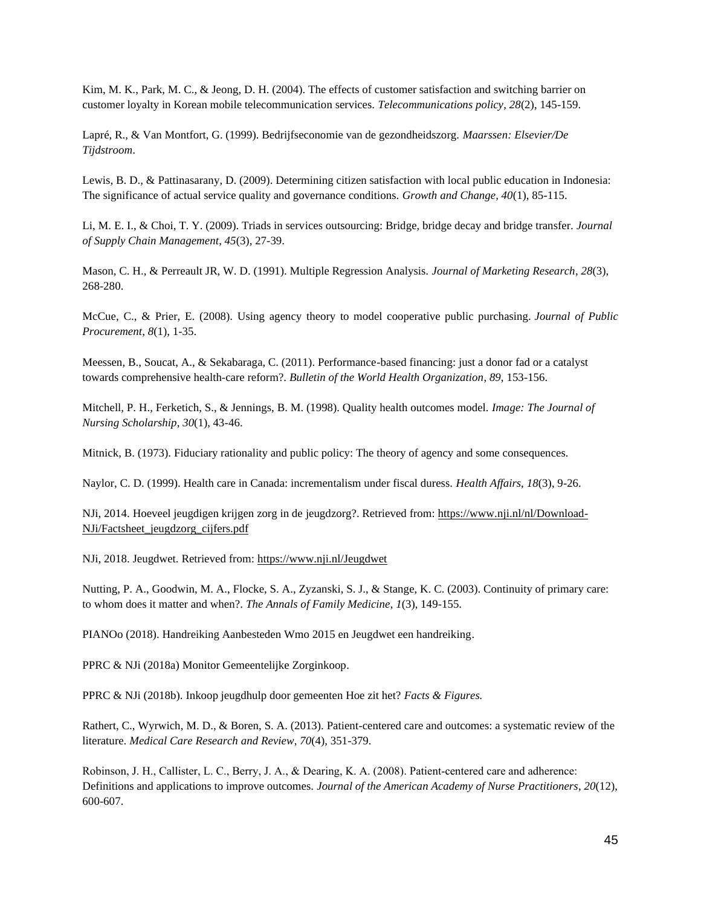Kim, M. K., Park, M. C., & Jeong, D. H. (2004). The effects of customer satisfaction and switching barrier on customer loyalty in Korean mobile telecommunication services. *Telecommunications policy*, *28*(2), 145-159.

Lapré, R., & Van Montfort, G. (1999). Bedrijfseconomie van de gezondheidszorg. *Maarssen: Elsevier/De Tijdstroom*.

Lewis, B. D., & Pattinasarany, D. (2009). Determining citizen satisfaction with local public education in Indonesia: The significance of actual service quality and governance conditions. *Growth and Change*, *40*(1), 85-115.

Li, M. E. I., & Choi, T. Y. (2009). Triads in services outsourcing: Bridge, bridge decay and bridge transfer. *Journal of Supply Chain Management*, *45*(3), 27-39.

Mason, C. H., & Perreault JR, W. D. (1991). Multiple Regression Analysis. *Journal of Marketing Research*, *28*(3), 268-280.

McCue, C., & Prier, E. (2008). Using agency theory to model cooperative public purchasing. *Journal of Public Procurement*, *8*(1), 1-35.

Meessen, B., Soucat, A., & Sekabaraga, C. (2011). Performance-based financing: just a donor fad or a catalyst towards comprehensive health-care reform?. *Bulletin of the World Health Organization*, *89*, 153-156.

Mitchell, P. H., Ferketich, S., & Jennings, B. M. (1998). Quality health outcomes model. *Image: The Journal of Nursing Scholarship*, *30*(1), 43-46.

Mitnick, B. (1973). Fiduciary rationality and public policy: The theory of agency and some consequences.

Naylor, C. D. (1999). Health care in Canada: incrementalism under fiscal duress. *Health Affairs*, *18*(3), 9-26.

NJi, 2014. Hoeveel jeugdigen krijgen zorg in de jeugdzorg?. Retrieved from: https://www.nji.nl/nl/Download-NJi/Factsheet_jeugdzorg_cijfers.pdf

NJi, 2018. Jeugdwet. Retrieved from: https://www.nji.nl/Jeugdwet

Nutting, P. A., Goodwin, M. A., Flocke, S. A., Zyzanski, S. J., & Stange, K. C. (2003). Continuity of primary care: to whom does it matter and when?. *The Annals of Family Medicine*, *1*(3), 149-155.

PIANOo (2018). Handreiking Aanbesteden Wmo 2015 en Jeugdwet een handreiking.

PPRC & NJi (2018a) Monitor Gemeentelijke Zorginkoop.

PPRC & NJi (2018b). Inkoop jeugdhulp door gemeenten Hoe zit het? *Facts & Figures.*

Rathert, C., Wyrwich, M. D., & Boren, S. A. (2013). Patient-centered care and outcomes: a systematic review of the literature. *Medical Care Research and Review*, *70*(4), 351-379.

Robinson, J. H., Callister, L. C., Berry, J. A., & Dearing, K. A. (2008). Patient-centered care and adherence: Definitions and applications to improve outcomes. *Journal of the American Academy of Nurse Practitioners*, *20*(12), 600-607.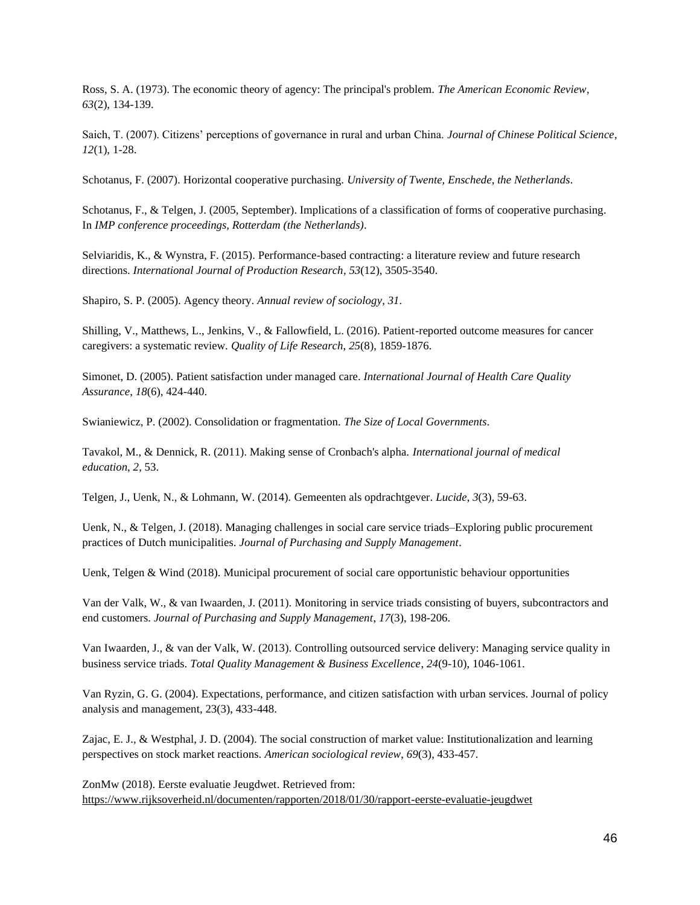Ross, S. A. (1973). The economic theory of agency: The principal's problem. *The American Economic Review*, *63*(2), 134-139.

Saich, T. (2007). Citizens' perceptions of governance in rural and urban China. *Journal of Chinese Political Science*, *12*(1), 1-28.

Schotanus, F. (2007). Horizontal cooperative purchasing. *University of Twente, Enschede, the Netherlands*.

Schotanus, F., & Telgen, J. (2005, September). Implications of a classification of forms of cooperative purchasing. In *IMP conference proceedings, Rotterdam (the Netherlands)*.

Selviaridis, K., & Wynstra, F. (2015). Performance-based contracting: a literature review and future research directions. *International Journal of Production Research*, *53*(12), 3505-3540.

Shapiro, S. P. (2005). Agency theory. *Annual review of sociology*, *31*.

Shilling, V., Matthews, L., Jenkins, V., & Fallowfield, L. (2016). Patient-reported outcome measures for cancer caregivers: a systematic review. *Quality of Life Research*, *25*(8), 1859-1876.

Simonet, D. (2005). Patient satisfaction under managed care. *International Journal of Health Care Quality Assurance*, *18*(6), 424-440.

Swianiewicz, P. (2002). Consolidation or fragmentation. *The Size of Local Governments*.

Tavakol, M., & Dennick, R. (2011). Making sense of Cronbach's alpha. *International journal of medical education*, *2*, 53.

Telgen, J., Uenk, N., & Lohmann, W. (2014). Gemeenten als opdrachtgever. *Lucide*, *3*(3), 59-63.

Uenk, N., & Telgen, J. (2018). Managing challenges in social care service triads–Exploring public procurement practices of Dutch municipalities. *Journal of Purchasing and Supply Management*.

Uenk, Telgen & Wind (2018). Municipal procurement of social care opportunistic behaviour opportunities

Van der Valk, W., & van Iwaarden, J. (2011). Monitoring in service triads consisting of buyers, subcontractors and end customers. *Journal of Purchasing and Supply Management*, *17*(3), 198-206.

Van Iwaarden, J., & van der Valk, W. (2013). Controlling outsourced service delivery: Managing service quality in business service triads. *Total Quality Management & Business Excellence*, *24*(9-10), 1046-1061.

Van Ryzin, G. G. (2004). Expectations, performance, and citizen satisfaction with urban services. Journal of policy analysis and management, 23(3), 433-448.

Zajac, E. J., & Westphal, J. D. (2004). The social construction of market value: Institutionalization and learning perspectives on stock market reactions. *American sociological review*, *69*(3), 433-457.

ZonMw (2018). Eerste evaluatie Jeugdwet. Retrieved from: https://www.rijksoverheid.nl/documenten/rapporten/2018/01/30/rapport-eerste-evaluatie-jeugdwet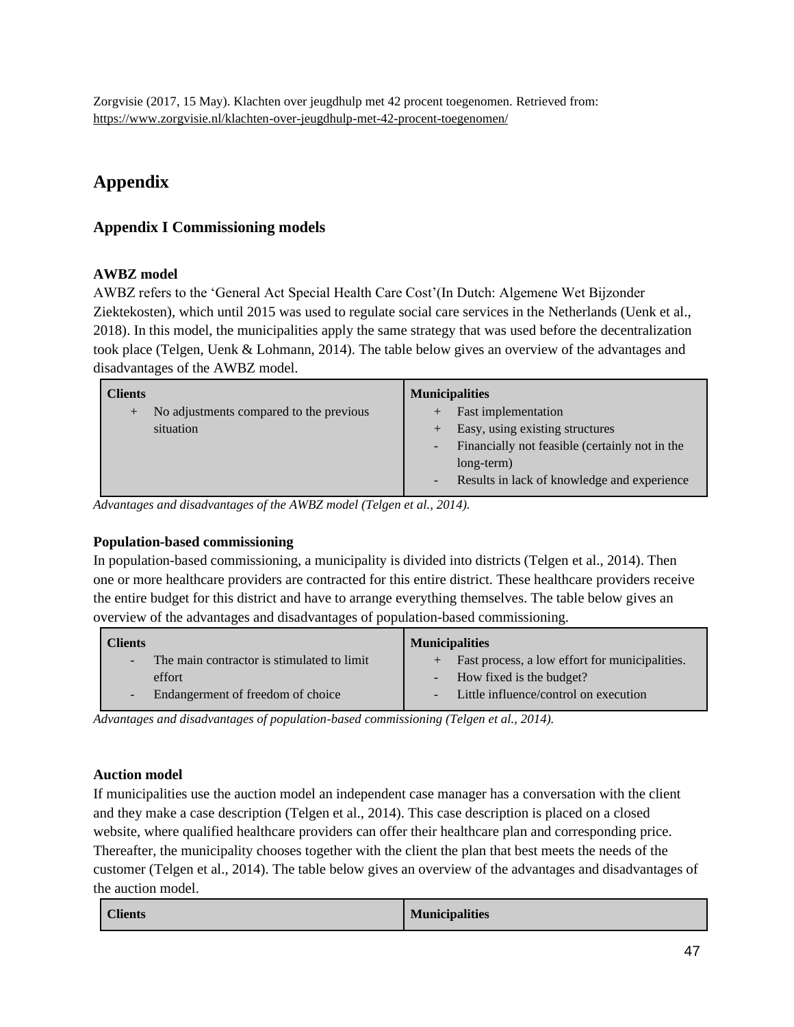Zorgvisie (2017, 15 May). Klachten over jeugdhulp met 42 procent toegenomen. Retrieved from: https://www.zorgvisie.nl/klachten-over-jeugdhulp-met-42-procent-toegenomen/

# Appendix

## Appendix I Commissioning models

### AWBZ model

AWBZ refers to the 'General Act Special Health Care Cost'(In Dutch: Algemene Wet Bijzonder Ziektekosten), which until 2015 was used to regulate social care services in the Netherlands (Uenk et al., 2018). In this model, the municipalities apply the same strategy that was used before the decentralization took place (Telgen, Uenk & Lohmann, 2014). The table below gives an overview of the advantages and disadvantages of the AWBZ model.

| Clients | Municipalities |
|---|---|
| + No adjustments compared to the previous situation | + Fast implementation<br>+ Easy, using existing structures<br>- Financially not feasible (certainly not in the long-term)<br>- Results in lack of knowledge and experience |

*Advantages and disadvantages of the AWBZ model (Telgen et al., 2014).*

### Population-based commissioning

In population-based commissioning, a municipality is divided into districts (Telgen et al., 2014). Then one or more healthcare providers are contracted for this entire district. These healthcare providers receive the entire budget for this district and have to arrange everything themselves. The table below gives an overview of the advantages and disadvantages of population-based commissioning.

| Clients | Municipalities |
|---|---|
| - The main contractor is stimulated to limit effort<br>- Endangerment of freedom of choice | + Fast process, a low effort for municipalities.<br>- How fixed is the budget?<br>- Little influence/control on execution |

*Advantages and disadvantages of population-based commissioning (Telgen et al., 2014).*

### Auction model

If municipalities use the auction model an independent case manager has a conversation with the client and they make a case description (Telgen et al., 2014). This case description is placed on a closed website, where qualified healthcare providers can offer their healthcare plan and corresponding price. Thereafter, the municipality chooses together with the client the plan that best meets the needs of the customer (Telgen et al., 2014). The table below gives an overview of the advantages and disadvantages of the auction model.

| Clients | Municipalities |
|---|---|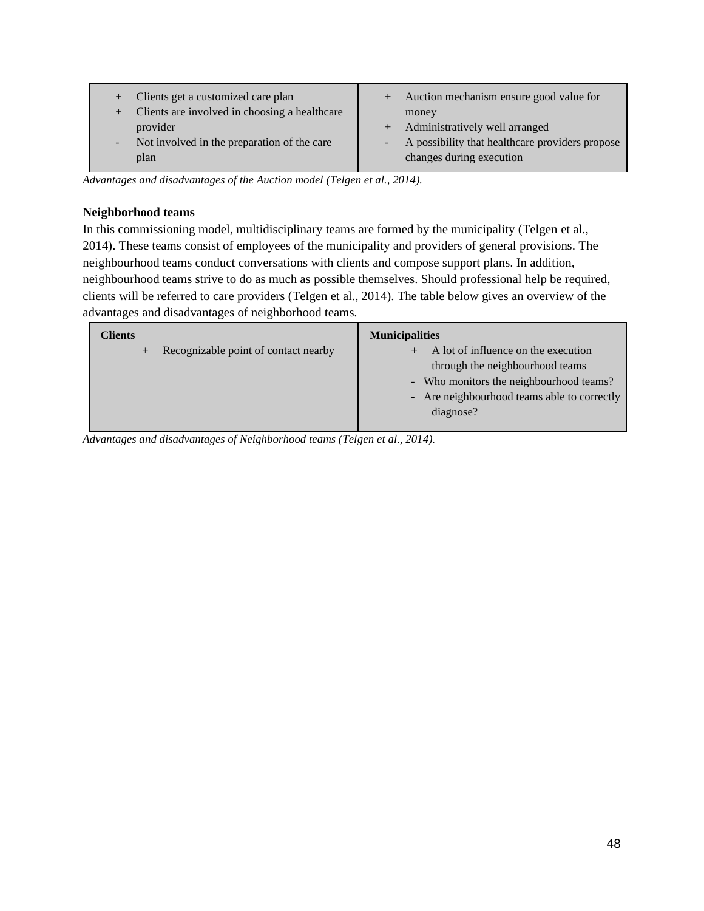| | |
|---|---|
| + Clients get a customized care plan<br>+ Clients are involved in choosing a healthcare provider<br>- Not involved in the preparation of the care plan | + Auction mechanism ensure good value for money<br>+ Administratively well arranged<br>- A possibility that healthcare providers propose changes during execution |

*Advantages and disadvantages of the Auction model (Telgen et al., 2014).*

**Neighborhood teams**

In this commissioning model, multidisciplinary teams are formed by the municipality (Telgen et al., 2014). These teams consist of employees of the municipality and providers of general provisions. The neighbourhood teams conduct conversations with clients and compose support plans. In addition, neighbourhood teams strive to do as much as possible themselves. Should professional help be required, clients will be referred to care providers (Telgen et al., 2014). The table below gives an overview of the advantages and disadvantages of neighborhood teams.

| **Clients** | **Municipalities** |
|---|---|
| + Recognizable point of contact nearby | + A lot of influence on the execution through the neighbourhood teams<br>- Who monitors the neighbourhood teams?<br>- Are neighbourhood teams able to correctly diagnose? |

*Advantages and disadvantages of Neighborhood teams (Telgen et al., 2014).*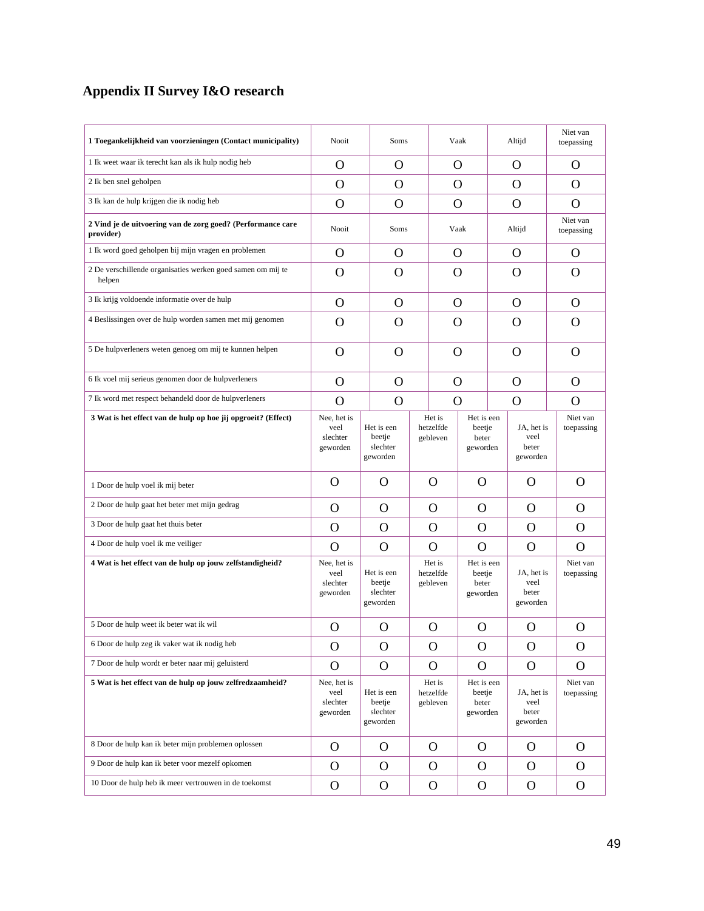## Appendix II Survey I&O research

| 1 Toegankelijkheid van voorzieningen (Contact municipality) | Nooit | Soms | Vaak | Altijd | Niet van toepassing |
|---|---|---|---|---|---|
| 1 Ik weet waar ik terecht kan als ik hulp nodig heb | O | O | O | O | O |
| 2 Ik ben snel geholpen | O | O | O | O | O |
| 3 Ik kan de hulp krijgen die ik nodig heb | O | O | O | O | O |

| 2 Vind je de uitvoering van de zorg goed? (Performance care provider) | Nooit | Soms | Vaak | Altijd | Niet van toepassing |
|---|---|---|---|---|---|
| 1 Ik word goed geholpen bij mijn vragen en problemen | O | O | O | O | O |
| 2 De verschillende organisaties werken goed samen om mij te helpen | O | O | O | O | O |
| 3 Ik krijg voldoende informatie over de hulp | O | O | O | O | O |
| 4 Beslissingen over de hulp worden samen met mij genomen | O | O | O | O | O |
| 5 De hulpverleners weten genoeg om mij te kunnen helpen | O | O | O | O | O |
| 6 Ik voel mij serieus genomen door de hulpverleners | O | O | O | O | O |
| 7 Ik word met respect behandeld door de hulpverleners | O | O | O | O | O |

| 3 Wat is het effect van de hulp op hoe jij opgroeit? (Effect) | Nee, het is veel slechter geworden | Het is een beetje slechter geworden | Het is hetzelfde gebleven | Het is een beetje beter geworden | JA, het is veel beter geworden | Niet van toepassing |
|---|---|---|---|---|---|---|
| 1 Door de hulp voel ik mij beter | O | O | O | O | O | O |
| 2 Door de hulp gaat het beter met mijn gedrag | O | O | O | O | O | O |
| 3 Door de hulp gaat het thuis beter | O | O | O | O | O | O |
| 4 Door de hulp voel ik me veiliger | O | O | O | O | O | O |

| 4 Wat is het effect van de hulp op jouw zelfstandigheid? | Nee, het is veel slechter geworden | Het is een beetje slechter geworden | Het is hetzelfde gebleven | Het is een beetje beter geworden | JA, het is veel beter geworden | Niet van toepassing |
|---|---|---|---|---|---|---|
| 5 Door de hulp weet ik beter wat ik wil | O | O | O | O | O | O |
| 6 Door de hulp zeg ik vaker wat ik nodig heb | O | O | O | O | O | O |
| 7 Door de hulp wordt er beter naar mij geluisterd | O | O | O | O | O | O |

| 5 Wat is het effect van de hulp op jouw zelfredzaamheid? | Nee, het is veel slechter geworden | Het is een beetje slechter geworden | Het is hetzelfde gebleven | Het is een beetje beter geworden | JA, het is veel beter geworden | Niet van toepassing |
|---|---|---|---|---|---|---|
| 8 Door de hulp kan ik beter mijn problemen oplossen | O | O | O | O | O | O |
| 9 Door de hulp kan ik beter voor mezelf opkomen | O | O | O | O | O | O |
| 10 Door de hulp heb ik meer vertrouwen in de toekomst | O | O | O | O | O | O |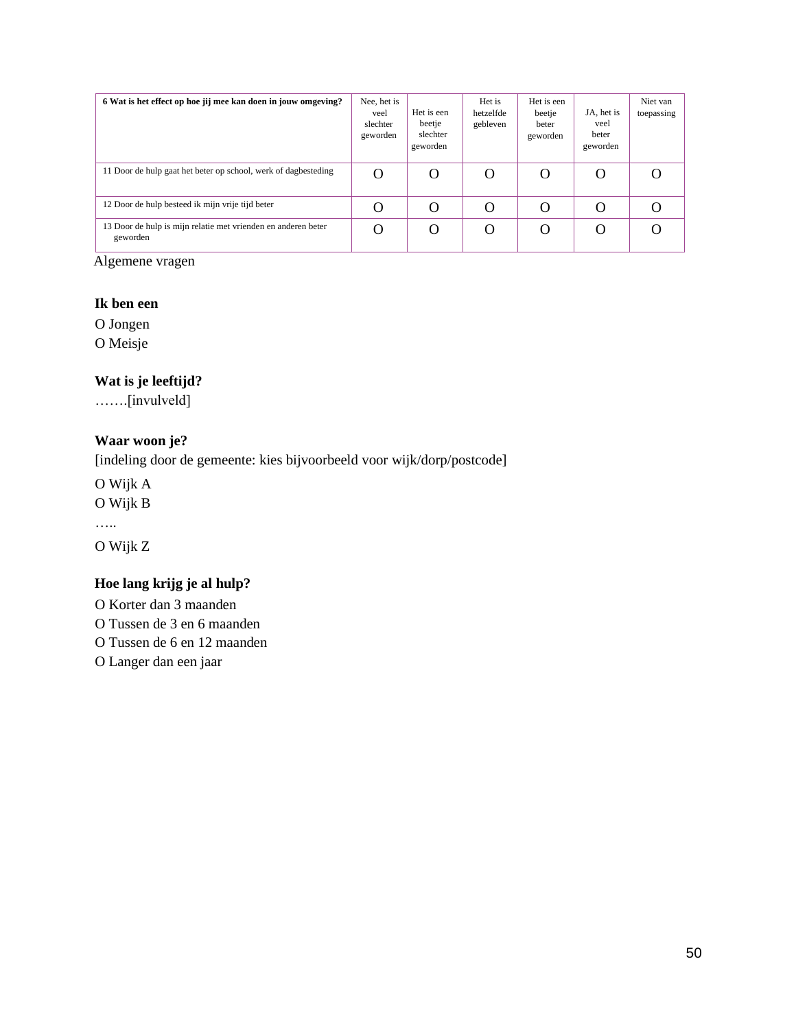| **6 Wat is het effect op hoe jij mee kan doen in jouw omgeving?** | Nee, het is veel slechter geworden | Het is een beetje slechter geworden | Het is hetzelfde gebleven | Het is een beetje beter geworden | JA, het is veel beter geworden | Niet van toepassing |
|---|---|---|---|---|---|---|
| 11 Door de hulp gaat het beter op school, werk of dagbesteding | O | O | O | O | O | O |
| 12 Door de hulp besteed ik mijn vrije tijd beter | O | O | O | O | O | O |
| 13 Door de hulp is mijn relatie met vrienden en anderen beter geworden | O | O | O | O | O | O |

Algemene vragen

**Ik ben een**

O Jongen
O Meisje

**Wat is je leeftijd?**

…….[invulveld]

**Waar woon je?**

[indeling door de gemeente: kies bijvoorbeeld voor wijk/dorp/postcode]

O Wijk A
O Wijk B
…..
O Wijk Z

**Hoe lang krijg je al hulp?**

O Korter dan 3 maanden
O Tussen de 3 en 6 maanden
O Tussen de 6 en 12 maanden
O Langer dan een jaar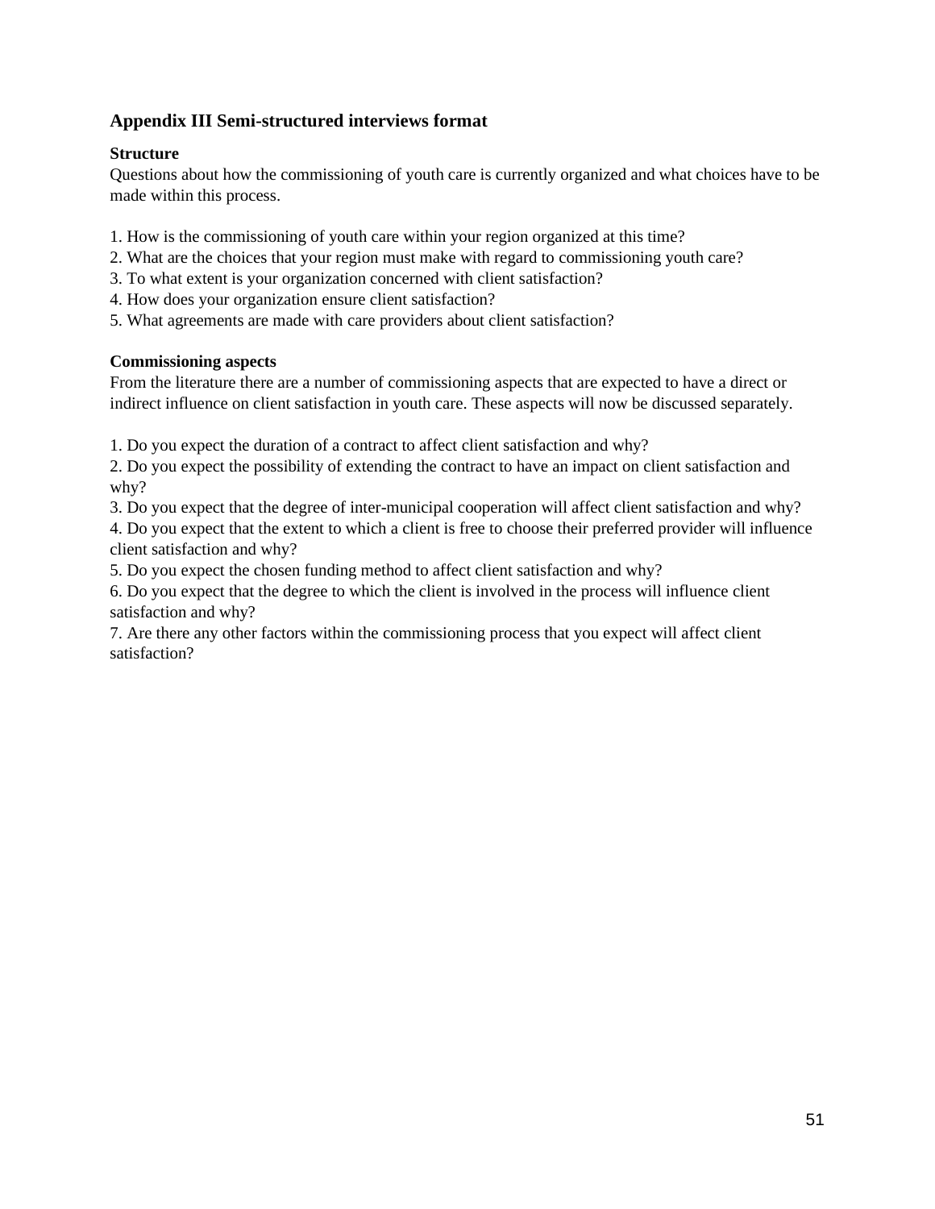## Appendix III Semi-structured interviews format

**Structure**

Questions about how the commissioning of youth care is currently organized and what choices have to be made within this process.

1. How is the commissioning of youth care within your region organized at this time?
2. What are the choices that your region must make with regard to commissioning youth care?
3. To what extent is your organization concerned with client satisfaction?
4. How does your organization ensure client satisfaction?
5. What agreements are made with care providers about client satisfaction?

**Commissioning aspects**

From the literature there are a number of commissioning aspects that are expected to have a direct or indirect influence on client satisfaction in youth care. These aspects will now be discussed separately.

1. Do you expect the duration of a contract to affect client satisfaction and why?
2. Do you expect the possibility of extending the contract to have an impact on client satisfaction and why?
3. Do you expect that the degree of inter-municipal cooperation will affect client satisfaction and why?
4. Do you expect that the extent to which a client is free to choose their preferred provider will influence client satisfaction and why?
5. Do you expect the chosen funding method to affect client satisfaction and why?
6. Do you expect that the degree to which the client is involved in the process will influence client satisfaction and why?
7. Are there any other factors within the commissioning process that you expect will affect client satisfaction?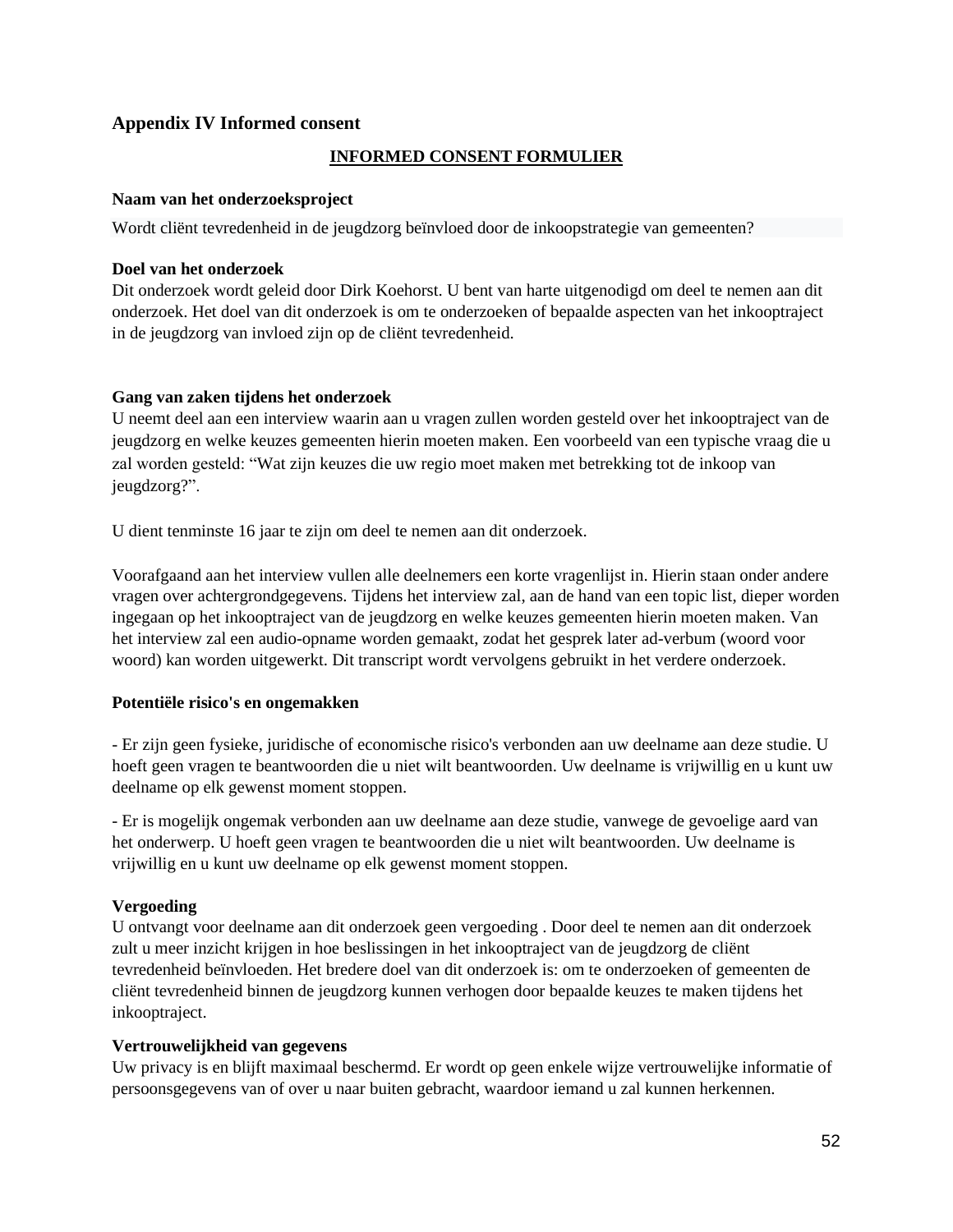## Appendix IV Informed consent

**INFORMED CONSENT FORMULIER**

**Naam van het onderzoeksproject**

Wordt cliënt tevredenheid in de jeugdzorg beïnvloed door de inkoopstrategie van gemeenten?

**Doel van het onderzoek**
Dit onderzoek wordt geleid door Dirk Koehorst. U bent van harte uitgenodigd om deel te nemen aan dit onderzoek. Het doel van dit onderzoek is om te onderzoeken of bepaalde aspecten van het inkooptraject in de jeugdzorg van invloed zijn op de cliënt tevredenheid.

**Gang van zaken tijdens het onderzoek**
U neemt deel aan een interview waarin aan u vragen zullen worden gesteld over het inkooptraject van de jeugdzorg en welke keuzes gemeenten hierin moeten maken. Een voorbeeld van een typische vraag die u zal worden gesteld: "Wat zijn keuzes die uw regio moet maken met betrekking tot de inkoop van jeugdzorg?".

U dient tenminste 16 jaar te zijn om deel te nemen aan dit onderzoek.

Voorafgaand aan het interview vullen alle deelnemers een korte vragenlijst in. Hierin staan onder andere vragen over achtergrondgegevens. Tijdens het interview zal, aan de hand van een topic list, dieper worden ingegaan op het inkooptraject van de jeugdzorg en welke keuzes gemeenten hierin moeten maken. Van het interview zal een audio-opname worden gemaakt, zodat het gesprek later ad-verbum (woord voor woord) kan worden uitgewerkt. Dit transcript wordt vervolgens gebruikt in het verdere onderzoek.

**Potentiële risico's en ongemakken**

- Er zijn geen fysieke, juridische of economische risico's verbonden aan uw deelname aan deze studie. U hoeft geen vragen te beantwoorden die u niet wilt beantwoorden. Uw deelname is vrijwillig en u kunt uw deelname op elk gewenst moment stoppen.

- Er is mogelijk ongemak verbonden aan uw deelname aan deze studie, vanwege de gevoelige aard van het onderwerp. U hoeft geen vragen te beantwoorden die u niet wilt beantwoorden. Uw deelname is vrijwillig en u kunt uw deelname op elk gewenst moment stoppen.

**Vergoeding**
U ontvangt voor deelname aan dit onderzoek geen vergoeding . Door deel te nemen aan dit onderzoek zult u meer inzicht krijgen in hoe beslissingen in het inkooptraject van de jeugdzorg de cliënt tevredenheid beïnvloeden. Het bredere doel van dit onderzoek is: om te onderzoeken of gemeenten de cliënt tevredenheid binnen de jeugdzorg kunnen verhogen door bepaalde keuzes te maken tijdens het inkooptraject.

**Vertrouwelijkheid van gegevens**
Uw privacy is en blijft maximaal beschermd. Er wordt op geen enkele wijze vertrouwelijke informatie of persoonsgegevens van of over u naar buiten gebracht, waardoor iemand u zal kunnen herkennen.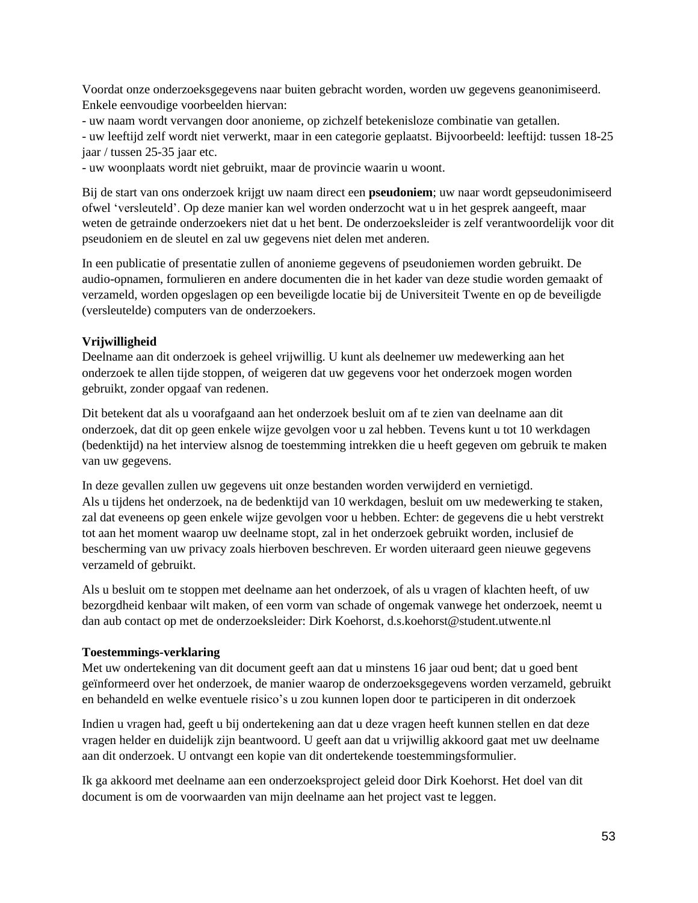Voordat onze onderzoeksgegevens naar buiten gebracht worden, worden uw gegevens geanonimiseerd. Enkele eenvoudige voorbeelden hiervan:
- uw naam wordt vervangen door anonieme, op zichzelf betekenisloze combinatie van getallen.
- uw leeftijd zelf wordt niet verwerkt, maar in een categorie geplaatst. Bijvoorbeeld: leeftijd: tussen 18-25 jaar / tussen 25-35 jaar etc.
- uw woonplaats wordt niet gebruikt, maar de provincie waarin u woont.

Bij de start van ons onderzoek krijgt uw naam direct een **pseudoniem**; uw naar wordt gepseudonimiseerd ofwel 'versleuteld'. Op deze manier kan wel worden onderzocht wat u in het gesprek aangeeft, maar weten de getrainde onderzoekers niet dat u het bent. De onderzoeksleider is zelf verantwoordelijk voor dit pseudoniem en de sleutel en zal uw gegevens niet delen met anderen.

In een publicatie of presentatie zullen of anonieme gegevens of pseudoniemen worden gebruikt. De audio-opnamen, formulieren en andere documenten die in het kader van deze studie worden gemaakt of verzameld, worden opgeslagen op een beveiligde locatie bij de Universiteit Twente en op de beveiligde (versleutelde) computers van de onderzoekers.

**Vrijwilligheid**
Deelname aan dit onderzoek is geheel vrijwillig. U kunt als deelnemer uw medewerking aan het onderzoek te allen tijde stoppen, of weigeren dat uw gegevens voor het onderzoek mogen worden gebruikt, zonder opgaaf van redenen.

Dit betekent dat als u voorafgaand aan het onderzoek besluit om af te zien van deelname aan dit onderzoek, dat dit op geen enkele wijze gevolgen voor u zal hebben. Tevens kunt u tot 10 werkdagen (bedenktijd) na het interview alsnog de toestemming intrekken die u heeft gegeven om gebruik te maken van uw gegevens.

In deze gevallen zullen uw gegevens uit onze bestanden worden verwijderd en vernietigd.
Als u tijdens het onderzoek, na de bedenktijd van 10 werkdagen, besluit om uw medewerking te staken, zal dat eveneens op geen enkele wijze gevolgen voor u hebben. Echter: de gegevens die u hebt verstrekt tot aan het moment waarop uw deelname stopt, zal in het onderzoek gebruikt worden, inclusief de bescherming van uw privacy zoals hierboven beschreven. Er worden uiteraard geen nieuwe gegevens verzameld of gebruikt.

Als u besluit om te stoppen met deelname aan het onderzoek, of als u vragen of klachten heeft, of uw bezorgdheid kenbaar wilt maken, of een vorm van schade of ongemak vanwege het onderzoek, neemt u dan aub contact op met de onderzoeksleider: Dirk Koehorst, d.s.koehorst@student.utwente.nl

**Toestemmings-verklaring**
Met uw ondertekening van dit document geeft aan dat u minstens 16 jaar oud bent; dat u goed bent geïnformeerd over het onderzoek, de manier waarop de onderzoeksgegevens worden verzameld, gebruikt en behandeld en welke eventuele risico's u zou kunnen lopen door te participeren in dit onderzoek

Indien u vragen had, geeft u bij ondertekening aan dat u deze vragen heeft kunnen stellen en dat deze vragen helder en duidelijk zijn beantwoord. U geeft aan dat u vrijwillig akkoord gaat met uw deelname aan dit onderzoek. U ontvangt een kopie van dit ondertekende toestemmingsformulier.

Ik ga akkoord met deelname aan een onderzoeksproject geleid door Dirk Koehorst. Het doel van dit document is om de voorwaarden van mijn deelname aan het project vast te leggen.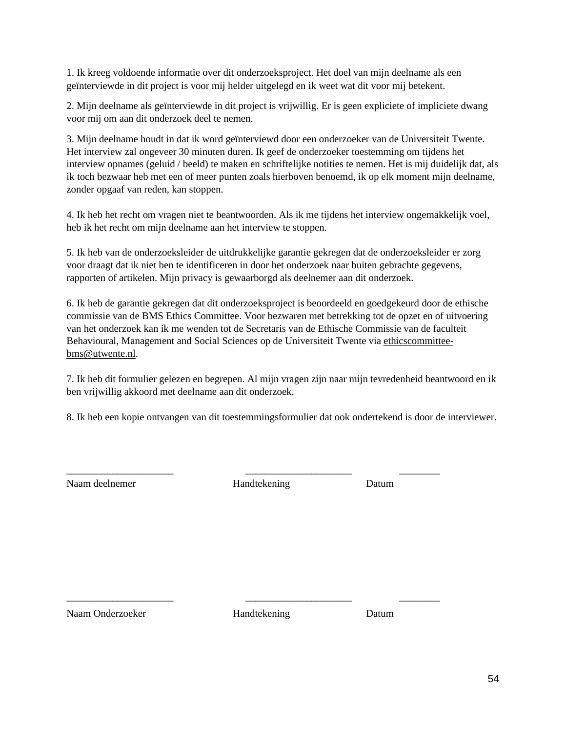1. Ik kreeg voldoende informatie over dit onderzoeksproject. Het doel van mijn deelname als een geïnterviewde in dit project is voor mij helder uitgelegd en ik weet wat dit voor mij betekent.

2. Mijn deelname als geïnterviewde in dit project is vrijwillig. Er is geen expliciete of impliciete dwang voor mij om aan dit onderzoek deel te nemen.

3. Mijn deelname houdt in dat ik word geïnterviewd door een onderzoeker van de Universiteit Twente. Het interview zal ongeveer 30 minuten duren. Ik geef de onderzoeker toestemming om tijdens het interview opnames (geluid / beeld) te maken en schriftelijke notities te nemen. Het is mij duidelijk dat, als ik toch bezwaar heb met een of meer punten zoals hierboven benoemd, ik op elk moment mijn deelname, zonder opgaaf van reden, kan stoppen.

4. Ik heb het recht om vragen niet te beantwoorden. Als ik me tijdens het interview ongemakkelijk voel, heb ik het recht om mijn deelname aan het interview te stoppen.

5. Ik heb van de onderzoeksleider de uitdrukkelijke garantie gekregen dat de onderzoeksleider er zorg voor draagt dat ik niet ben te identificeren in door het onderzoek naar buiten gebrachte gegevens, rapporten of artikelen. Mijn privacy is gewaarborgd als deelnemer aan dit onderzoek.

6. Ik heb de garantie gekregen dat dit onderzoeksproject is beoordeeld en goedgekeurd door de ethische commissie van de BMS Ethics Committee. Voor bezwaren met betrekking tot de opzet en of uitvoering van het onderzoek kan ik me wenden tot de Secretaris van de Ethische Commissie van de faculteit Behavioural, Management and Social Sciences op de Universiteit Twente via ethicscommittee-bms@utwente.nl.

7. Ik heb dit formulier gelezen en begrepen. Al mijn vragen zijn naar mijn tevredenheid beantwoord en ik ben vrijwillig akkoord met deelname aan dit onderzoek.

8. Ik heb een kopie ontvangen van dit toestemmingsformulier dat ook ondertekend is door de interviewer.

____________________ ____________________ ________

Naam deelnemer Handtekening Datum

____________________ ____________________ ________

Naam Onderzoeker Handtekening Datum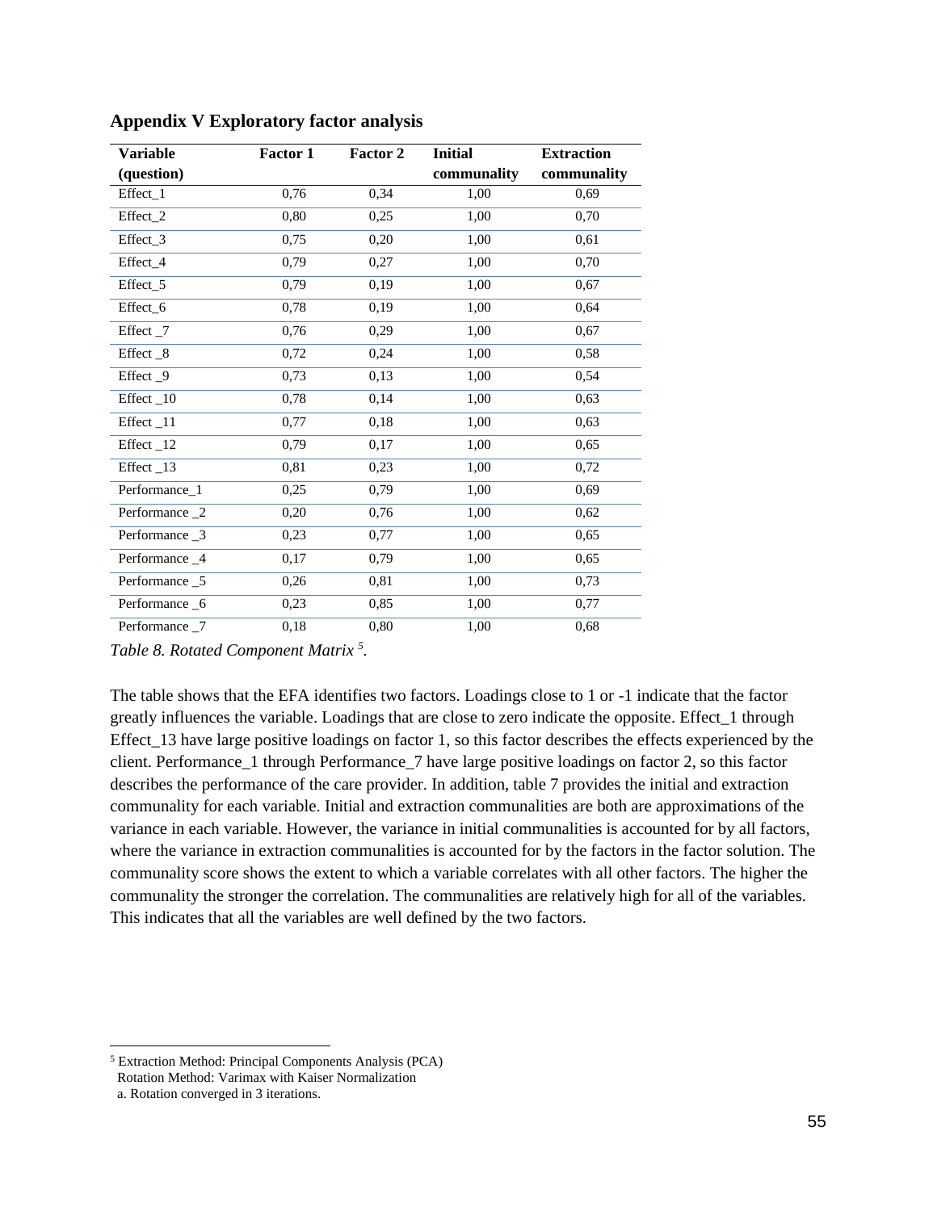## Appendix V Exploratory factor analysis

| Variable (question) | Factor 1 | Factor 2 | Initial communality | Extraction communality |
|---|---|---|---|---|
| Effect_1 | 0,76 | 0,34 | 1,00 | 0,69 |
| Effect_2 | 0,80 | 0,25 | 1,00 | 0,70 |
| Effect_3 | 0,75 | 0,20 | 1,00 | 0,61 |
| Effect_4 | 0,79 | 0,27 | 1,00 | 0,70 |
| Effect_5 | 0,79 | 0,19 | 1,00 | 0,67 |
| Effect_6 | 0,78 | 0,19 | 1,00 | 0,64 |
| Effect _7 | 0,76 | 0,29 | 1,00 | 0,67 |
| Effect _8 | 0,72 | 0,24 | 1,00 | 0,58 |
| Effect _9 | 0,73 | 0,13 | 1,00 | 0,54 |
| Effect _10 | 0,78 | 0,14 | 1,00 | 0,63 |
| Effect _11 | 0,77 | 0,18 | 1,00 | 0,63 |
| Effect _12 | 0,79 | 0,17 | 1,00 | 0,65 |
| Effect _13 | 0,81 | 0,23 | 1,00 | 0,72 |
| Performance_1 | 0,25 | 0,79 | 1,00 | 0,69 |
| Performance _2 | 0,20 | 0,76 | 1,00 | 0,62 |
| Performance _3 | 0,23 | 0,77 | 1,00 | 0,65 |
| Performance _4 | 0,17 | 0,79 | 1,00 | 0,65 |
| Performance _5 | 0,26 | 0,81 | 1,00 | 0,73 |
| Performance _6 | 0,23 | 0,85 | 1,00 | 0,77 |
| Performance _7 | 0,18 | 0,80 | 1,00 | 0,68 |

*Table 8. Rotated Component Matrix [5].*

The table shows that the EFA identifies two factors. Loadings close to 1 or -1 indicate that the factor greatly influences the variable. Loadings that are close to zero indicate the opposite. Effect_1 through Effect_13 have large positive loadings on factor 1, so this factor describes the effects experienced by the client. Performance_1 through Performance_7 have large positive loadings on factor 2, so this factor describes the performance of the care provider. In addition, table 7 provides the initial and extraction communality for each variable. Initial and extraction communalities are both are approximations of the variance in each variable. However, the variance in initial communalities is accounted for by all factors, where the variance in extraction communalities is accounted for by the factors in the factor solution. The communality score shows the extent to which a variable correlates with all other factors. The higher the communality the stronger the correlation. The communalities are relatively high for all of the variables. This indicates that all the variables are well defined by the two factors.

[5] Extraction Method: Principal Components Analysis (PCA)
Rotation Method: Varimax with Kaiser Normalization
a. Rotation converged in 3 iterations.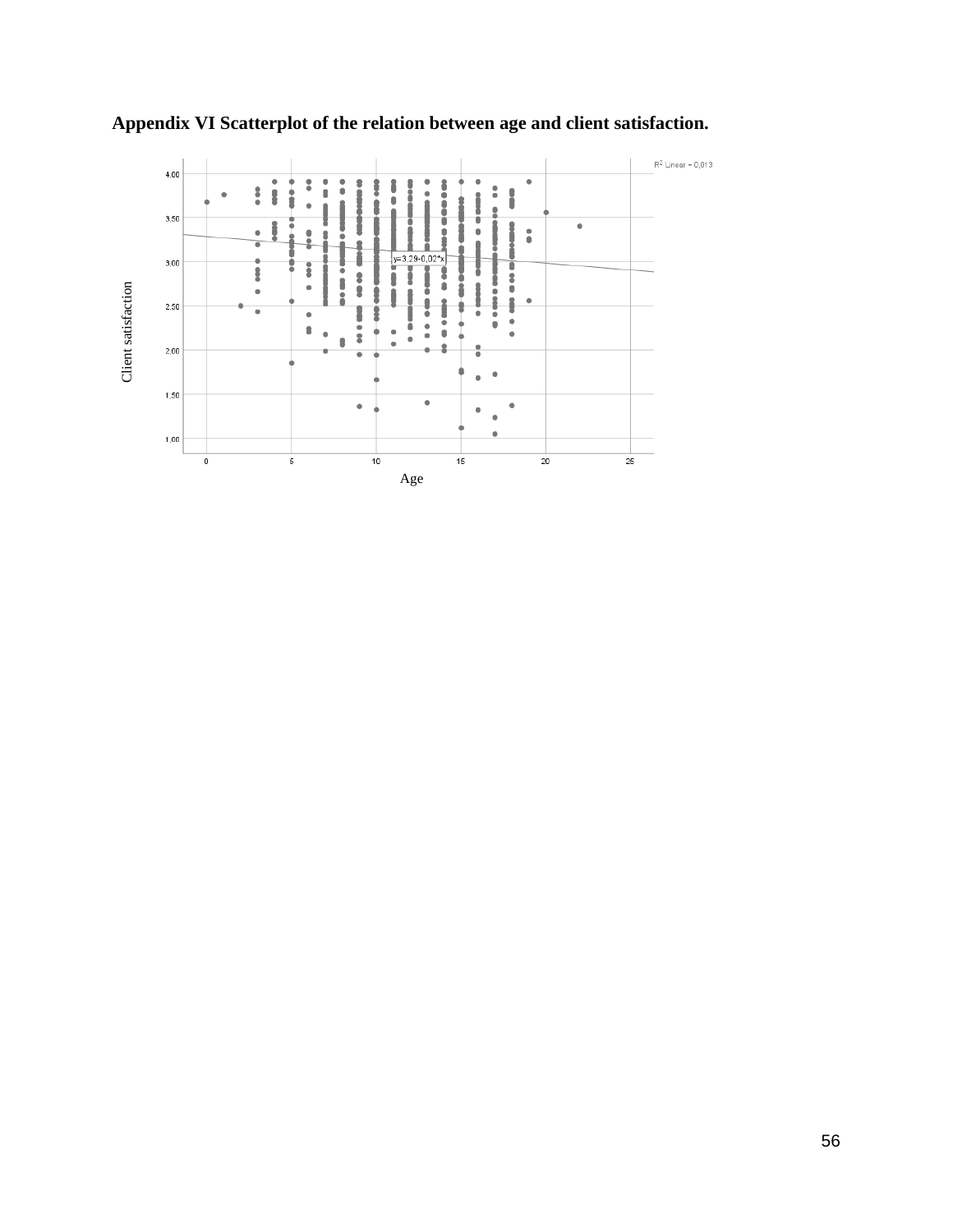**Appendix VI Scatterplot of the relation between age and client satisfaction.**

$R^2$ Linear = 0,013

y=3,29-0,02*x

Client satisfaction

4,00
3,50
3,00
2,50
2,00
1,50
1,00

0
5
10
15
20
25

Age